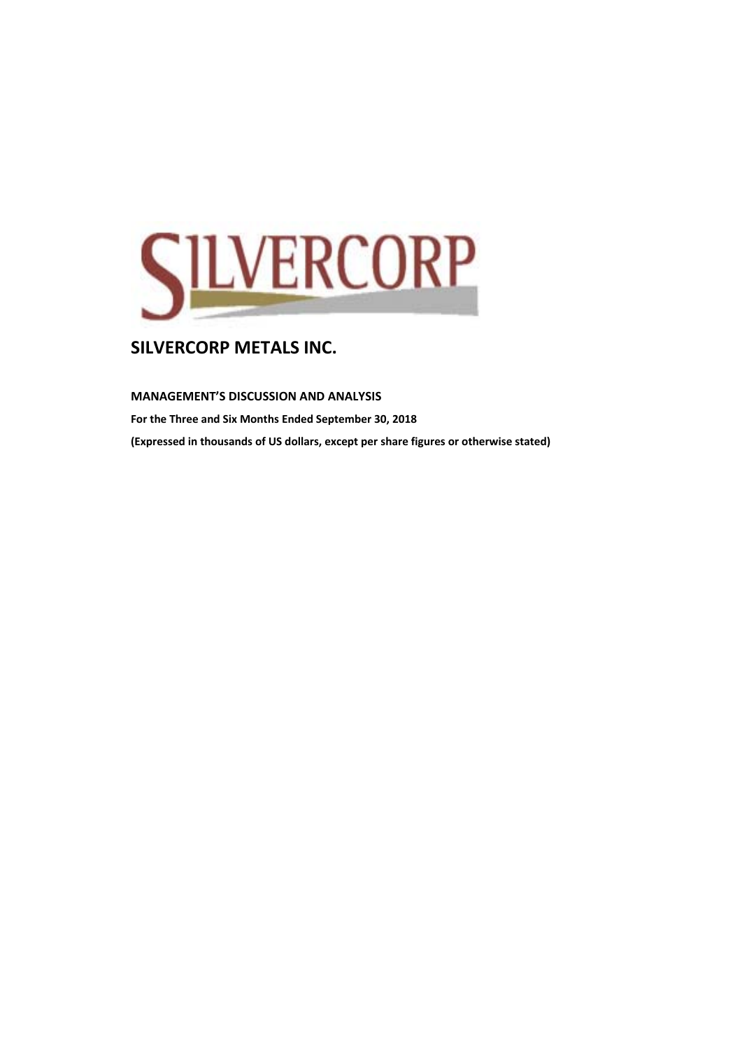SILVERCORP

# SILVERCORP METALS INC.

**MANAGEMENT'S DISCUSSION AND ANALYSIS**

**For the Three and Six Months Ended September 30, 2018**

**(Expressed in thousands of US dollars, except per share figures or otherwise stated)**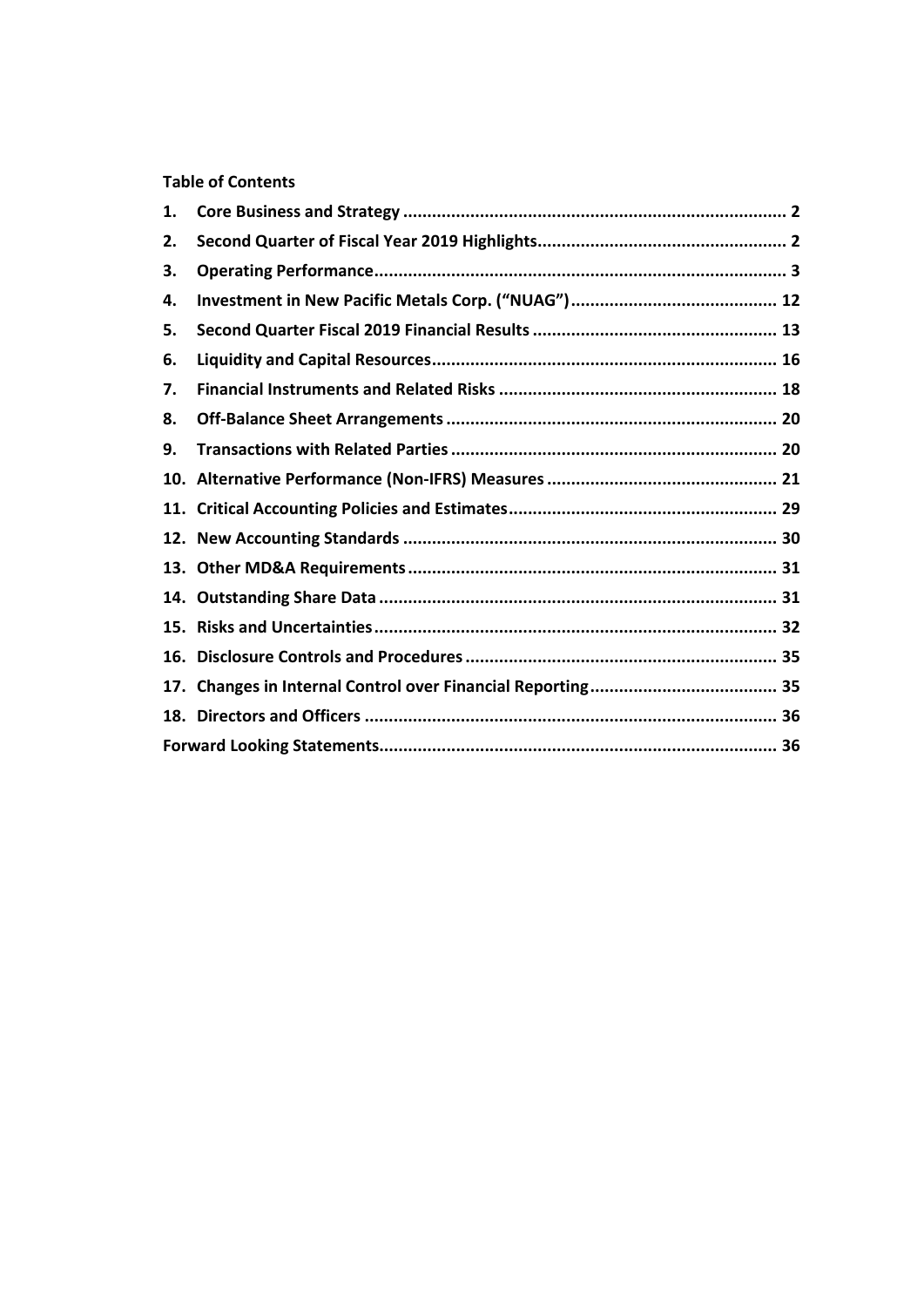**Table of Contents**

| | | |
|---|---|---|
| 1. | Core Business and Strategy | 2 |
| 2. | Second Quarter of Fiscal Year 2019 Highlights | 2 |
| 3. | Operating Performance | 3 |
| 4. | Investment in New Pacific Metals Corp. ("NUAG") | 12 |
| 5. | Second Quarter Fiscal 2019 Financial Results | 13 |
| 6. | Liquidity and Capital Resources | 16 |
| 7. | Financial Instruments and Related Risks | 18 |
| 8. | Off-Balance Sheet Arrangements | 20 |
| 9. | Transactions with Related Parties | 20 |
| 10. | Alternative Performance (Non-IFRS) Measures | 21 |
| 11. | Critical Accounting Policies and Estimates | 29 |
| 12. | New Accounting Standards | 30 |
| 13. | Other MD&A Requirements | 31 |
| 14. | Outstanding Share Data | 31 |
| 15. | Risks and Uncertainties | 32 |
| 16. | Disclosure Controls and Procedures | 35 |
| 17. | Changes in Internal Control over Financial Reporting | 35 |
| 18. | Directors and Officers | 36 |
| | Forward Looking Statements | 36 |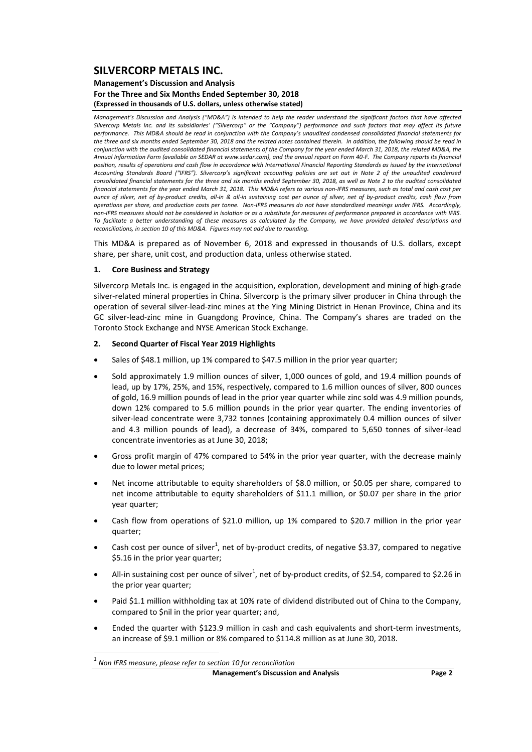# SILVERCORP METALS INC.

**Management's Discussion and Analysis**
**For the Three and Six Months Ended September 30, 2018**
**(Expressed in thousands of U.S. dollars, unless otherwise stated)**

*Management's Discussion and Analysis ("MD&A") is intended to help the reader understand the significant factors that have affected Silvercorp Metals Inc. and its subsidiaries' ("Silvercorp" or the "Company") performance and such factors that may affect its future performance. This MD&A should be read in conjunction with the Company's unaudited condensed consolidated financial statements for the three and six months ended September 30, 2018 and the related notes contained therein. In addition, the following should be read in conjunction with the audited consolidated financial statements of the Company for the year ended March 31, 2018, the related MD&A, the Annual Information Form (available on SEDAR at www.sedar.com), and the annual report on Form 40-F. The Company reports its financial position, results of operations and cash flow in accordance with International Financial Reporting Standards as issued by the International Accounting Standards Board ("IFRS"). Silvercorp's significant accounting policies are set out in Note 2 of the unaudited condensed consolidated financial statements for the three and six months ended September 30, 2018, as well as Note 2 to the audited consolidated financial statements for the year ended March 31, 2018. This MD&A refers to various non-IFRS measures, such as total and cash cost per ounce of silver, net of by-product credits, all-in & all-in sustaining cost per ounce of silver, net of by-product credits, cash flow from operations per share, and production costs per tonne. Non-IFRS measures do not have standardized meanings under IFRS. Accordingly, non-IFRS measures should not be considered in isolation or as a substitute for measures of performance prepared in accordance with IFRS. To facilitate a better understanding of these measures as calculated by the Company, we have provided detailed descriptions and reconciliations, in section 10 of this MD&A. Figures may not add due to rounding.*

This MD&A is prepared as of November 6, 2018 and expressed in thousands of U.S. dollars, except share, per share, unit cost, and production data, unless otherwise stated.

## 1. Core Business and Strategy

Silvercorp Metals Inc. is engaged in the acquisition, exploration, development and mining of high-grade silver-related mineral properties in China. Silvercorp is the primary silver producer in China through the operation of several silver-lead-zinc mines at the Ying Mining District in Henan Province, China and its GC silver-lead-zinc mine in Guangdong Province, China. The Company's shares are traded on the Toronto Stock Exchange and NYSE American Stock Exchange.

## 2. Second Quarter of Fiscal Year 2019 Highlights

- Sales of $48.1 million, up 1% compared to $47.5 million in the prior year quarter;
- Sold approximately 1.9 million ounces of silver, 1,000 ounces of gold, and 19.4 million pounds of lead, up by 17%, 25%, and 15%, respectively, compared to 1.6 million ounces of silver, 800 ounces of gold, 16.9 million pounds of lead in the prior year quarter while zinc sold was 4.9 million pounds, down 12% compared to 5.6 million pounds in the prior year quarter. The ending inventories of silver-lead concentrate were 3,732 tonnes (containing approximately 0.4 million ounces of silver and 4.3 million pounds of lead), a decrease of 34%, compared to 5,650 tonnes of silver-lead concentrate inventories as at June 30, 2018;
- Gross profit margin of 47% compared to 54% in the prior year quarter, with the decrease mainly due to lower metal prices;
- Net income attributable to equity shareholders of $8.0 million, or $0.05 per share, compared to net income attributable to equity shareholders of $11.1 million, or $0.07 per share in the prior year quarter;
- Cash flow from operations of $21.0 million, up 1% compared to $20.7 million in the prior year quarter;
- Cash cost per ounce of silver[1], net of by-product credits, of negative $3.37, compared to negative $5.16 in the prior year quarter;
- All-in sustaining cost per ounce of silver[1], net of by-product credits, of $2.54, compared to $2.26 in the prior year quarter;
- Paid $1.1 million withholding tax at 10% rate of dividend distributed out of China to the Company, compared to $nil in the prior year quarter; and,
- Ended the quarter with $123.9 million in cash and cash equivalents and short-term investments, an increase of $9.1 million or 8% compared to $114.8 million as at June 30, 2018.

[1] *Non IFRS measure, please refer to section 10 for reconciliation*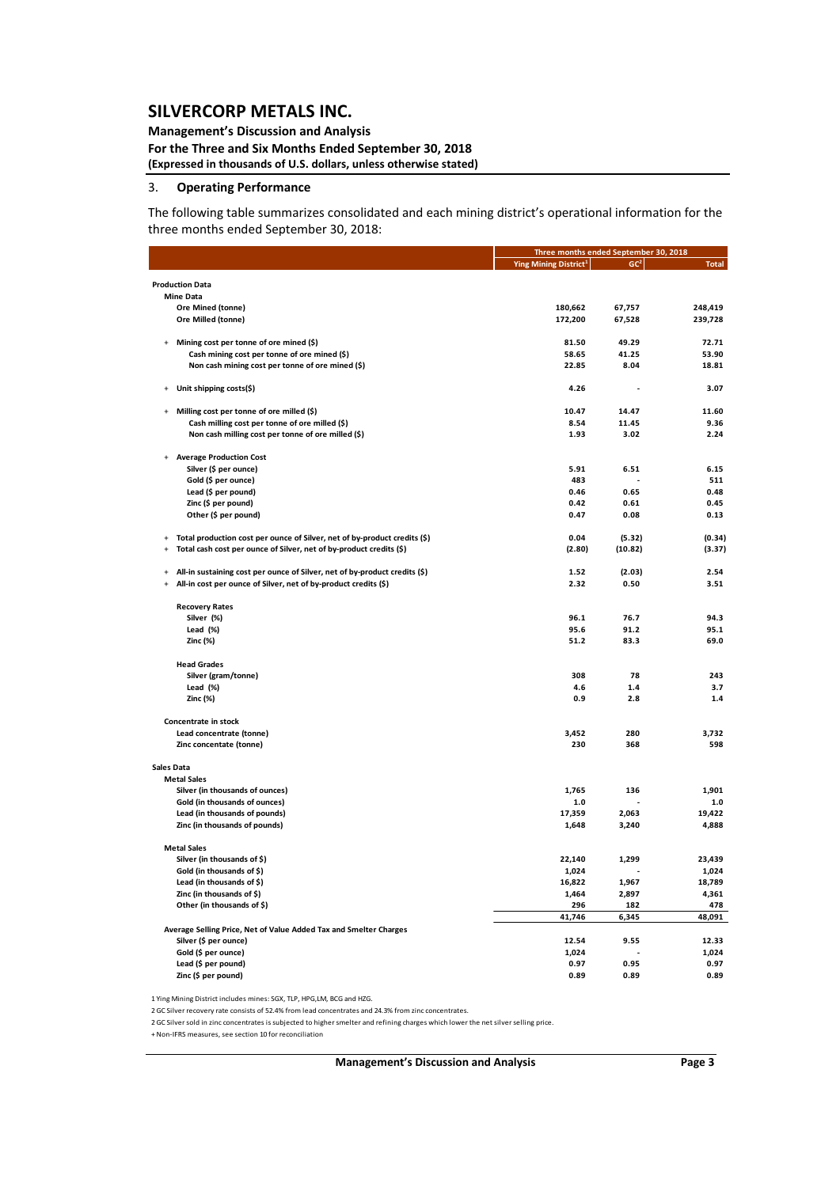## 3. Operating Performance

The following table summarizes consolidated and each mining district's operational information for the three months ended September 30, 2018:

| | Three months ended September 30, 2018 | | |
|---|---|---|---|
| | Ying Mining District[1] | GC[2] | Total |
| **Production Data** | | | |
| **Mine Data** | | | |
| Ore Mined (tonne) | 180,662 | 67,757 | 248,419 |
| Ore Milled (tonne) | 172,200 | 67,528 | 239,728 |
| + Mining cost per tonne of ore mined ($) | 81.50 | 49.29 | 72.71 |
| Cash mining cost per tonne of ore mined ($) | 58.65 | 41.25 | 53.90 |
| Non cash mining cost per tonne of ore mined ($) | 22.85 | 8.04 | 18.81 |
| + Unit shipping costs($) | 4.26 | - | 3.07 |
| + Milling cost per tonne of ore milled ($) | 10.47 | 14.47 | 11.60 |
| Cash milling cost per tonne of ore milled ($) | 8.54 | 11.45 | 9.36 |
| Non cash milling cost per tonne of ore milled ($) | 1.93 | 3.02 | 2.24 |
| + Average Production Cost | | | |
| Silver ($ per ounce) | 5.91 | 6.51 | 6.15 |
| Gold ($ per ounce) | 483 | - | 511 |
| Lead ($ per pound) | 0.46 | 0.65 | 0.48 |
| Zinc ($ per pound) | 0.42 | 0.61 | 0.45 |
| Other ($ per pound) | 0.47 | 0.08 | 0.13 |
| + Total production cost per ounce of Silver, net of by-product credits ($) | 0.04 | (5.32) | (0.34) |
| + Total cash cost per ounce of Silver, net of by-product credits ($) | (2.80) | (10.82) | (3.37) |
| + All-in sustaining cost per ounce of Silver, net of by-product credits ($) | 1.52 | (2.03) | 2.54 |
| + All-in cost per ounce of Silver, net of by-product credits ($) | 2.32 | 0.50 | 3.51 |
| **Recovery Rates** | | | |
| Silver (%) | 96.1 | 76.7 | 94.3 |
| Lead (%) | 95.6 | 91.2 | 95.1 |
| Zinc (%) | 51.2 | 83.3 | 69.0 |
| **Head Grades** | | | |
| Silver (gram/tonne) | 308 | 78 | 243 |
| Lead (%) | 4.6 | 1.4 | 3.7 |
| Zinc (%) | 0.9 | 2.8 | 1.4 |
| **Concentrate in stock** | | | |
| Lead concentrate (tonne) | 3,452 | 280 | 3,732 |
| Zinc concentrate (tonne) | 230 | 368 | 598 |
| **Sales Data** | | | |
| **Metal Sales** | | | |
| Silver (in thousands of ounces) | 1,765 | 136 | 1,901 |
| Gold (in thousands of ounces) | 1.0 | - | 1.0 |
| Lead (in thousands of pounds) | 17,359 | 2,063 | 19,422 |
| Zinc (in thousands of pounds) | 1,648 | 3,240 | 4,888 |
| **Metal Sales** | | | |
| Silver (in thousands of $) | 22,140 | 1,299 | 23,439 |
| Gold (in thousands of $) | 1,024 | - | 1,024 |
| Lead (in thousands of $) | 16,822 | 1,967 | 18,789 |
| Zinc (in thousands of $) | 1,464 | 2,897 | 4,361 |
| Other (in thousands of $) | 296 | 182 | 478 |
| | 41,746 | 6,345 | 48,091 |
| **Average Selling Price, Net of Value Added Tax and Smelter Charges** | | | |
| Silver ($ per ounce) | 12.54 | 9.55 | 12.33 |
| Gold ($ per ounce) | 1,024 | - | 1,024 |
| Lead ($ per pound) | 0.97 | 0.95 | 0.97 |
| Zinc ($ per pound) | 0.89 | 0.89 | 0.89 |

1 Ying Mining District includes mines: SGX, TLP, HPG,LM, BCG and HZG.

2 GC Silver recovery rate consists of 52.4% from lead concentrates and 24.3% from zinc concentrates.

2 GC Silver sold in zinc concentrates is subjected to higher smelter and refining charges which lower the net silver selling price.

+ Non-IFRS measures, see section 10 for reconciliation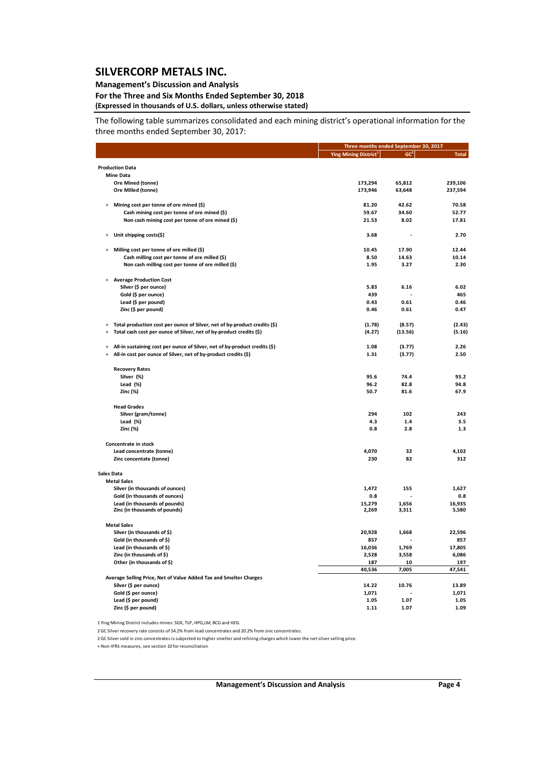The following table summarizes consolidated and each mining district's operational information for the three months ended September 30, 2017:

| | Three months ended September 30, 2017 | | |
|---|---|---|---|
| | Ying Mining District[1] | GC[2] | Total |
| **Production Data** | | | |
| **Mine Data** | | | |
| Ore Mined (tonne) | 173,294 | 65,812 | 239,106 |
| Ore Milled (tonne) | 173,946 | 63,648 | 237,594 |
| + Mining cost per tonne of ore mined ($) | 81.20 | 42.62 | 70.58 |
| Cash mining cost per tonne of ore mined ($) | 59.67 | 34.60 | 52.77 |
| Non cash mining cost per tonne of ore mined ($) | 21.53 | 8.02 | 17.81 |
| + Unit shipping costs($) | 3.68 | - | 2.70 |
| + Milling cost per tonne of ore milled ($) | 10.45 | 17.90 | 12.44 |
| Cash milling cost per tonne of ore milled ($) | 8.50 | 14.63 | 10.14 |
| Non cash milling cost per tonne of ore milled ($) | 1.95 | 3.27 | 2.30 |
| + Average Production Cost | | | |
| Silver ($ per ounce) | 5.83 | 6.16 | 6.02 |
| Gold ($ per ounce) | 439 | - | 465 |
| Lead ($ per pound) | 0.43 | 0.61 | 0.46 |
| Zinc ($ per pound) | 0.46 | 0.61 | 0.47 |
| + Total production cost per ounce of Silver, net of by-product credits ($) | (1.78) | (8.57) | (2.43) |
| + Total cash cost per ounce of Silver, net of by-product credits ($) | (4.27) | (13.56) | (5.16) |
| + All-in sustaining cost per ounce of Silver, net of by-product credits ($) | 1.08 | (3.77) | 2.26 |
| + All-in cost per ounce of Silver, net of by-product credits ($) | 1.31 | (3.77) | 2.50 |
| **Recovery Rates** | | | |
| Silver (%) | 95.6 | 74.4 | 93.2 |
| Lead (%) | 96.2 | 82.8 | 94.8 |
| Zinc (%) | 50.7 | 81.6 | 67.9 |
| **Head Grades** | | | |
| Silver (gram/tonne) | 294 | 102 | 243 |
| Lead (%) | 4.3 | 1.4 | 3.5 |
| Zinc (%) | 0.8 | 2.8 | 1.3 |
| **Concentrate in stock** | | | |
| Lead concentrate (tonne) | 4,070 | 32 | 4,102 |
| Zinc concentate (tonne) | 230 | 82 | 312 |
| **Sales Data** | | | |
| **Metal Sales** | | | |
| Silver (in thousands of ounces) | 1,472 | 155 | 1,627 |
| Gold (in thousands of ounces) | 0.8 | - | 0.8 |
| Lead (in thousands of pounds) | 15,279 | 1,656 | 16,935 |
| Zinc (in thousands of pounds) | 2,269 | 3,311 | 5,580 |
| **Metal Sales** | | | |
| Silver (in thousands of $) | 20,928 | 1,668 | 22,596 |
| Gold (in thousands of $) | 857 | - | 857 |
| Lead (in thousands of $) | 16,036 | 1,769 | 17,805 |
| Zinc (in thousands of $) | 2,528 | 3,558 | 6,086 |
| Other (in thousands of $) | 187 | 10 | 197 |
| | 40,536 | 7,005 | 47,541 |
| **Average Selling Price, Net of Value Added Tax and Smelter Charges** | | | |
| Silver ($ per ounce) | 14.22 | 10.76 | 13.89 |
| Gold ($ per ounce) | 1,071 | - | 1,071 |
| Lead ($ per pound) | 1.05 | 1.07 | 1.05 |
| Zinc ($ per pound) | 1.11 | 1.07 | 1.09 |

1 Ying Mining District includes mines: SGX, TLP, HPG,LM, BCG and HZG.

2 GC Silver recovery rate consists of 54.2% from lead concentrates and 20.2% from zinc concentrates.

2 GC Silver sold in zinc concentrates is subjected to higher smelter and refining charges which lower the net silver selling price.

+ Non-IFRS measures, see section 10 for reconciliation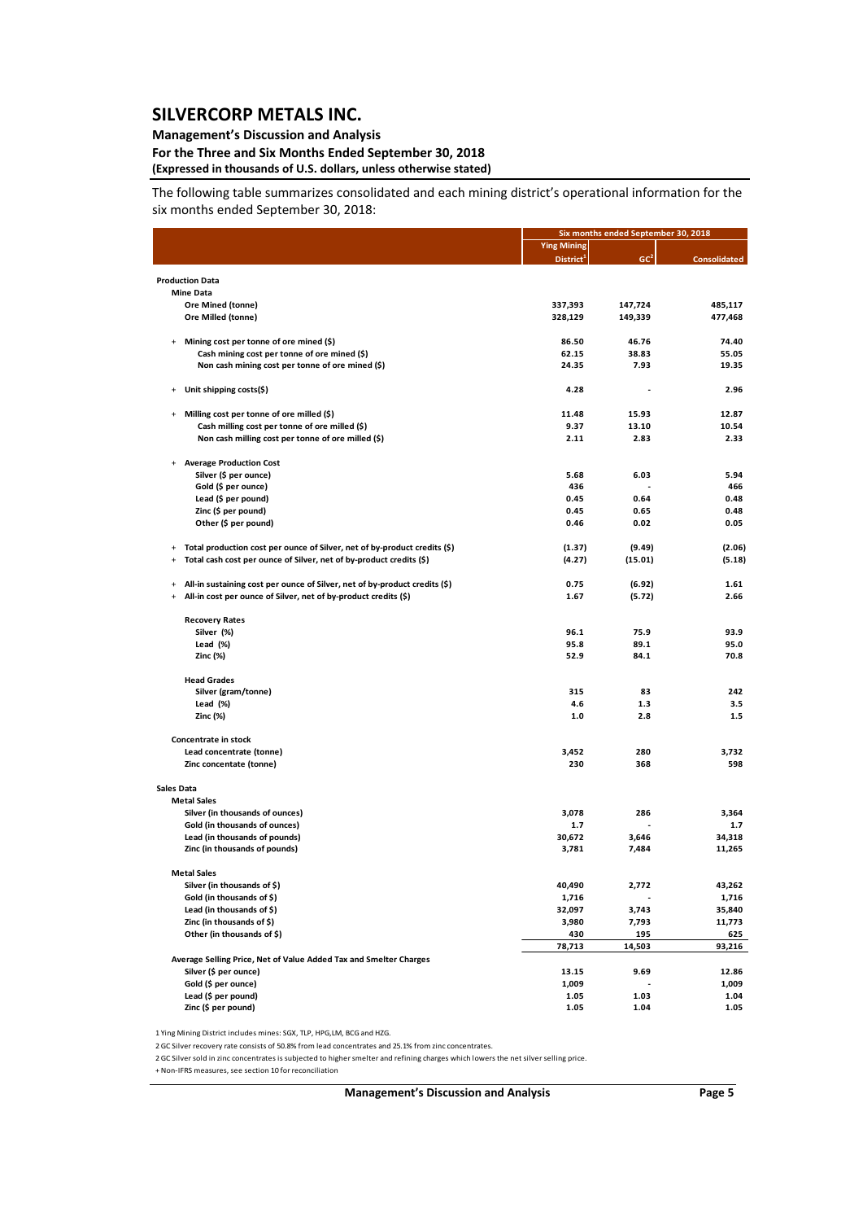# SILVERCORP METALS INC.

**Management's Discussion and Analysis**
**For the Three and Six Months Ended September 30, 2018**
**(Expressed in thousands of U.S. dollars, unless otherwise stated)**

The following table summarizes consolidated and each mining district's operational information for the six months ended September 30, 2018:

| | Six months ended September 30, 2018 | | |
|---|---|---|---|
| | Ying Mining District[1] | GC[2] | Consolidated |
| **Production Data** | | | |
| **Mine Data** | | | |
| Ore Mined (tonne) | 337,393 | 147,724 | 485,117 |
| Ore Milled (tonne) | 328,129 | 149,339 | 477,468 |
| + Mining cost per tonne of ore mined ($) | 86.50 | 46.76 | 74.40 |
| Cash mining cost per tonne of ore mined ($) | 62.15 | 38.83 | 55.05 |
| Non cash mining cost per tonne of ore mined ($) | 24.35 | 7.93 | 19.35 |
| + Unit shipping costs($) | 4.28 | - | 2.96 |
| + Milling cost per tonne of ore milled ($) | 11.48 | 15.93 | 12.87 |
| Cash milling cost per tonne of ore milled ($) | 9.37 | 13.10 | 10.54 |
| Non cash milling cost per tonne of ore milled ($) | 2.11 | 2.83 | 2.33 |
| + Average Production Cost | | | |
| Silver ($ per ounce) | 5.68 | 6.03 | 5.94 |
| Gold ($ per ounce) | 436 | - | 466 |
| Lead ($ per pound) | 0.45 | 0.64 | 0.48 |
| Zinc ($ per pound) | 0.45 | 0.65 | 0.48 |
| Other ($ per pound) | 0.46 | 0.02 | 0.05 |
| + Total production cost per ounce of Silver, net of by-product credits ($) | (1.37) | (9.49) | (2.06) |
| + Total cash cost per ounce of Silver, net of by-product credits ($) | (4.27) | (15.01) | (5.18) |
| + All-in sustaining cost per ounce of Silver, net of by-product credits ($) | 0.75 | (6.92) | 1.61 |
| + All-in cost per ounce of Silver, net of by-product credits ($) | 1.67 | (5.72) | 2.66 |
| **Recovery Rates** | | | |
| Silver (%) | 96.1 | 75.9 | 93.9 |
| Lead (%) | 95.8 | 89.1 | 95.0 |
| Zinc (%) | 52.9 | 84.1 | 70.8 |
| **Head Grades** | | | |
| Silver (gram/tonne) | 315 | 83 | 242 |
| Lead (%) | 4.6 | 1.3 | 3.5 |
| Zinc (%) | 1.0 | 2.8 | 1.5 |
| **Concentrate in stock** | | | |
| Lead concentrate (tonne) | 3,452 | 280 | 3,732 |
| Zinc concentate (tonne) | 230 | 368 | 598 |
| **Sales Data** | | | |
| **Metal Sales** | | | |
| Silver (in thousands of ounces) | 3,078 | 286 | 3,364 |
| Gold (in thousands of ounces) | 1.7 | - | 1.7 |
| Lead (in thousands of pounds) | 30,672 | 3,646 | 34,318 |
| Zinc (in thousands of pounds) | 3,781 | 7,484 | 11,265 |
| **Metal Sales** | | | |
| Silver (in thousands of $) | 40,490 | 2,772 | 43,262 |
| Gold (in thousands of $) | 1,716 | - | 1,716 |
| Lead (in thousands of $) | 32,097 | 3,743 | 35,840 |
| Zinc (in thousands of $) | 3,980 | 7,793 | 11,773 |
| Other (in thousands of $) | 430 | 195 | 625 |
| | 78,713 | 14,503 | 93,216 |
| **Average Selling Price, Net of Value Added Tax and Smelter Charges** | | | |
| Silver ($ per ounce) | 13.15 | 9.69 | 12.86 |
| Gold ($ per ounce) | 1,009 | - | 1,009 |
| Lead ($ per pound) | 1.05 | 1.03 | 1.04 |
| Zinc ($ per pound) | 1.05 | 1.04 | 1.05 |

1 Ying Mining District includes mines: SGX, TLP, HPG,LM, BCG and HZG.

2 GC Silver recovery rate consists of 50.8% from lead concentrates and 25.1% from zinc concentrates.

2 GC Silver sold in zinc concentrates is subjected to higher smelter and refining charges which lowers the net silver selling price.

+ Non-IFRS measures, see section 10 for reconciliation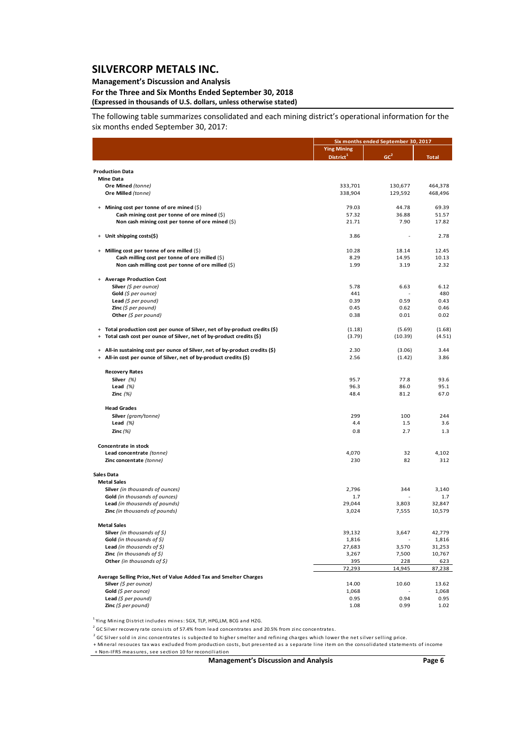The following table summarizes consolidated and each mining district's operational information for the six months ended September 30, 2017:

| | Six months ended September 30, 2017 | | |
|---|---|---|---|
| | Ying Mining District[1] | GC[2] | Total |
| **Production Data** | | | |
| **Mine Data** | | | |
| **Ore Mined** *(tonne)* | 333,701 | 130,677 | 464,378 |
| **Ore Milled** *(tonne)* | 338,904 | 129,592 | 468,496 |
| + **Mining cost per tonne of ore mined** ($) | 79.03 | 44.78 | 69.39 |
| **Cash mining cost per tonne of ore mined** ($) | 57.32 | 36.88 | 51.57 |
| **Non cash mining cost per tonne of ore mined** ($) | 21.71 | 7.90 | 17.82 |
| + **Unit shipping costs($)** | 3.86 | - | 2.78 |
| + **Milling cost per tonne of ore milled** ($) | 10.28 | 18.14 | 12.45 |
| **Cash milling cost per tonne of ore milled** ($) | 8.29 | 14.95 | 10.13 |
| **Non cash milling cost per tonne of ore milled** ($) | 1.99 | 3.19 | 2.32 |
| + **Average Production Cost** | | | |
| **Silver** *($ per ounce)* | 5.78 | 6.63 | 6.12 |
| **Gold** *($ per ounce)* | 441 | - | 480 |
| **Lead** *($ per pound)* | 0.39 | 0.59 | 0.43 |
| **Zinc** *($ per pound)* | 0.45 | 0.62 | 0.46 |
| **Other** *($ per pound)* | 0.38 | 0.01 | 0.02 |
| + **Total production cost per ounce of Silver, net of by-product credits ($)** | (1.18) | (5.69) | (1.68) |
| + **Total cash cost per ounce of Silver, net of by-product credits ($)** | (3.79) | (10.39) | (4.51) |
| + **All-in sustaining cost per ounce of Silver, net of by-product credits ($)** | 2.30 | (3.06) | 3.44 |
| + **All-in cost per ounce of Silver, net of by-product credits ($)** | 2.56 | (1.42) | 3.86 |
| **Recovery Rates** | | | |
| **Silver** *(%)* | 95.7 | 77.8 | 93.6 |
| **Lead** *(%)* | 96.3 | 86.0 | 95.1 |
| **Zinc** *(%)* | 48.4 | 81.2 | 67.0 |
| **Head Grades** | | | |
| **Silver** *(gram/tonne)* | 299 | 100 | 244 |
| **Lead** *(%)* | 4.4 | 1.5 | 3.6 |
| **Zinc** *(%)* | 0.8 | 2.7 | 1.3 |
| **Concentrate in stock** | | | |
| **Lead concentrate** *(tonne)* | 4,070 | 32 | 4,102 |
| **Zinc concentate** *(tonne)* | 230 | 82 | 312 |
| **Sales Data** | | | |
| **Metal Sales** | | | |
| **Silver** *(in thousands of ounces)* | 2,796 | 344 | 3,140 |
| **Gold** *(in thousands of ounces)* | 1.7 | - | 1.7 |
| **Lead** *(in thousands of pounds)* | 29,044 | 3,803 | 32,847 |
| **Zinc** *(in thousands of pounds)* | 3,024 | 7,555 | 10,579 |
| **Metal Sales** | | | |
| **Silver** *(in thousands of $)* | 39,132 | 3,647 | 42,779 |
| **Gold** *(in thousands of $)* | 1,816 | - | 1,816 |
| **Lead** *(in thousands of $)* | 27,683 | 3,570 | 31,253 |
| **Zinc** *(in thousands of $)* | 3,267 | 7,500 | 10,767 |
| **Other** *(in thousands of $)* | 395 | 228 | 623 |
| | 72,293 | 14,945 | 87,238 |
| **Average Selling Price, Net of Value Added Tax and Smelter Charges** | | | |
| **Silver** *($ per ounce)* | 14.00 | 10.60 | 13.62 |
| **Gold** *($ per ounce)* | 1,068 | - | 1,068 |
| **Lead** *($ per pound)* | 0.95 | 0.94 | 0.95 |
| **Zinc** *($ per pound)* | 1.08 | 0.99 | 1.02 |

[1] Ying Mining District includes mines: SGX, TLP, HPG,LM, BCG and HZG.

[2] GC Silver recovery rate consists of 57.4% from lead concentrates and 20.5% from zinc concentrates.

[2] GC Silver sold in zinc concentrates is subjected to higher smelter and refining charges which lower the net silver selling price.

+ Mineral resouces tax was excluded from production costs, but presented as a separate line item on the consolidated statements of income

+ Non-IFRS measures, see section 10 for reconciliation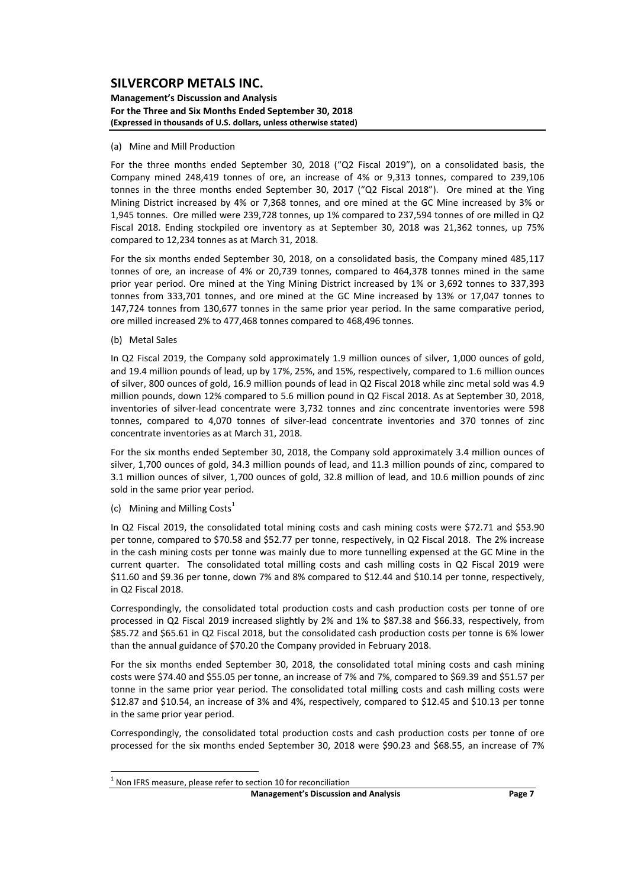(a) Mine and Mill Production

For the three months ended September 30, 2018 ("Q2 Fiscal 2019"), on a consolidated basis, the Company mined 248,419 tonnes of ore, an increase of 4% or 9,313 tonnes, compared to 239,106 tonnes in the three months ended September 30, 2017 ("Q2 Fiscal 2018"). Ore mined at the Ying Mining District increased by 4% or 7,368 tonnes, and ore mined at the GC Mine increased by 3% or 1,945 tonnes. Ore milled were 239,728 tonnes, up 1% compared to 237,594 tonnes of ore milled in Q2 Fiscal 2018. Ending stockpiled ore inventory as at September 30, 2018 was 21,362 tonnes, up 75% compared to 12,234 tonnes as at March 31, 2018.

For the six months ended September 30, 2018, on a consolidated basis, the Company mined 485,117 tonnes of ore, an increase of 4% or 20,739 tonnes, compared to 464,378 tonnes mined in the same prior year period. Ore mined at the Ying Mining District increased by 1% or 3,692 tonnes to 337,393 tonnes from 333,701 tonnes, and ore mined at the GC Mine increased by 13% or 17,047 tonnes to 147,724 tonnes from 130,677 tonnes in the same prior year period. In the same comparative period, ore milled increased 2% to 477,468 tonnes compared to 468,496 tonnes.

(b) Metal Sales

In Q2 Fiscal 2019, the Company sold approximately 1.9 million ounces of silver, 1,000 ounces of gold, and 19.4 million pounds of lead, up by 17%, 25%, and 15%, respectively, compared to 1.6 million ounces of silver, 800 ounces of gold, 16.9 million pounds of lead in Q2 Fiscal 2018 while zinc metal sold was 4.9 million pounds, down 12% compared to 5.6 million pound in Q2 Fiscal 2018. As at September 30, 2018, inventories of silver-lead concentrate were 3,732 tonnes and zinc concentrate inventories were 598 tonnes, compared to 4,070 tonnes of silver-lead concentrate inventories and 370 tonnes of zinc concentrate inventories as at March 31, 2018.

For the six months ended September 30, 2018, the Company sold approximately 3.4 million ounces of silver, 1,700 ounces of gold, 34.3 million pounds of lead, and 11.3 million pounds of zinc, compared to 3.1 million ounces of silver, 1,700 ounces of gold, 32.8 million of lead, and 10.6 million pounds of zinc sold in the same prior year period.

(c) Mining and Milling Costs[1]

In Q2 Fiscal 2019, the consolidated total mining costs and cash mining costs were $72.71 and $53.90 per tonne, compared to $70.58 and $52.77 per tonne, respectively, in Q2 Fiscal 2018. The 2% increase in the cash mining costs per tonne was mainly due to more tunnelling expensed at the GC Mine in the current quarter. The consolidated total milling costs and cash milling costs in Q2 Fiscal 2019 were $11.60 and $9.36 per tonne, down 7% and 8% compared to $12.44 and $10.14 per tonne, respectively, in Q2 Fiscal 2018.

Correspondingly, the consolidated total production costs and cash production costs per tonne of ore processed in Q2 Fiscal 2019 increased slightly by 2% and 1% to $87.38 and $66.33, respectively, from $85.72 and $65.61 in Q2 Fiscal 2018, but the consolidated cash production costs per tonne is 6% lower than the annual guidance of $70.20 the Company provided in February 2018.

For the six months ended September 30, 2018, the consolidated total mining costs and cash mining costs were $74.40 and $55.05 per tonne, an increase of 7% and 7%, compared to $69.39 and $51.57 per tonne in the same prior year period. The consolidated total milling costs and cash milling costs were $12.87 and $10.54, an increase of 3% and 4%, respectively, compared to $12.45 and $10.13 per tonne in the same prior year period.

Correspondingly, the consolidated total production costs and cash production costs per tonne of ore processed for the six months ended September 30, 2018 were $90.23 and $68.55, an increase of 7%

[1] Non IFRS measure, please refer to section 10 for reconciliation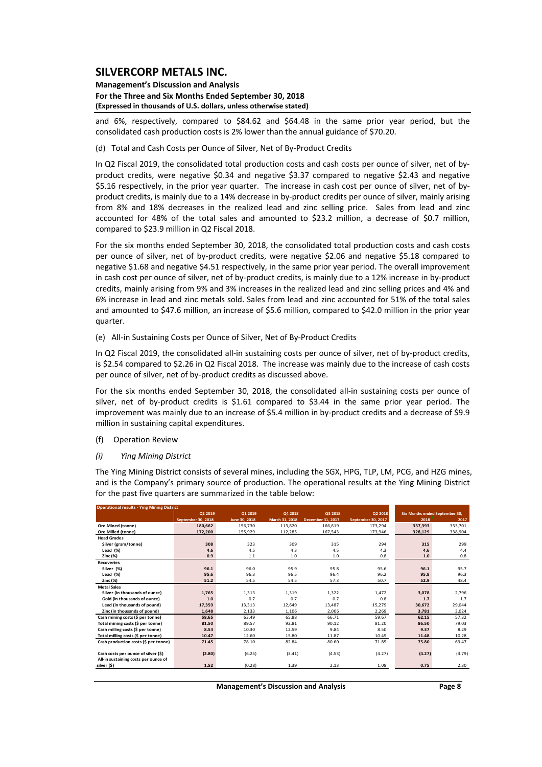and 6%, respectively, compared to \$84.62 and \$64.48 in the same prior year period, but the consolidated cash production costs is 2% lower than the annual guidance of \$70.20.

(d) Total and Cash Costs per Ounce of Silver, Net of By-Product Credits

In Q2 Fiscal 2019, the consolidated total production costs and cash costs per ounce of silver, net of by-product credits, were negative \$0.34 and negative \$3.37 compared to negative \$2.43 and negative \$5.16 respectively, in the prior year quarter. The increase in cash cost per ounce of silver, net of by-product credits, is mainly due to a 14% decrease in by-product credits per ounce of silver, mainly arising from 8% and 18% decreases in the realized lead and zinc selling price. Sales from lead and zinc accounted for 48% of the total sales and amounted to \$23.2 million, a decrease of \$0.7 million, compared to \$23.9 million in Q2 Fiscal 2018.

For the six months ended September 30, 2018, the consolidated total production costs and cash costs per ounce of silver, net of by-product credits, were negative \$2.06 and negative \$5.18 compared to negative \$1.68 and negative \$4.51 respectively, in the same prior year period. The overall improvement in cash cost per ounce of silver, net of by-product credits, is mainly due to a 12% increase in by-product credits, mainly arising from 9% and 3% increases in the realized lead and zinc selling prices and 4% and 6% increase in lead and zinc metals sold. Sales from lead and zinc accounted for 51% of the total sales and amounted to \$47.6 million, an increase of \$5.6 million, compared to \$42.0 million in the prior year quarter.

(e) All-in Sustaining Costs per Ounce of Silver, Net of By-Product Credits

In Q2 Fiscal 2019, the consolidated all-in sustaining costs per ounce of silver, net of by-product credits, is \$2.54 compared to \$2.26 in Q2 Fiscal 2018. The increase was mainly due to the increase of cash costs per ounce of silver, net of by-product credits as discussed above.

For the six months ended September 30, 2018, the consolidated all-in sustaining costs per ounce of silver, net of by-product credits is \$1.61 compared to \$3.44 in the same prior year period. The improvement was mainly due to an increase of \$5.4 million in by-product credits and a decrease of \$9.9 million in sustaining capital expenditures.

(f) Operation Review

*(i) Ying Mining District*

The Ying Mining District consists of several mines, including the SGX, HPG, TLP, LM, PCG, and HZG mines, and is the Company's primary source of production. The operational results at the Ying Mining District for the past five quarters are summarized in the table below:

| Operational results - Ying Mining District | Q2 2019 | Q1 2019 | Q4 2018 | Q3 2018 | Q2 2018 | Six Months ended September 30, | |
|---|---|---|---|---|---|---|---|
| | September 30, 2018 | June 30, 2018 | March 31, 2018 | December 31, 2017 | September 30, 2017 | 2018 | 2017 |
| **Ore Mined (tonne)** | **180,662** | 156,730 | 113,820 | 166,619 | 173,294 | **337,393** | 333,701 |
| **Ore Milled (tonne)** | **172,200** | 155,929 | 112,285 | 167,543 | 173,946 | **328,129** | 338,904 |
| **Head Grades** | | | | | | | |
| Silver (gram/tonne) | **308** | 323 | 309 | 315 | 294 | **315** | 299 |
| Lead (%) | **4.6** | 4.5 | 4.3 | 4.5 | 4.3 | **4.6** | 4.4 |
| Zinc (%) | **0.9** | 1.1 | 1.0 | 1.0 | 0.8 | **1.0** | 0.8 |
| **Recoveries** | | | | | | | |
| Silver (%) | **96.1** | 96.0 | 95.9 | 95.8 | 95.6 | **96.1** | 95.7 |
| Lead (%) | **95.6** | 96.3 | 96.5 | 96.4 | 96.2 | **95.8** | 96.3 |
| Zinc (%) | **51.2** | 54.5 | 54.5 | 57.3 | 50.7 | **52.9** | 48.4 |
| **Metal Sales** | | | | | | | |
| Silver (in thousands of ounce) | **1,765** | 1,313 | 1,319 | 1,322 | 1,472 | **3,078** | 2,796 |
| Gold (in thousands of ounce) | **1.0** | 0.7 | 0.7 | 0.7 | 0.8 | **1.7** | 1.7 |
| Lead (in thousands of pound) | **17,359** | 13,313 | 12,649 | 13,487 | 15,279 | **30,672** | 29,044 |
| Zinc (in thousands of pound) | **1,648** | 2,133 | 1,106 | 2,006 | 2,269 | **3,781** | 3,024 |
| **Cash mining costs (\$ per tonne)** | **58.65** | 63.49 | 65.88 | 66.71 | 59.67 | **62.15** | 57.32 |
| **Total mining costs (\$ per tonne)** | **81.50** | 89.57 | 92.81 | 90.12 | 81.20 | **86.50** | 79.03 |
| **Cash milling costs (\$ per tonne)** | **8.54** | 10.30 | 12.59 | 9.84 | 8.50 | **9.37** | 8.29 |
| **Total milling costs (\$ per tonne)** | **10.47** | 12.60 | 15.80 | 11.87 | 10.45 | **11.48** | 10.28 |
| **Cash production costs (\$ per tonne)** | **71.45** | 78.10 | 82.84 | 80.60 | 71.85 | **75.80** | 69.47 |
| **Cash costs per ounce of silver (\$)** | **(2.80)** | (6.25) | (3.41) | (4.53) | (4.27) | **(4.27)** | (3.79) |
| **All-in sustaining costs per ounce of silver (\$)** | **1.52** | (0.28) | 1.39 | 2.13 | 1.08 | **0.75** | 2.30 |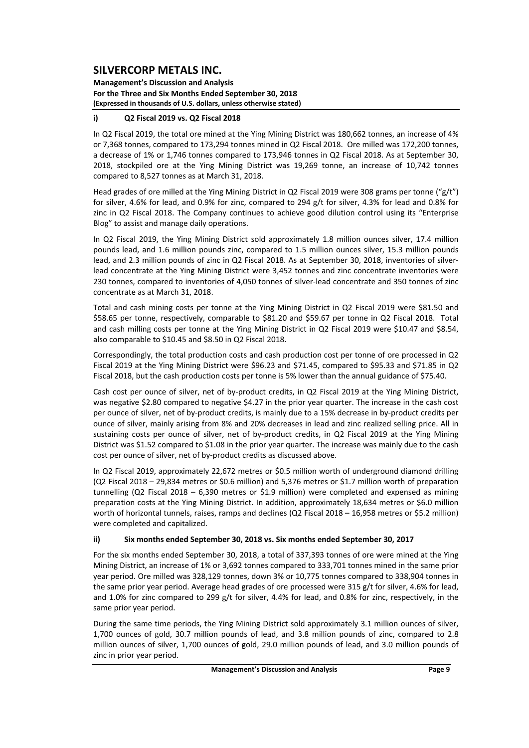### i) Q2 Fiscal 2019 vs. Q2 Fiscal 2018

In Q2 Fiscal 2019, the total ore mined at the Ying Mining District was 180,662 tonnes, an increase of 4% or 7,368 tonnes, compared to 173,294 tonnes mined in Q2 Fiscal 2018. Ore milled was 172,200 tonnes, a decrease of 1% or 1,746 tonnes compared to 173,946 tonnes in Q2 Fiscal 2018. As at September 30, 2018, stockpiled ore at the Ying Mining District was 19,269 tonne, an increase of 10,742 tonnes compared to 8,527 tonnes as at March 31, 2018.

Head grades of ore milled at the Ying Mining District in Q2 Fiscal 2019 were 308 grams per tonne ("g/t") for silver, 4.6% for lead, and 0.9% for zinc, compared to 294 g/t for silver, 4.3% for lead and 0.8% for zinc in Q2 Fiscal 2018. The Company continues to achieve good dilution control using its "Enterprise Blog" to assist and manage daily operations.

In Q2 Fiscal 2019, the Ying Mining District sold approximately 1.8 million ounces silver, 17.4 million pounds lead, and 1.6 million pounds zinc, compared to 1.5 million ounces silver, 15.3 million pounds lead, and 2.3 million pounds of zinc in Q2 Fiscal 2018. As at September 30, 2018, inventories of silver-lead concentrate at the Ying Mining District were 3,452 tonnes and zinc concentrate inventories were 230 tonnes, compared to inventories of 4,050 tonnes of silver-lead concentrate and 350 tonnes of zinc concentrate as at March 31, 2018.

Total and cash mining costs per tonne at the Ying Mining District in Q2 Fiscal 2019 were $81.50 and $58.65 per tonne, respectively, comparable to $81.20 and $59.67 per tonne in Q2 Fiscal 2018. Total and cash milling costs per tonne at the Ying Mining District in Q2 Fiscal 2019 were $10.47 and $8.54, also comparable to $10.45 and $8.50 in Q2 Fiscal 2018.

Correspondingly, the total production costs and cash production cost per tonne of ore processed in Q2 Fiscal 2019 at the Ying Mining District were $96.23 and $71.45, compared to $95.33 and $71.85 in Q2 Fiscal 2018, but the cash production costs per tonne is 5% lower than the annual guidance of $75.40.

Cash cost per ounce of silver, net of by-product credits, in Q2 Fiscal 2019 at the Ying Mining District, was negative $2.80 compared to negative $4.27 in the prior year quarter. The increase in the cash cost per ounce of silver, net of by-product credits, is mainly due to a 15% decrease in by-product credits per ounce of silver, mainly arising from 8% and 20% decreases in lead and zinc realized selling price. All in sustaining costs per ounce of silver, net of by-product credits, in Q2 Fiscal 2019 at the Ying Mining District was $1.52 compared to $1.08 in the prior year quarter. The increase was mainly due to the cash cost per ounce of silver, net of by-product credits as discussed above.

In Q2 Fiscal 2019, approximately 22,672 metres or $0.5 million worth of underground diamond drilling (Q2 Fiscal 2018 – 29,834 metres or $0.6 million) and 5,376 metres or $1.7 million worth of preparation tunnelling (Q2 Fiscal 2018 – 6,390 metres or $1.9 million) were completed and expensed as mining preparation costs at the Ying Mining District. In addition, approximately 18,634 metres or $6.0 million worth of horizontal tunnels, raises, ramps and declines (Q2 Fiscal 2018 – 16,958 metres or $5.2 million) were completed and capitalized.

### ii) Six months ended September 30, 2018 vs. Six months ended September 30, 2017

For the six months ended September 30, 2018, a total of 337,393 tonnes of ore were mined at the Ying Mining District, an increase of 1% or 3,692 tonnes compared to 333,701 tonnes mined in the same prior year period. Ore milled was 328,129 tonnes, down 3% or 10,775 tonnes compared to 338,904 tonnes in the same prior year period. Average head grades of ore processed were 315 g/t for silver, 4.6% for lead, and 1.0% for zinc compared to 299 g/t for silver, 4.4% for lead, and 0.8% for zinc, respectively, in the same prior year period.

During the same time periods, the Ying Mining District sold approximately 3.1 million ounces of silver, 1,700 ounces of gold, 30.7 million pounds of lead, and 3.8 million pounds of zinc, compared to 2.8 million ounces of silver, 1,700 ounces of gold, 29.0 million pounds of lead, and 3.0 million pounds of zinc in prior year period.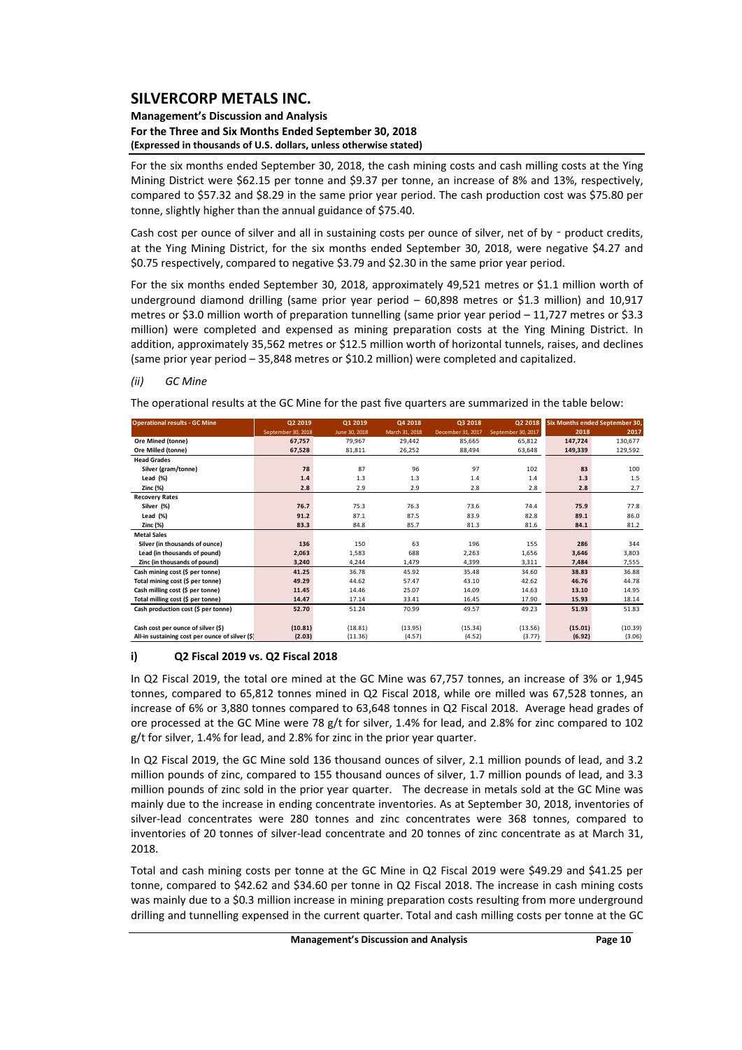For the six months ended September 30, 2018, the cash mining costs and cash milling costs at the Ying Mining District were \$62.15 per tonne and \$9.37 per tonne, an increase of 8% and 13%, respectively, compared to \$57.32 and \$8.29 in the same prior year period. The cash production cost was \$75.80 per tonne, slightly higher than the annual guidance of \$75.40.

Cash cost per ounce of silver and all in sustaining costs per ounce of silver, net of by‐product credits, at the Ying Mining District, for the six months ended September 30, 2018, were negative \$4.27 and \$0.75 respectively, compared to negative \$3.79 and \$2.30 in the same prior year period.

For the six months ended September 30, 2018, approximately 49,521 metres or \$1.1 million worth of underground diamond drilling (same prior year period – 60,898 metres or \$1.3 million) and 10,917 metres or \$3.0 million worth of preparation tunnelling (same prior year period – 11,727 metres or \$3.3 million) were completed and expensed as mining preparation costs at the Ying Mining District. In addition, approximately 35,562 metres or \$12.5 million worth of horizontal tunnels, raises, and declines (same prior year period – 35,848 metres or \$10.2 million) were completed and capitalized.

*(ii) GC Mine*

The operational results at the GC Mine for the past five quarters are summarized in the table below:

| Operational results - GC Mine | Q2 2019 | Q1 2019 | Q4 2018 | Q3 2018 | Q2 2018 | Six Months ended September 30, | |
|---|---|---|---|---|---|---|---|
| | September 30, 2018 | June 30, 2018 | March 31, 2018 | December 31, 2017 | September 30, 2017 | 2018 | 2017 |
| **Ore Mined (tonne)** | **67,757** | 79,967 | 29,442 | 85,665 | 65,812 | **147,724** | 130,677 |
| **Ore Milled (tonne)** | **67,528** | 81,811 | 26,252 | 88,494 | 63,648 | **149,339** | 129,592 |
| **Head Grades** | | | | | | | |
| Silver (gram/tonne) | **78** | 87 | 96 | 97 | 102 | **83** | 100 |
| Lead (%) | **1.4** | 1.3 | 1.3 | 1.4 | 1.4 | **1.3** | 1.5 |
| Zinc (%) | **2.8** | 2.9 | 2.9 | 2.8 | 2.8 | **2.8** | 2.7 |
| **Recovery Rates** | | | | | | | |
| Silver (%) | **76.7** | 75.3 | 76.3 | 73.6 | 74.4 | **75.9** | 77.8 |
| Lead (%) | **91.2** | 87.1 | 87.5 | 83.9 | 82.8 | **89.1** | 86.0 |
| Zinc (%) | **83.3** | 84.8 | 85.7 | 81.3 | 81.6 | **84.1** | 81.2 |
| **Metal Sales** | | | | | | | |
| Silver (in thousands of ounce) | **136** | 150 | 63 | 196 | 155 | **286** | 344 |
| Lead (in thousands of pound) | **2,063** | 1,583 | 688 | 2,263 | 1,656 | **3,646** | 3,803 |
| Zinc (in thousands of pound) | **3,240** | 4,244 | 1,479 | 4,399 | 3,311 | **7,484** | 7,555 |
| Cash mining cost (\$ per tonne) | **41.25** | 36.78 | 45.92 | 35.48 | 34.60 | **38.83** | 36.88 |
| Total mining cost (\$ per tonne) | **49.29** | 44.62 | 57.47 | 43.10 | 42.62 | **46.76** | 44.78 |
| Cash milling cost (\$ per tonne) | **11.45** | 14.46 | 25.07 | 14.09 | 14.63 | **13.10** | 14.95 |
| Total milling cost (\$ per tonne) | **14.47** | 17.14 | 33.41 | 16.45 | 17.90 | **15.93** | 18.14 |
| Cash production cost (\$ per tonne) | **52.70** | 51.24 | 70.99 | 49.57 | 49.23 | **51.93** | 51.83 |
| Cash cost per ounce of silver (\$) | **(10.81)** | (18.81) | (13.95) | (15.34) | (13.56) | **(15.01)** | (10.39) |
| All-in sustaining cost per ounce of silver (\$) | **(2.03)** | (11.36) | (4.57) | (4.52) | (3.77) | **(6.92)** | (3.06) |

### i) Q2 Fiscal 2019 vs. Q2 Fiscal 2018

In Q2 Fiscal 2019, the total ore mined at the GC Mine was 67,757 tonnes, an increase of 3% or 1,945 tonnes, compared to 65,812 tonnes mined in Q2 Fiscal 2018, while ore milled was 67,528 tonnes, an increase of 6% or 3,880 tonnes compared to 63,648 tonnes in Q2 Fiscal 2018. Average head grades of ore processed at the GC Mine were 78 g/t for silver, 1.4% for lead, and 2.8% for zinc compared to 102 g/t for silver, 1.4% for lead, and 2.8% for zinc in the prior year quarter.

In Q2 Fiscal 2019, the GC Mine sold 136 thousand ounces of silver, 2.1 million pounds of lead, and 3.2 million pounds of zinc, compared to 155 thousand ounces of silver, 1.7 million pounds of lead, and 3.3 million pounds of zinc sold in the prior year quarter. The decrease in metals sold at the GC Mine was mainly due to the increase in ending concentrate inventories. As at September 30, 2018, inventories of silver-lead concentrates were 280 tonnes and zinc concentrates were 368 tonnes, compared to inventories of 20 tonnes of silver-lead concentrate and 20 tonnes of zinc concentrate as at March 31, 2018.

Total and cash mining costs per tonne at the GC Mine in Q2 Fiscal 2019 were \$49.29 and \$41.25 per tonne, compared to \$42.62 and \$34.60 per tonne in Q2 Fiscal 2018. The increase in cash mining costs was mainly due to a \$0.3 million increase in mining preparation costs resulting from more underground drilling and tunnelling expensed in the current quarter. Total and cash milling costs per tonne at the GC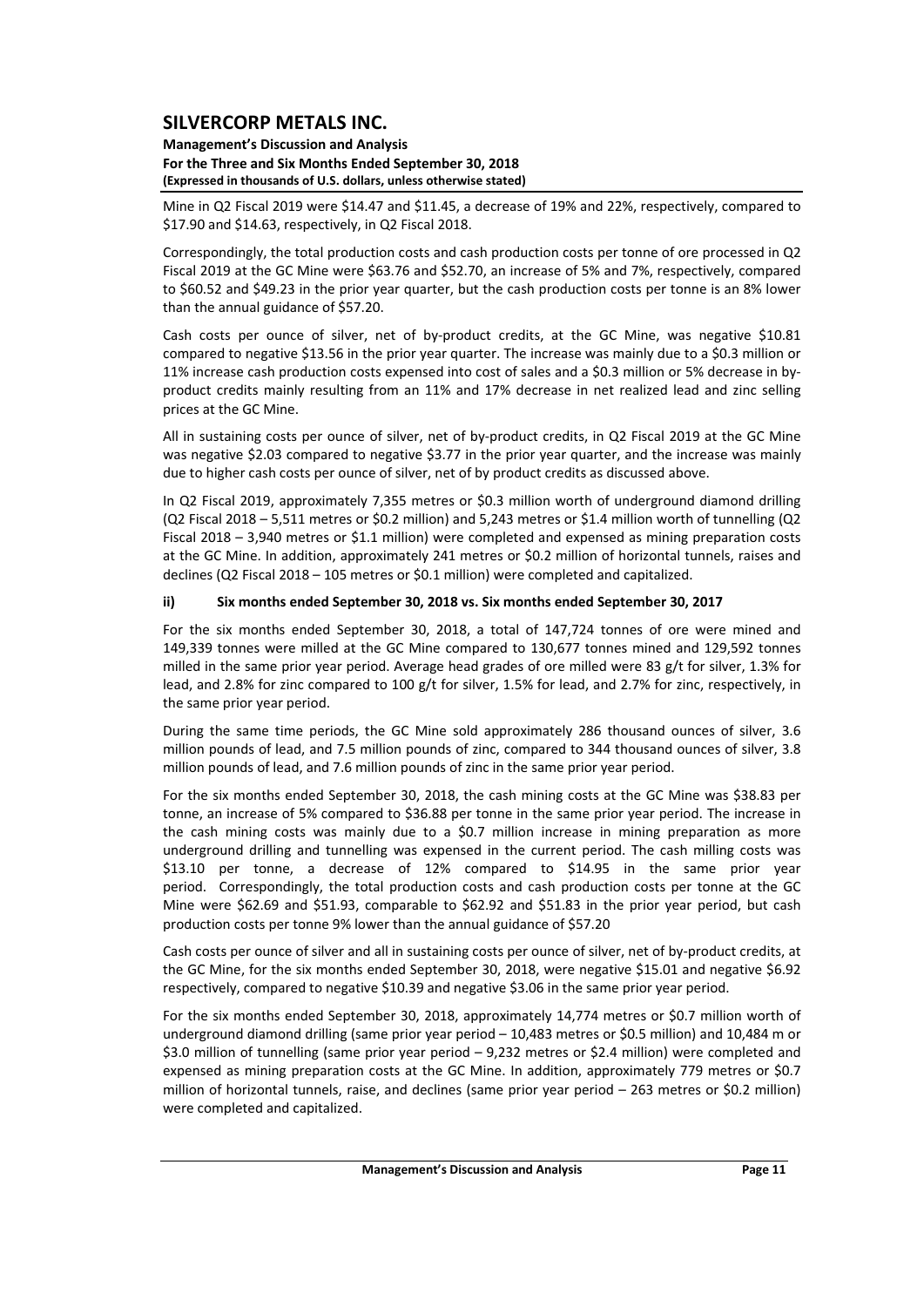Mine in Q2 Fiscal 2019 were $14.47 and $11.45, a decrease of 19% and 22%, respectively, compared to $17.90 and $14.63, respectively, in Q2 Fiscal 2018.

Correspondingly, the total production costs and cash production costs per tonne of ore processed in Q2 Fiscal 2019 at the GC Mine were $63.76 and $52.70, an increase of 5% and 7%, respectively, compared to $60.52 and $49.23 in the prior year quarter, but the cash production costs per tonne is an 8% lower than the annual guidance of $57.20.

Cash costs per ounce of silver, net of by-product credits, at the GC Mine, was negative $10.81 compared to negative $13.56 in the prior year quarter. The increase was mainly due to a $0.3 million or 11% increase cash production costs expensed into cost of sales and a $0.3 million or 5% decrease in by-product credits mainly resulting from an 11% and 17% decrease in net realized lead and zinc selling prices at the GC Mine.

All in sustaining costs per ounce of silver, net of by-product credits, in Q2 Fiscal 2019 at the GC Mine was negative $2.03 compared to negative $3.77 in the prior year quarter, and the increase was mainly due to higher cash costs per ounce of silver, net of by product credits as discussed above.

In Q2 Fiscal 2019, approximately 7,355 metres or $0.3 million worth of underground diamond drilling (Q2 Fiscal 2018 – 5,511 metres or $0.2 million) and 5,243 metres or $1.4 million worth of tunnelling (Q2 Fiscal 2018 – 3,940 metres or $1.1 million) were completed and expensed as mining preparation costs at the GC Mine. In addition, approximately 241 metres or $0.2 million of horizontal tunnels, raises and declines (Q2 Fiscal 2018 – 105 metres or $0.1 million) were completed and capitalized.

### ii) Six months ended September 30, 2018 vs. Six months ended September 30, 2017

For the six months ended September 30, 2018, a total of 147,724 tonnes of ore were mined and 149,339 tonnes were milled at the GC Mine compared to 130,677 tonnes mined and 129,592 tonnes milled in the same prior year period. Average head grades of ore milled were 83 g/t for silver, 1.3% for lead, and 2.8% for zinc compared to 100 g/t for silver, 1.5% for lead, and 2.7% for zinc, respectively, in the same prior year period.

During the same time periods, the GC Mine sold approximately 286 thousand ounces of silver, 3.6 million pounds of lead, and 7.5 million pounds of zinc, compared to 344 thousand ounces of silver, 3.8 million pounds of lead, and 7.6 million pounds of zinc in the same prior year period.

For the six months ended September 30, 2018, the cash mining costs at the GC Mine was $38.83 per tonne, an increase of 5% compared to $36.88 per tonne in the same prior year period. The increase in the cash mining costs was mainly due to a $0.7 million increase in mining preparation as more underground drilling and tunnelling was expensed in the current period. The cash milling costs was $13.10 per tonne, a decrease of 12% compared to $14.95 in the same prior year period. Correspondingly, the total production costs and cash production costs per tonne at the GC Mine were $62.69 and $51.93, comparable to $62.92 and $51.83 in the prior year period, but cash production costs per tonne 9% lower than the annual guidance of $57.20

Cash costs per ounce of silver and all in sustaining costs per ounce of silver, net of by-product credits, at the GC Mine, for the six months ended September 30, 2018, were negative $15.01 and negative $6.92 respectively, compared to negative $10.39 and negative $3.06 in the same prior year period.

For the six months ended September 30, 2018, approximately 14,774 metres or $0.7 million worth of underground diamond drilling (same prior year period – 10,483 metres or $0.5 million) and 10,484 m or $3.0 million of tunnelling (same prior year period – 9,232 metres or $2.4 million) were completed and expensed as mining preparation costs at the GC Mine. In addition, approximately 779 metres or $0.7 million of horizontal tunnels, raise, and declines (same prior year period – 263 metres or $0.2 million) were completed and capitalized.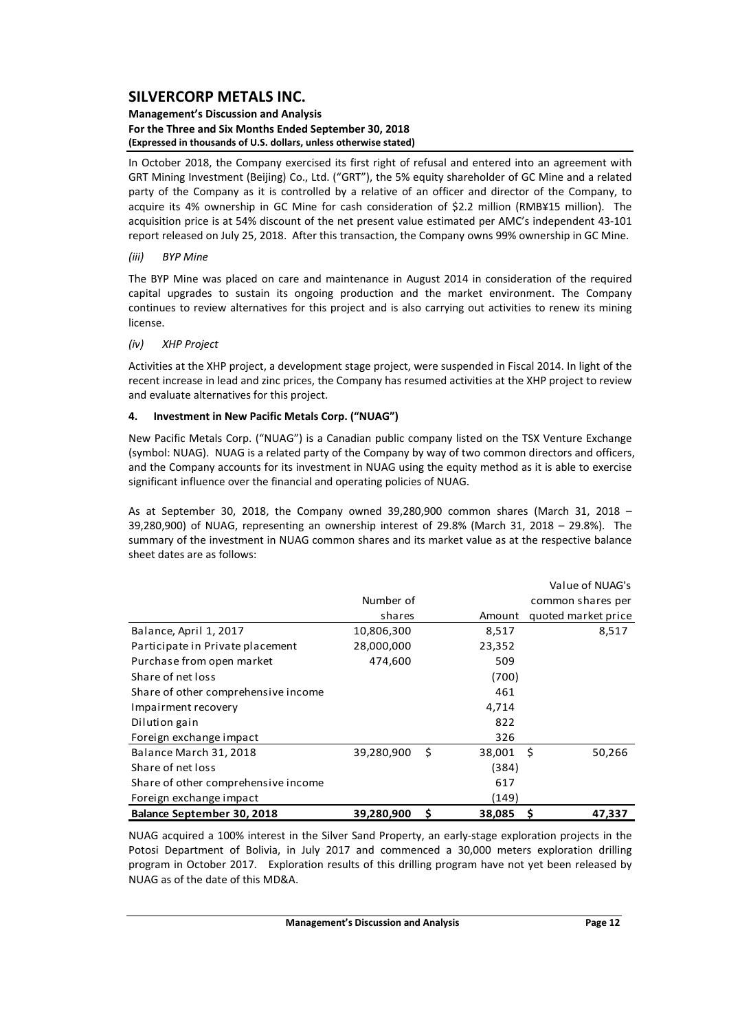In October 2018, the Company exercised its first right of refusal and entered into an agreement with GRT Mining Investment (Beijing) Co., Ltd. ("GRT"), the 5% equity shareholder of GC Mine and a related party of the Company as it is controlled by a relative of an officer and director of the Company, to acquire its 4% ownership in GC Mine for cash consideration of $2.2 million (RMB¥15 million). The acquisition price is at 54% discount of the net present value estimated per AMC's independent 43-101 report released on July 25, 2018. After this transaction, the Company owns 99% ownership in GC Mine.

*(iii) BYP Mine*

The BYP Mine was placed on care and maintenance in August 2014 in consideration of the required capital upgrades to sustain its ongoing production and the market environment. The Company continues to review alternatives for this project and is also carrying out activities to renew its mining license.

*(iv) XHP Project*

Activities at the XHP project, a development stage project, were suspended in Fiscal 2014. In light of the recent increase in lead and zinc prices, the Company has resumed activities at the XHP project to review and evaluate alternatives for this project.

### 4. Investment in New Pacific Metals Corp. ("NUAG")

New Pacific Metals Corp. ("NUAG") is a Canadian public company listed on the TSX Venture Exchange (symbol: NUAG). NUAG is a related party of the Company by way of two common directors and officers, and the Company accounts for its investment in NUAG using the equity method as it is able to exercise significant influence over the financial and operating policies of NUAG.

As at September 30, 2018, the Company owned 39,280,900 common shares (March 31, 2018 – 39,280,900) of NUAG, representing an ownership interest of 29.8% (March 31, 2018 – 29.8%). The summary of the investment in NUAG common shares and its market value as at the respective balance sheet dates are as follows:

| | Number of shares | Amount | Value of NUAG's common shares per quoted market price |
|---|---|---|---|
| Balance, April 1, 2017 | 10,806,300 | 8,517 | 8,517 |
| Participate in Private placement | 28,000,000 | 23,352 | |
| Purchase from open market | 474,600 | 509 | |
| Share of net loss | | (700) | |
| Share of other comprehensive income | | 461 | |
| Impairment recovery | | 4,714 | |
| Dilution gain | | 822 | |
| Foreign exchange impact | | 326 | |
| Balance March 31, 2018 | 39,280,900 | $ 38,001 | $ 50,266 |
| Share of net loss | | (384) | |
| Share of other comprehensive income | | 617 | |
| Foreign exchange impact | | (149) | |
| **Balance September 30, 2018** | **39,280,900** | **$ 38,085** | **$ 47,337** |

NUAG acquired a 100% interest in the Silver Sand Property, an early-stage exploration projects in the Potosi Department of Bolivia, in July 2017 and commenced a 30,000 meters exploration drilling program in October 2017. Exploration results of this drilling program have not yet been released by NUAG as of the date of this MD&A.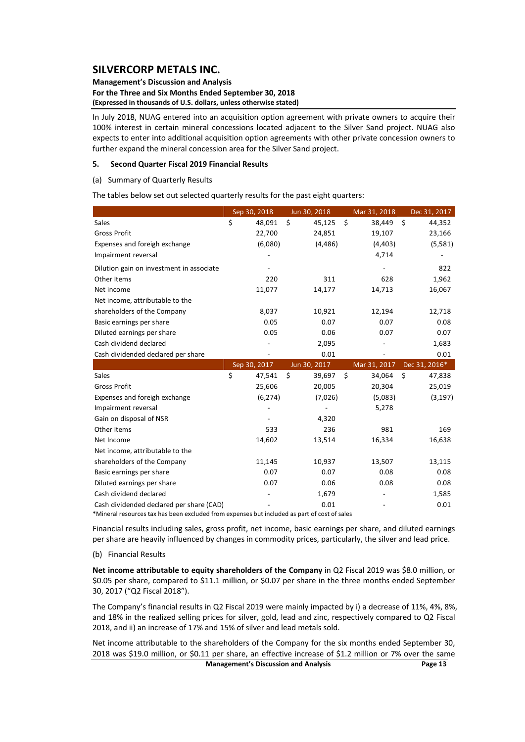In July 2018, NUAG entered into an acquisition option agreement with private owners to acquire their 100% interest in certain mineral concessions located adjacent to the Silver Sand project. NUAG also expects to enter into additional acquisition option agreements with other private concession owners to further expand the mineral concession area for the Silver Sand project.

## 5. Second Quarter Fiscal 2019 Financial Results

(a) Summary of Quarterly Results

The tables below set out selected quarterly results for the past eight quarters:

| | Sep 30, 2018 | Jun 30, 2018 | Mar 31, 2018 | Dec 31, 2017 |
|---|---|---|---|---|
| Sales | $ 48,091 | $ 45,125 | $ 38,449 | $ 44,352 |
| Gross Profit | 22,700 | 24,851 | 19,107 | 23,166 |
| Expenses and foreign exchange | (6,080) | (4,486) | (4,403) | (5,581) |
| Impairment reversal | - | | 4,714 | - |
| Dilution gain on investment in associate | - | | - | 822 |
| Other Items | 220 | 311 | 628 | 1,962 |
| Net income | 11,077 | 14,177 | 14,713 | 16,067 |
| Net income, attributable to the shareholders of the Company | 8,037 | 10,921 | 12,194 | 12,718 |
| Basic earnings per share | 0.05 | 0.07 | 0.07 | 0.08 |
| Diluted earnings per share | 0.05 | 0.06 | 0.07 | 0.07 |
| Cash dividend declared | - | 2,095 | - | 1,683 |
| Cash dividended declared per share | - | 0.01 | - | 0.01 |
| | **Sep 30, 2017** | **Jun 30, 2017** | **Mar 31, 2017** | **Dec 31, 2016*** |
| Sales | $ 47,541 | $ 39,697 | $ 34,064 | $ 47,838 |
| Gross Profit | 25,606 | 20,005 | 20,304 | 25,019 |
| Expenses and foreign exchange | (6,274) | (7,026) | (5,083) | (3,197) |
| Impairment reversal | - | - | 5,278 | |
| Gain on disposal of NSR | - | 4,320 | | |
| Other Items | 533 | 236 | 981 | 169 |
| Net Income | 14,602 | 13,514 | 16,334 | 16,638 |
| Net income, attributable to the shareholders of the Company | 11,145 | 10,937 | 13,507 | 13,115 |
| Basic earnings per share | 0.07 | 0.07 | 0.08 | 0.08 |
| Diluted earnings per share | 0.07 | 0.06 | 0.08 | 0.08 |
| Cash dividend declared | - | 1,679 | - | 1,585 |
| Cash dividended declared per share (CAD) | - | 0.01 | - | 0.01 |

*Mineral resources tax has been excluded from expenses but included as part of cost of sales

Financial results including sales, gross profit, net income, basic earnings per share, and diluted earnings per share are heavily influenced by changes in commodity prices, particularly, the silver and lead price.

(b) Financial Results

**Net income attributable to equity shareholders of the Company** in Q2 Fiscal 2019 was $8.0 million, or $0.05 per share, compared to $11.1 million, or $0.07 per share in the three months ended September 30, 2017 ("Q2 Fiscal 2018").

The Company's financial results in Q2 Fiscal 2019 were mainly impacted by i) a decrease of 11%, 4%, 8%, and 18% in the realized selling prices for silver, gold, lead and zinc, respectively compared to Q2 Fiscal 2018, and ii) an increase of 17% and 15% of silver and lead metals sold.

Net income attributable to the shareholders of the Company for the six months ended September 30, 2018 was $19.0 million, or $0.11 per share, an effective increase of $1.2 million or 7% over the same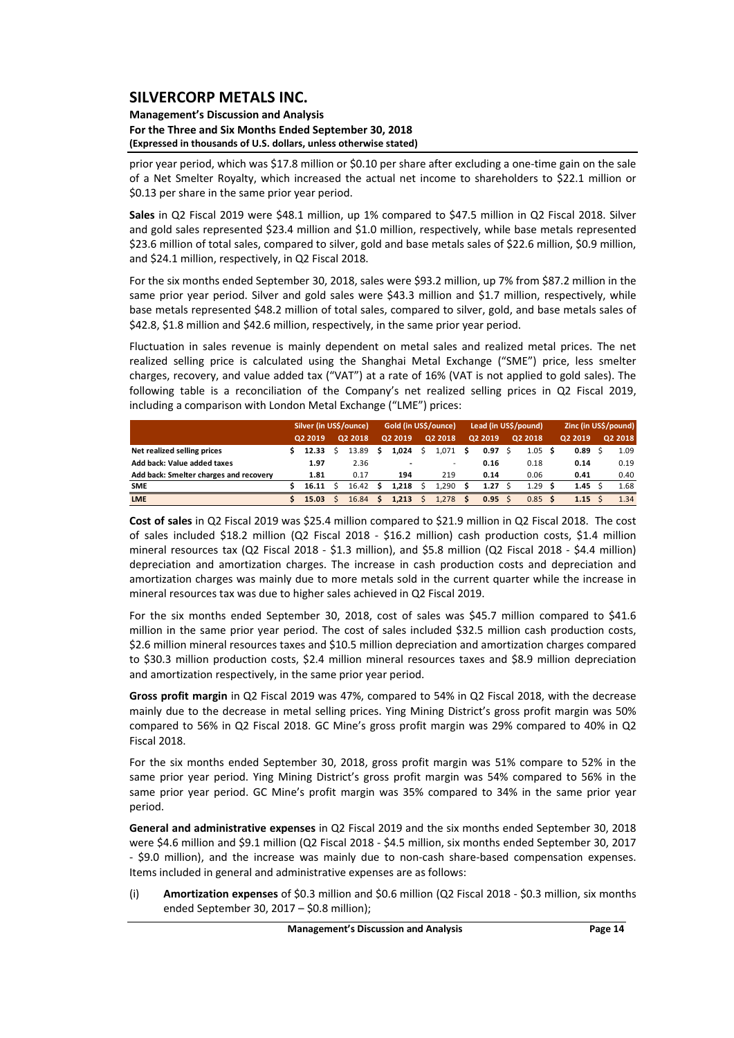prior year period, which was $17.8 million or $0.10 per share after excluding a one-time gain on the sale of a Net Smelter Royalty, which increased the actual net income to shareholders to $22.1 million or $0.13 per share in the same prior year period.

**Sales** in Q2 Fiscal 2019 were $48.1 million, up 1% compared to $47.5 million in Q2 Fiscal 2018. Silver and gold sales represented $23.4 million and $1.0 million, respectively, while base metals represented $23.6 million of total sales, compared to silver, gold and base metals sales of $22.6 million, $0.9 million, and $24.1 million, respectively, in Q2 Fiscal 2018.

For the six months ended September 30, 2018, sales were $93.2 million, up 7% from $87.2 million in the same prior year period. Silver and gold sales were $43.3 million and $1.7 million, respectively, while base metals represented $48.2 million of total sales, compared to silver, gold, and base metals sales of $42.8, $1.8 million and $42.6 million, respectively, in the same prior year period.

Fluctuation in sales revenue is mainly dependent on metal sales and realized metal prices. The net realized selling price is calculated using the Shanghai Metal Exchange ("SME") price, less smelter charges, recovery, and value added tax ("VAT") at a rate of 16% (VAT is not applied to gold sales). The following table is a reconciliation of the Company's net realized selling prices in Q2 Fiscal 2019, including a comparison with London Metal Exchange ("LME") prices:

| | Silver (in US$/ounce) | | Gold (in US$/ounce) | | Lead (in US$/pound) | | Zinc (in US$/pound) | |
|---|---|---|---|---|---|---|---|---|
| | Q2 2019 | Q2 2018 | Q2 2019 | Q2 2018 | Q2 2019 | Q2 2018 | Q2 2019 | Q2 2018 |
| **Net realized selling prices** | $ **12.33** | $ 13.89 | $ **1,024** | $ 1,071 | $ **0.97** | $ 1.05 | $ **0.89** | $ 1.09 |
| **Add back: Value added taxes** | **1.97** | 2.36 | **-** | - | **0.16** | 0.18 | **0.14** | 0.19 |
| **Add back: Smelter charges and recovery** | **1.81** | 0.17 | **194** | 219 | **0.14** | 0.06 | **0.41** | 0.40 |
| **SME** | $ **16.11** | $ 16.42 | $ **1,218** | $ 1,290 | $ **1.27** | $ 1.29 | $ **1.45** | $ 1.68 |
| **LME** | $ **15.03** | $ 16.84 | $ **1,213** | $ 1,278 | $ **0.95** | $ 0.85 | $ **1.15** | $ 1.34 |

**Cost of sales** in Q2 Fiscal 2019 was $25.4 million compared to $21.9 million in Q2 Fiscal 2018. The cost of sales included $18.2 million (Q2 Fiscal 2018 - $16.2 million) cash production costs, $1.4 million mineral resources tax (Q2 Fiscal 2018 - $1.3 million), and $5.8 million (Q2 Fiscal 2018 - $4.4 million) depreciation and amortization charges. The increase in cash production costs and depreciation and amortization charges was mainly due to more metals sold in the current quarter while the increase in mineral resources tax was due to higher sales achieved in Q2 Fiscal 2019.

For the six months ended September 30, 2018, cost of sales was $45.7 million compared to $41.6 million in the same prior year period. The cost of sales included $32.5 million cash production costs, $2.6 million mineral resources taxes and $10.5 million depreciation and amortization charges compared to $30.3 million production costs, $2.4 million mineral resources taxes and $8.9 million depreciation and amortization respectively, in the same prior year period.

**Gross profit margin** in Q2 Fiscal 2019 was 47%, compared to 54% in Q2 Fiscal 2018, with the decrease mainly due to the decrease in metal selling prices. Ying Mining District's gross profit margin was 50% compared to 56% in Q2 Fiscal 2018. GC Mine's gross profit margin was 29% compared to 40% in Q2 Fiscal 2018.

For the six months ended September 30, 2018, gross profit margin was 51% compare to 52% in the same prior year period. Ying Mining District's gross profit margin was 54% compared to 56% in the same prior year period. GC Mine's profit margin was 35% compared to 34% in the same prior year period.

**General and administrative expenses** in Q2 Fiscal 2019 and the six months ended September 30, 2018 were $4.6 million and $9.1 million (Q2 Fiscal 2018 - $4.5 million, six months ended September 30, 2017 - $9.0 million), and the increase was mainly due to non-cash share-based compensation expenses. Items included in general and administrative expenses are as follows:

(i) **Amortization expenses** of $0.3 million and $0.6 million (Q2 Fiscal 2018 - $0.3 million, six months ended September 30, 2017 – $0.8 million);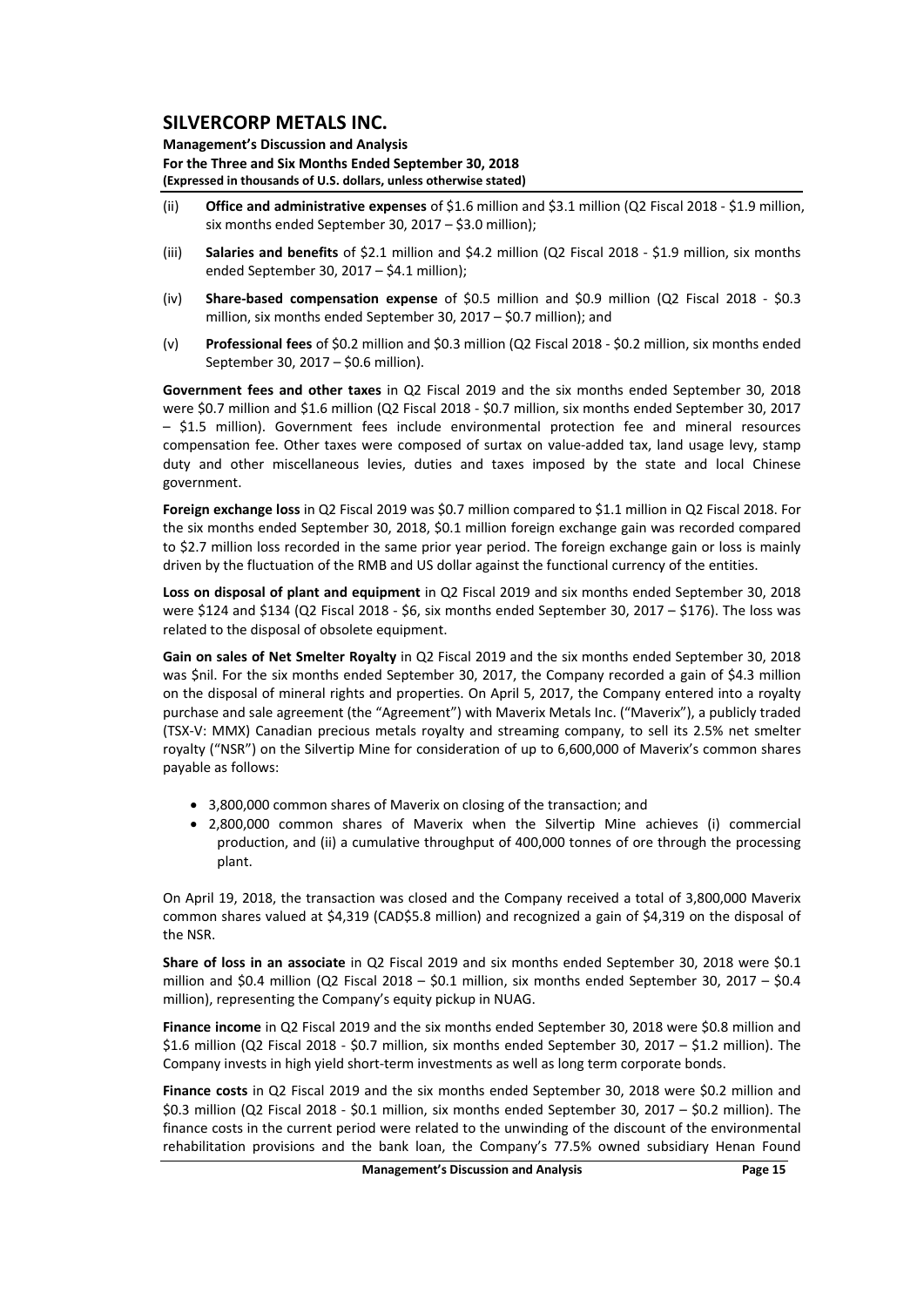(ii) **Office and administrative expenses** of $1.6 million and $3.1 million (Q2 Fiscal 2018 - $1.9 million, six months ended September 30, 2017 – $3.0 million);

(iii) **Salaries and benefits** of $2.1 million and $4.2 million (Q2 Fiscal 2018 - $1.9 million, six months ended September 30, 2017 – $4.1 million);

(iv) **Share-based compensation expense** of $0.5 million and $0.9 million (Q2 Fiscal 2018 - $0.3 million, six months ended September 30, 2017 – $0.7 million); and

(v) **Professional fees** of $0.2 million and $0.3 million (Q2 Fiscal 2018 - $0.2 million, six months ended September 30, 2017 – $0.6 million).

**Government fees and other taxes** in Q2 Fiscal 2019 and the six months ended September 30, 2018 were $0.7 million and $1.6 million (Q2 Fiscal 2018 - $0.7 million, six months ended September 30, 2017 – $1.5 million). Government fees include environmental protection fee and mineral resources compensation fee. Other taxes were composed of surtax on value-added tax, land usage levy, stamp duty and other miscellaneous levies, duties and taxes imposed by the state and local Chinese government.

**Foreign exchange loss** in Q2 Fiscal 2019 was $0.7 million compared to $1.1 million in Q2 Fiscal 2018. For the six months ended September 30, 2018, $0.1 million foreign exchange gain was recorded compared to $2.7 million loss recorded in the same prior year period. The foreign exchange gain or loss is mainly driven by the fluctuation of the RMB and US dollar against the functional currency of the entities.

**Loss on disposal of plant and equipment** in Q2 Fiscal 2019 and six months ended September 30, 2018 were $124 and $134 (Q2 Fiscal 2018 - $6, six months ended September 30, 2017 – $176). The loss was related to the disposal of obsolete equipment.

**Gain on sales of Net Smelter Royalty** in Q2 Fiscal 2019 and the six months ended September 30, 2018 was $nil. For the six months ended September 30, 2017, the Company recorded a gain of $4.3 million on the disposal of mineral rights and properties. On April 5, 2017, the Company entered into a royalty purchase and sale agreement (the "Agreement") with Maverix Metals Inc. ("Maverix"), a publicly traded (TSX-V: MMX) Canadian precious metals royalty and streaming company, to sell its 2.5% net smelter royalty ("NSR") on the Silvertip Mine for consideration of up to 6,600,000 of Maverix's common shares payable as follows:

- 3,800,000 common shares of Maverix on closing of the transaction; and
- 2,800,000 common shares of Maverix when the Silvertip Mine achieves (i) commercial production, and (ii) a cumulative throughput of 400,000 tonnes of ore through the processing plant.

On April 19, 2018, the transaction was closed and the Company received a total of 3,800,000 Maverix common shares valued at $4,319 (CAD$5.8 million) and recognized a gain of $4,319 on the disposal of the NSR.

**Share of loss in an associate** in Q2 Fiscal 2019 and six months ended September 30, 2018 were $0.1 million and $0.4 million (Q2 Fiscal 2018 – $0.1 million, six months ended September 30, 2017 – $0.4 million), representing the Company's equity pickup in NUAG.

**Finance income** in Q2 Fiscal 2019 and the six months ended September 30, 2018 were $0.8 million and $1.6 million (Q2 Fiscal 2018 - $0.7 million, six months ended September 30, 2017 – $1.2 million). The Company invests in high yield short-term investments as well as long term corporate bonds.

**Finance costs** in Q2 Fiscal 2019 and the six months ended September 30, 2018 were $0.2 million and $0.3 million (Q2 Fiscal 2018 - $0.1 million, six months ended September 30, 2017 – $0.2 million). The finance costs in the current period were related to the unwinding of the discount of the environmental rehabilitation provisions and the bank loan, the Company's 77.5% owned subsidiary Henan Found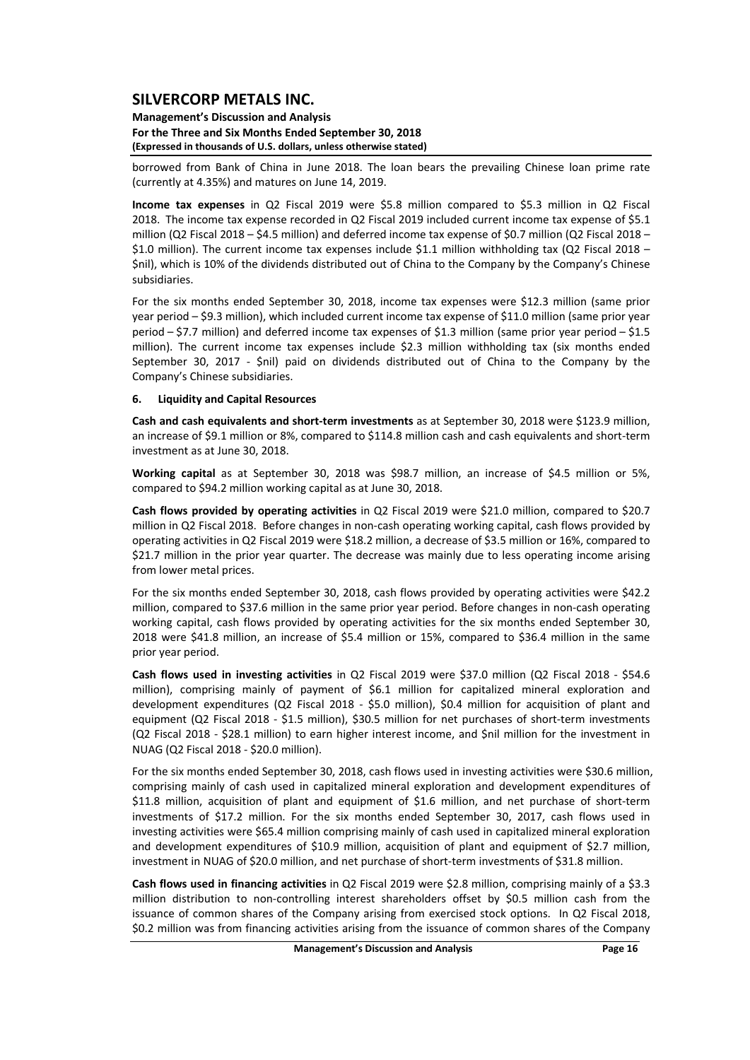borrowed from Bank of China in June 2018. The loan bears the prevailing Chinese loan prime rate (currently at 4.35%) and matures on June 14, 2019.

**Income tax expenses** in Q2 Fiscal 2019 were $5.8 million compared to $5.3 million in Q2 Fiscal 2018. The income tax expense recorded in Q2 Fiscal 2019 included current income tax expense of $5.1 million (Q2 Fiscal 2018 – $4.5 million) and deferred income tax expense of $0.7 million (Q2 Fiscal 2018 – $1.0 million). The current income tax expenses include $1.1 million withholding tax (Q2 Fiscal 2018 – $nil), which is 10% of the dividends distributed out of China to the Company by the Company's Chinese subsidiaries.

For the six months ended September 30, 2018, income tax expenses were $12.3 million (same prior year period – $9.3 million), which included current income tax expense of $11.0 million (same prior year period – $7.7 million) and deferred income tax expenses of $1.3 million (same prior year period – $1.5 million). The current income tax expenses include $2.3 million withholding tax (six months ended September 30, 2017 - $nil) paid on dividends distributed out of China to the Company by the Company's Chinese subsidiaries.

## 6. Liquidity and Capital Resources

**Cash and cash equivalents and short-term investments** as at September 30, 2018 were $123.9 million, an increase of $9.1 million or 8%, compared to $114.8 million cash and cash equivalents and short-term investment as at June 30, 2018.

**Working capital** as at September 30, 2018 was $98.7 million, an increase of $4.5 million or 5%, compared to $94.2 million working capital as at June 30, 2018.

**Cash flows provided by operating activities** in Q2 Fiscal 2019 were $21.0 million, compared to $20.7 million in Q2 Fiscal 2018. Before changes in non-cash operating working capital, cash flows provided by operating activities in Q2 Fiscal 2019 were $18.2 million, a decrease of $3.5 million or 16%, compared to $21.7 million in the prior year quarter. The decrease was mainly due to less operating income arising from lower metal prices.

For the six months ended September 30, 2018, cash flows provided by operating activities were $42.2 million, compared to $37.6 million in the same prior year period. Before changes in non-cash operating working capital, cash flows provided by operating activities for the six months ended September 30, 2018 were $41.8 million, an increase of $5.4 million or 15%, compared to $36.4 million in the same prior year period.

**Cash flows used in investing activities** in Q2 Fiscal 2019 were $37.0 million (Q2 Fiscal 2018 - $54.6 million), comprising mainly of payment of $6.1 million for capitalized mineral exploration and development expenditures (Q2 Fiscal 2018 - $5.0 million), $0.4 million for acquisition of plant and equipment (Q2 Fiscal 2018 - $1.5 million), $30.5 million for net purchases of short-term investments (Q2 Fiscal 2018 - $28.1 million) to earn higher interest income, and $nil million for the investment in NUAG (Q2 Fiscal 2018 - $20.0 million).

For the six months ended September 30, 2018, cash flows used in investing activities were $30.6 million, comprising mainly of cash used in capitalized mineral exploration and development expenditures of $11.8 million, acquisition of plant and equipment of $1.6 million, and net purchase of short-term investments of $17.2 million. For the six months ended September 30, 2017, cash flows used in investing activities were $65.4 million comprising mainly of cash used in capitalized mineral exploration and development expenditures of $10.9 million, acquisition of plant and equipment of $2.7 million, investment in NUAG of $20.0 million, and net purchase of short-term investments of $31.8 million.

**Cash flows used in financing activities** in Q2 Fiscal 2019 were $2.8 million, comprising mainly of a $3.3 million distribution to non-controlling interest shareholders offset by $0.5 million cash from the issuance of common shares of the Company arising from exercised stock options. In Q2 Fiscal 2018, $0.2 million was from financing activities arising from the issuance of common shares of the Company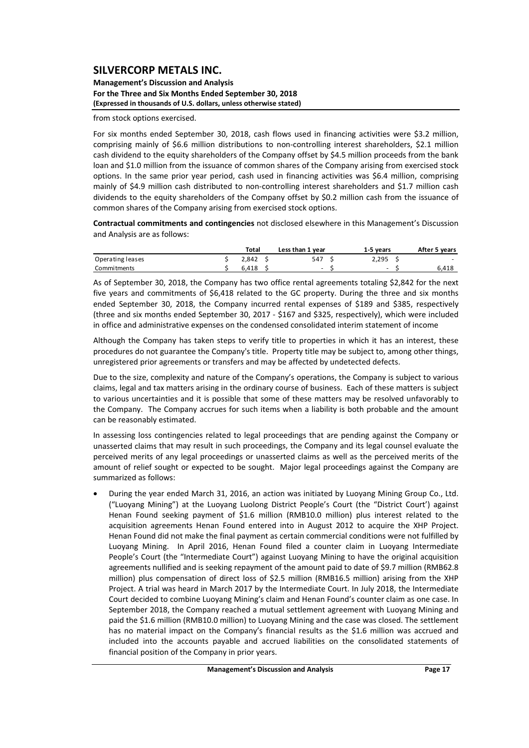from stock options exercised.

For six months ended September 30, 2018, cash flows used in financing activities were $3.2 million, comprising mainly of $6.6 million distributions to non-controlling interest shareholders, $2.1 million cash dividend to the equity shareholders of the Company offset by $4.5 million proceeds from the bank loan and $1.0 million from the issuance of common shares of the Company arising from exercised stock options. In the same prior year period, cash used in financing activities was $6.4 million, comprising mainly of $4.9 million cash distributed to non-controlling interest shareholders and $1.7 million cash dividends to the equity shareholders of the Company offset by $0.2 million cash from the issuance of common shares of the Company arising from exercised stock options.

**Contractual commitments and contingencies** not disclosed elsewhere in this Management's Discussion and Analysis are as follows:

| | Total | Less than 1 year | 1-5 years | After 5 years |
|---|---|---|---|---|
| Operating leases | $ 2,842 | $ 547 | $ 2,295 | $ - |
| Commitments | $ 6,418 | $ - | $ - | $ 6,418 |

As of September 30, 2018, the Company has two office rental agreements totaling $2,842 for the next five years and commitments of $6,418 related to the GC property. During the three and six months ended September 30, 2018, the Company incurred rental expenses of $189 and $385, respectively (three and six months ended September 30, 2017 - $167 and $325, respectively), which were included in office and administrative expenses on the condensed consolidated interim statement of income

Although the Company has taken steps to verify title to properties in which it has an interest, these procedures do not guarantee the Company's title. Property title may be subject to, among other things, unregistered prior agreements or transfers and may be affected by undetected defects.

Due to the size, complexity and nature of the Company's operations, the Company is subject to various claims, legal and tax matters arising in the ordinary course of business. Each of these matters is subject to various uncertainties and it is possible that some of these matters may be resolved unfavorably to the Company. The Company accrues for such items when a liability is both probable and the amount can be reasonably estimated.

In assessing loss contingencies related to legal proceedings that are pending against the Company or unasserted claims that may result in such proceedings, the Company and its legal counsel evaluate the perceived merits of any legal proceedings or unasserted claims as well as the perceived merits of the amount of relief sought or expected to be sought. Major legal proceedings against the Company are summarized as follows:

- During the year ended March 31, 2016, an action was initiated by Luoyang Mining Group Co., Ltd. ("Luoyang Mining") at the Luoyang Luolong District People's Court (the "District Court') against Henan Found seeking payment of $1.6 million (RMB10.0 million) plus interest related to the acquisition agreements Henan Found entered into in August 2012 to acquire the XHP Project. Henan Found did not make the final payment as certain commercial conditions were not fulfilled by Luoyang Mining. In April 2016, Henan Found filed a counter claim in Luoyang Intermediate People's Court (the "Intermediate Court") against Luoyang Mining to have the original acquisition agreements nullified and is seeking repayment of the amount paid to date of $9.7 million (RMB62.8 million) plus compensation of direct loss of $2.5 million (RMB16.5 million) arising from the XHP Project. A trial was heard in March 2017 by the Intermediate Court. In July 2018, the Intermediate Court decided to combine Luoyang Mining's claim and Henan Found's counter claim as one case. In September 2018, the Company reached a mutual settlement agreement with Luoyang Mining and paid the $1.6 million (RMB10.0 million) to Luoyang Mining and the case was closed. The settlement has no material impact on the Company's financial results as the $1.6 million was accrued and included into the accounts payable and accrued liabilities on the consolidated statements of financial position of the Company in prior years.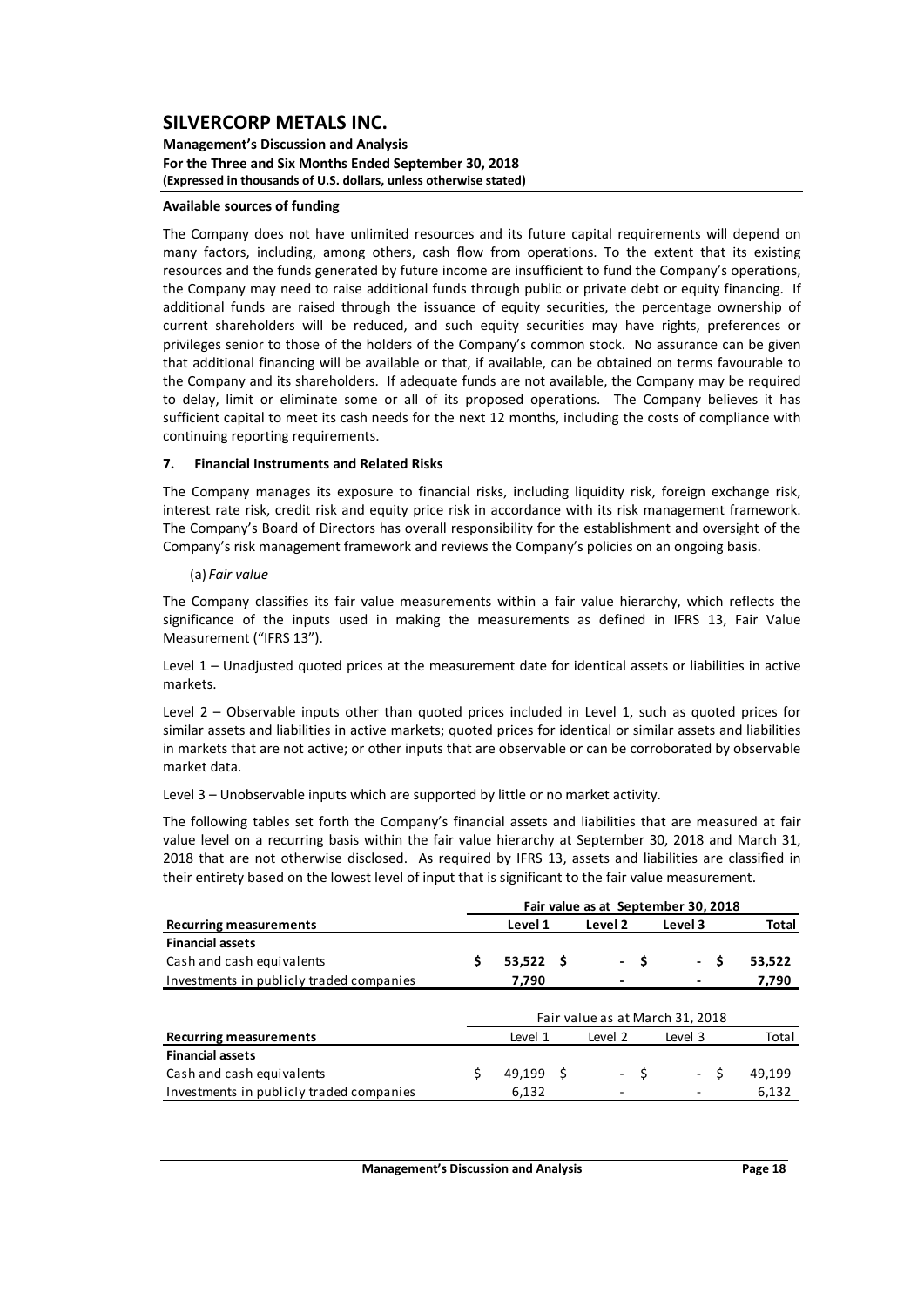#### Available sources of funding

The Company does not have unlimited resources and its future capital requirements will depend on many factors, including, among others, cash flow from operations. To the extent that its existing resources and the funds generated by future income are insufficient to fund the Company's operations, the Company may need to raise additional funds through public or private debt or equity financing. If additional funds are raised through the issuance of equity securities, the percentage ownership of current shareholders will be reduced, and such equity securities may have rights, preferences or privileges senior to those of the holders of the Company's common stock. No assurance can be given that additional financing will be available or that, if available, can be obtained on terms favourable to the Company and its shareholders. If adequate funds are not available, the Company may be required to delay, limit or eliminate some or all of its proposed operations. The Company believes it has sufficient capital to meet its cash needs for the next 12 months, including the costs of compliance with continuing reporting requirements.

## 7. Financial Instruments and Related Risks

The Company manages its exposure to financial risks, including liquidity risk, foreign exchange risk, interest rate risk, credit risk and equity price risk in accordance with its risk management framework. The Company's Board of Directors has overall responsibility for the establishment and oversight of the Company's risk management framework and reviews the Company's policies on an ongoing basis.

(a) *Fair value*

The Company classifies its fair value measurements within a fair value hierarchy, which reflects the significance of the inputs used in making the measurements as defined in IFRS 13, Fair Value Measurement ("IFRS 13").

Level 1 – Unadjusted quoted prices at the measurement date for identical assets or liabilities in active markets.

Level 2 – Observable inputs other than quoted prices included in Level 1, such as quoted prices for similar assets and liabilities in active markets; quoted prices for identical or similar assets and liabilities in markets that are not active; or other inputs that are observable or can be corroborated by observable market data.

Level 3 – Unobservable inputs which are supported by little or no market activity.

The following tables set forth the Company's financial assets and liabilities that are measured at fair value level on a recurring basis within the fair value hierarchy at September 30, 2018 and March 31, 2018 that are not otherwise disclosed. As required by IFRS 13, assets and liabilities are classified in their entirety based on the lowest level of input that is significant to the fair value measurement.

| | Fair value as at September 30, 2018 | | | |
|---|---|---|---|---|
| **Recurring measurements** | **Level 1** | **Level 2** | **Level 3** | **Total** |
| **Financial assets** | | | | |
| Cash and cash equivalents | **$ 53,522** | **$ -** | **$ -** | **$ 53,522** |
| Investments in publicly traded companies | **7,790** | **-** | **-** | **7,790** |

| | Fair value as at March 31, 2018 | | | |
|---|---|---|---|---|
| **Recurring measurements** | Level 1 | Level 2 | Level 3 | Total |
| **Financial assets** | | | | |
| Cash and cash equivalents | $ 49,199 | $ - | $ - | $ 49,199 |
| Investments in publicly traded companies | 6,132 | - | - | 6,132 |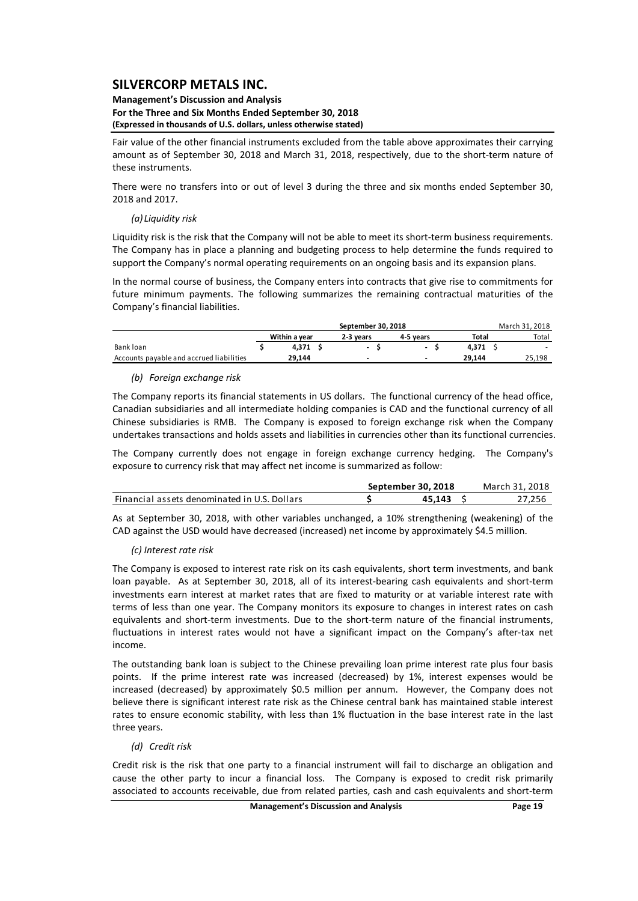Fair value of the other financial instruments excluded from the table above approximates their carrying amount as of September 30, 2018 and March 31, 2018, respectively, due to the short-term nature of these instruments.

There were no transfers into or out of level 3 during the three and six months ended September 30, 2018 and 2017.

*(a) Liquidity risk*

Liquidity risk is the risk that the Company will not be able to meet its short-term business requirements. The Company has in place a planning and budgeting process to help determine the funds required to support the Company's normal operating requirements on an ongoing basis and its expansion plans.

In the normal course of business, the Company enters into contracts that give rise to commitments for future minimum payments. The following summarizes the remaining contractual maturities of the Company's financial liabilities.

| | September 30, 2018 | | | | March 31, 2018 |
|---|---|---|---|---|---|
| | **Within a year** | **2-3 years** | **4-5 years** | **Total** | Total |
| Bank loan | $ 4,371 | $ - | $ - | $ 4,371 | $ - |
| Accounts payable and accrued liabilities | 29,144 | - | - | 29,144 | 25,198 |

*(b) Foreign exchange risk*

The Company reports its financial statements in US dollars. The functional currency of the head office, Canadian subsidiaries and all intermediate holding companies is CAD and the functional currency of all Chinese subsidiaries is RMB. The Company is exposed to foreign exchange risk when the Company undertakes transactions and holds assets and liabilities in currencies other than its functional currencies.

The Company currently does not engage in foreign exchange currency hedging. The Company's exposure to currency risk that may affect net income is summarized as follow:

| | September 30, 2018 | March 31, 2018 |
|---|---|---|
| Financial assets denominated in U.S. Dollars | $ 45,143 | $ 27,256 |

As at September 30, 2018, with other variables unchanged, a 10% strengthening (weakening) of the CAD against the USD would have decreased (increased) net income by approximately $4.5 million.

*(c) Interest rate risk*

The Company is exposed to interest rate risk on its cash equivalents, short term investments, and bank loan payable. As at September 30, 2018, all of its interest-bearing cash equivalents and short-term investments earn interest at market rates that are fixed to maturity or at variable interest rate with terms of less than one year. The Company monitors its exposure to changes in interest rates on cash equivalents and short-term investments. Due to the short-term nature of the financial instruments, fluctuations in interest rates would not have a significant impact on the Company's after-tax net income.

The outstanding bank loan is subject to the Chinese prevailing loan prime interest rate plus four basis points. If the prime interest rate was increased (decreased) by 1%, interest expenses would be increased (decreased) by approximately $0.5 million per annum. However, the Company does not believe there is significant interest rate risk as the Chinese central bank has maintained stable interest rates to ensure economic stability, with less than 1% fluctuation in the base interest rate in the last three years.

*(d) Credit risk*

Credit risk is the risk that one party to a financial instrument will fail to discharge an obligation and cause the other party to incur a financial loss. The Company is exposed to credit risk primarily associated to accounts receivable, due from related parties, cash and cash equivalents and short-term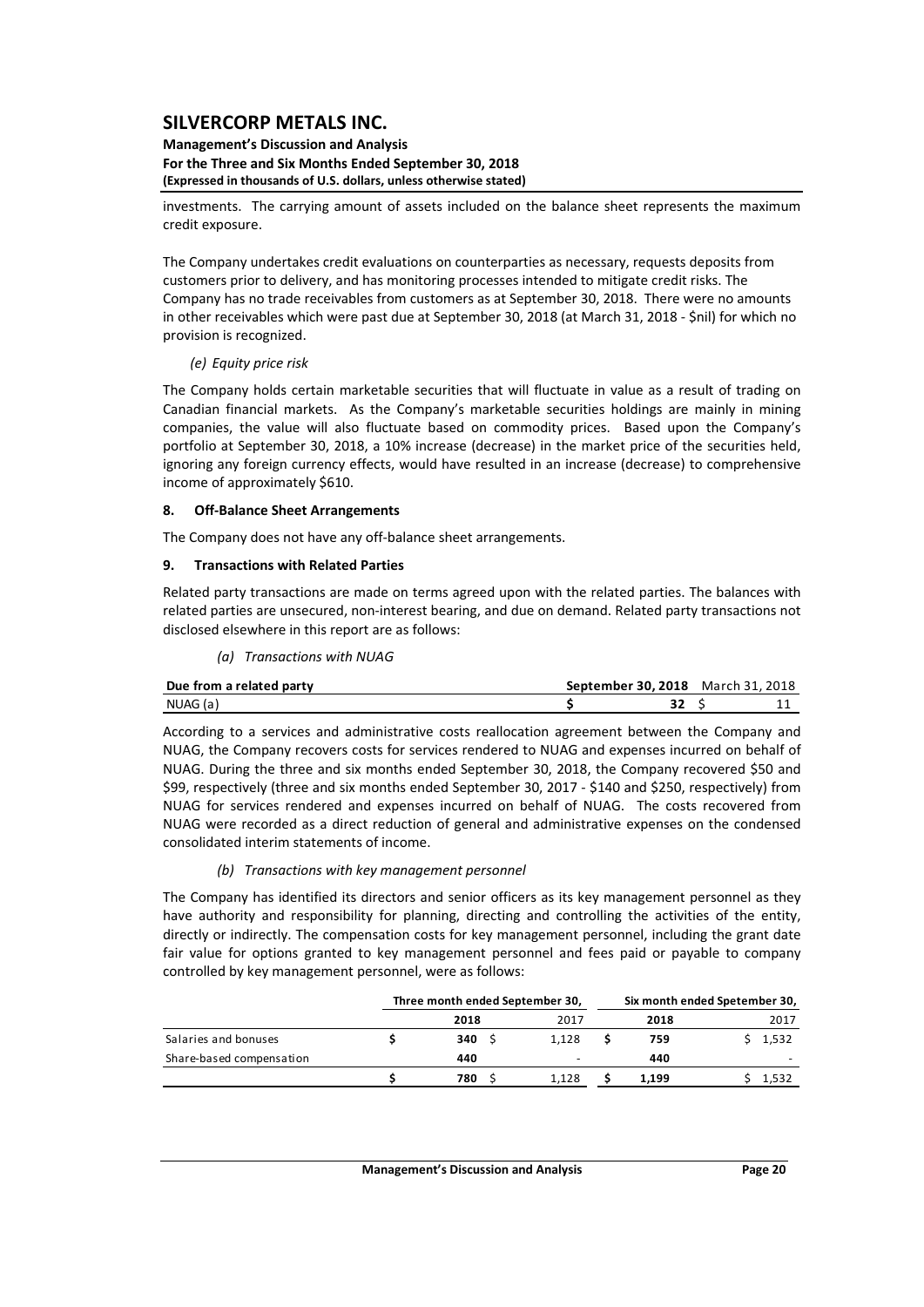investments. The carrying amount of assets included on the balance sheet represents the maximum credit exposure.

The Company undertakes credit evaluations on counterparties as necessary, requests deposits from customers prior to delivery, and has monitoring processes intended to mitigate credit risks. The Company has no trade receivables from customers as at September 30, 2018. There were no amounts in other receivables which were past due at September 30, 2018 (at March 31, 2018 - $nil) for which no provision is recognized.

*(e) Equity price risk*

The Company holds certain marketable securities that will fluctuate in value as a result of trading on Canadian financial markets. As the Company's marketable securities holdings are mainly in mining companies, the value will also fluctuate based on commodity prices. Based upon the Company's portfolio at September 30, 2018, a 10% increase (decrease) in the market price of the securities held, ignoring any foreign currency effects, would have resulted in an increase (decrease) to comprehensive income of approximately $610.

## 8. Off-Balance Sheet Arrangements

The Company does not have any off-balance sheet arrangements.

## 9. Transactions with Related Parties

Related party transactions are made on terms agreed upon with the related parties. The balances with related parties are unsecured, non-interest bearing, and due on demand. Related party transactions not disclosed elsewhere in this report are as follows:

*(a) Transactions with NUAG*

| **Due from a related party** | **September 30, 2018** | March 31, 2018 |
|---|---|---|
| NUAG (a) | $ **32** | $ 11 |

According to a services and administrative costs reallocation agreement between the Company and NUAG, the Company recovers costs for services rendered to NUAG and expenses incurred on behalf of NUAG. During the three and six months ended September 30, 2018, the Company recovered $50 and $99, respectively (three and six months ended September 30, 2017 - $140 and $250, respectively) from NUAG for services rendered and expenses incurred on behalf of NUAG. The costs recovered from NUAG were recorded as a direct reduction of general and administrative expenses on the condensed consolidated interim statements of income.

*(b) Transactions with key management personnel*

The Company has identified its directors and senior officers as its key management personnel as they have authority and responsibility for planning, directing and controlling the activities of the entity, directly or indirectly. The compensation costs for key management personnel, including the grant date fair value for options granted to key management personnel and fees paid or payable to company controlled by key management personnel, were as follows:

| | **Three month ended September 30,** | | **Six month ended Spetember 30,** | |
|---|---|---|---|---|
| | **2018** | 2017 | **2018** | 2017 |
| Salaries and bonuses | $ **340** | $ 1,128 | $ **759** | $ 1,532 |
| Share-based compensation | **440** | - | **440** | - |
| | $ **780** | $ 1,128 | $ **1,199** | $ 1,532 |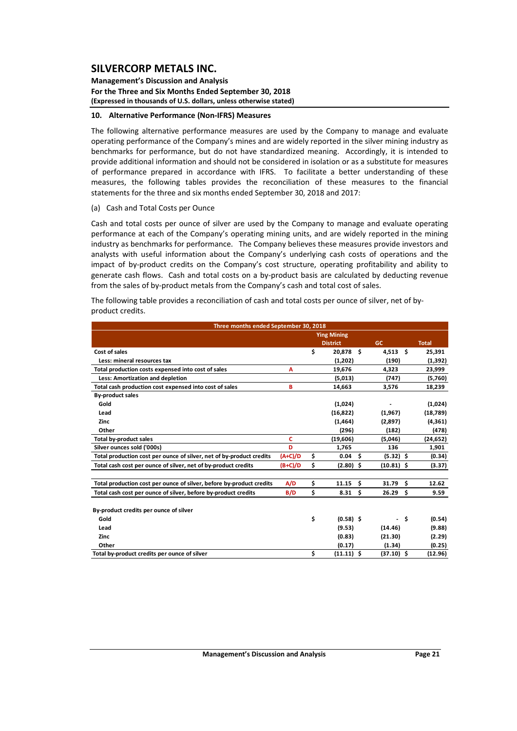## 10. Alternative Performance (Non-IFRS) Measures

The following alternative performance measures are used by the Company to manage and evaluate operating performance of the Company's mines and are widely reported in the silver mining industry as benchmarks for performance, but do not have standardized meaning. Accordingly, it is intended to provide additional information and should not be considered in isolation or as a substitute for measures of performance prepared in accordance with IFRS. To facilitate a better understanding of these measures, the following tables provides the reconciliation of these measures to the financial statements for the three and six months ended September 30, 2018 and 2017:

(a) Cash and Total Costs per Ounce

Cash and total costs per ounce of silver are used by the Company to manage and evaluate operating performance at each of the Company's operating mining units, and are widely reported in the mining industry as benchmarks for performance. The Company believes these measures provide investors and analysts with useful information about the Company's underlying cash costs of operations and the impact of by-product credits on the Company's cost structure, operating profitability and ability to generate cash flows. Cash and total costs on a by-product basis are calculated by deducting revenue from the sales of by-product metals from the Company's cash and total cost of sales.

The following table provides a reconciliation of cash and total costs per ounce of silver, net of by-product credits.

| Three months ended September 30, 2018 | | | | |
|---|---|---|---|---|
| | | Ying Mining District | GC | Total |
| **Cost of sales** | | $ 20,878 | $ 4,513 | $ 25,391 |
| **Less: mineral resources tax** | | (1,202) | (190) | (1,392) |
| **Total production costs expensed into cost of sales** | A | 19,676 | 4,323 | 23,999 |
| **Less: Amortization and depletion** | | (5,013) | (747) | (5,760) |
| **Total cash production cost expensed into cost of sales** | B | 14,663 | 3,576 | 18,239 |
| **By-product sales** | | | | |
| Gold | | (1,024) | - | (1,024) |
| Lead | | (16,822) | (1,967) | (18,789) |
| Zinc | | (1,464) | (2,897) | (4,361) |
| Other | | (296) | (182) | (478) |
| **Total by-product sales** | C | (19,606) | (5,046) | (24,652) |
| **Silver ounces sold ('000s)** | D | 1,765 | 136 | 1,901 |
| **Total production cost per ounce of silver, net of by-product credits** | (A+C)/D | $ 0.04 | $ (5.32) | $ (0.34) |
| **Total cash cost per ounce of silver, net of by-product credits** | (B+C)/D | $ (2.80) | $ (10.81) | $ (3.37) |
| | | | | |
| **Total production cost per ounce of silver, before by-product credits** | A/D | $ 11.15 | $ 31.79 | $ 12.62 |
| **Total cash cost per ounce of silver, before by-product credits** | B/D | $ 8.31 | $ 26.29 | $ 9.59 |
| | | | | |
| **By-product credits per ounce of silver** | | | | |
| Gold | | $ (0.58) | $ - | $ (0.54) |
| Lead | | (9.53) | (14.46) | (9.88) |
| Zinc | | (0.83) | (21.30) | (2.29) |
| Other | | (0.17) | (1.34) | (0.25) |
| **Total by-product credits per ounce of silver** | | $ (11.11) | $ (37.10) | $ (12.96) |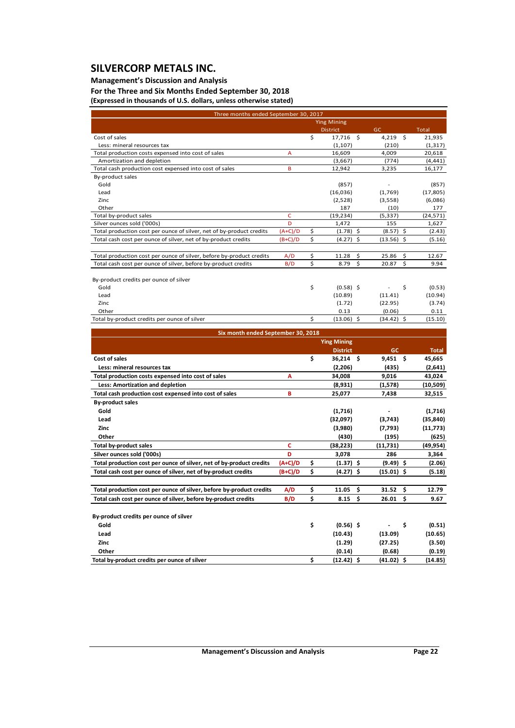# SILVERCORP METALS INC.

**Management's Discussion and Analysis**

**For the Three and Six Months Ended September 30, 2018**

**(Expressed in thousands of U.S. dollars, unless otherwise stated)**

| Three months ended September 30, 2017 | | Ying Mining District | GC | Total |
|---|---|---|---|---|
| Cost of sales | | $ 17,716 | $ 4,219 | $ 21,935 |
| Less: mineral resources tax | | (1,107) | (210) | (1,317) |
| Total production costs expensed into cost of sales | A | 16,609 | 4,009 | 20,618 |
| Amortization and depletion | | (3,667) | (774) | (4,441) |
| Total cash production cost expensed into cost of sales | B | 12,942 | 3,235 | 16,177 |
| By-product sales | | | | |
| Gold | | (857) | - | (857) |
| Lead | | (16,036) | (1,769) | (17,805) |
| Zinc | | (2,528) | (3,558) | (6,086) |
| Other | | 187 | (10) | 177 |
| Total by-product sales | C | (19,234) | (5,337) | (24,571) |
| Silver ounces sold ('000s) | D | 1,472 | 155 | 1,627 |
| Total production cost per ounce of silver, net of by-product credits | (A+C)/D | $ (1.78) | $ (8.57) | $ (2.43) |
| Total cash cost per ounce of silver, net of by-product credits | (B+C)/D | $ (4.27) | $ (13.56) | $ (5.16) |
| | | | | |
| Total production cost per ounce of silver, before by-product credits | A/D | $ 11.28 | $ 25.86 | $ 12.67 |
| Total cash cost per ounce of silver, before by-product credits | B/D | $ 8.79 | $ 20.87 | $ 9.94 |
| | | | | |
| By-product credits per ounce of silver | | | | |
| Gold | | $ (0.58) | $ - | $ (0.53) |
| Lead | | (10.89) | (11.41) | (10.94) |
| Zinc | | (1.72) | (22.95) | (3.74) |
| Other | | 0.13 | (0.06) | 0.11 |
| Total by-product credits per ounce of silver | | $ (13.06) | $ (34.42) | $ (15.10) |

| **Six month ended September 30, 2018** | | **Ying Mining District** | **GC** | **Total** |
|---|---|---|---|---|
| **Cost of sales** | | **$ 36,214** | **$ 9,451** | **$ 45,665** |
| **Less: mineral resources tax** | | **(2,206)** | **(435)** | **(2,641)** |
| **Total production costs expensed into cost of sales** | **A** | **34,008** | **9,016** | **43,024** |
| **Less: Amortization and depletion** | | **(8,931)** | **(1,578)** | **(10,509)** |
| **Total cash production cost expensed into cost of sales** | **B** | **25,077** | **7,438** | **32,515** |
| **By-product sales** | | | | |
| **Gold** | | **(1,716)** | **-** | **(1,716)** |
| **Lead** | | **(32,097)** | **(3,743)** | **(35,840)** |
| **Zinc** | | **(3,980)** | **(7,793)** | **(11,773)** |
| **Other** | | **(430)** | **(195)** | **(625)** |
| **Total by-product sales** | **C** | **(38,223)** | **(11,731)** | **(49,954)** |
| **Silver ounces sold ('000s)** | **D** | **3,078** | **286** | **3,364** |
| **Total production cost per ounce of silver, net of by-product credits** | **(A+C)/D** | **$ (1.37)** | **$ (9.49)** | **$ (2.06)** |
| **Total cash cost per ounce of silver, net of by-product credits** | **(B+C)/D** | **$ (4.27)** | **$ (15.01)** | **$ (5.18)** |
| | | | | |
| **Total production cost per ounce of silver, before by-product credits** | **A/D** | **$ 11.05** | **$ 31.52** | **$ 12.79** |
| **Total cash cost per ounce of silver, before by-product credits** | **B/D** | **$ 8.15** | **$ 26.01** | **$ 9.67** |
| | | | | |
| **By-product credits per ounce of silver** | | | | |
| **Gold** | | **$ (0.56)** | **$ -** | **$ (0.51)** |
| **Lead** | | **(10.43)** | **(13.09)** | **(10.65)** |
| **Zinc** | | **(1.29)** | **(27.25)** | **(3.50)** |
| **Other** | | **(0.14)** | **(0.68)** | **(0.19)** |
| **Total by-product credits per ounce of silver** | | **$ (12.42)** | **$ (41.02)** | **$ (14.85)** |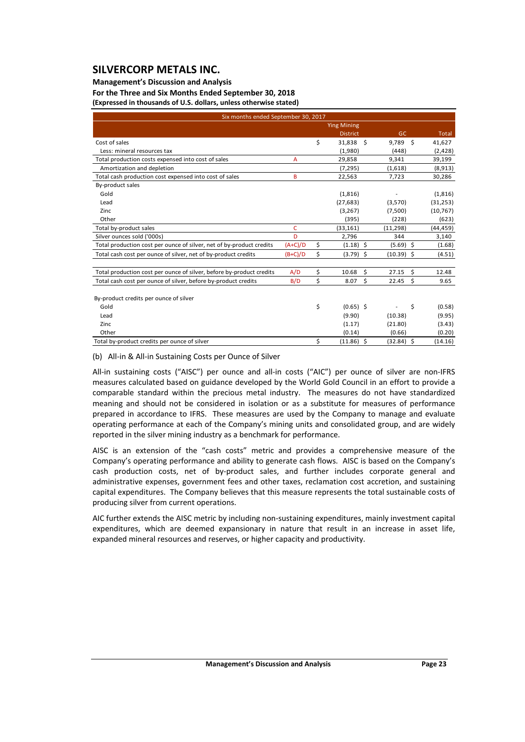# SILVERCORP METALS INC.

**Management's Discussion and Analysis**

**For the Three and Six Months Ended September 30, 2018**

**(Expressed in thousands of U.S. dollars, unless otherwise stated)**

| Six months ended September 30, 2017 | | | | |
|---|---|---|---|---|
| | | Ying Mining District | GC | Total |
| Cost of sales | | $ 31,838 | $ 9,789 | $ 41,627 |
| Less: mineral resources tax | | (1,980) | (448) | (2,428) |
| Total production costs expensed into cost of sales | A | 29,858 | 9,341 | 39,199 |
| Amortization and depletion | | (7,295) | (1,618) | (8,913) |
| Total cash production cost expensed into cost of sales | B | 22,563 | 7,723 | 30,286 |
| By-product sales | | | | |
| Gold | | (1,816) | - | (1,816) |
| Lead | | (27,683) | (3,570) | (31,253) |
| Zinc | | (3,267) | (7,500) | (10,767) |
| Other | | (395) | (228) | (623) |
| Total by-product sales | C | (33,161) | (11,298) | (44,459) |
| Silver ounces sold ('000s) | D | 2,796 | 344 | 3,140 |
| Total production cost per ounce of silver, net of by-product credits | (A+C)/D | $ (1.18) | $ (5.69) | $ (1.68) |
| Total cash cost per ounce of silver, net of by-product credits | (B+C)/D | $ (3.79) | $ (10.39) | $ (4.51) |
| | | | | |
| Total production cost per ounce of silver, before by-product credits | A/D | $ 10.68 | $ 27.15 | $ 12.48 |
| Total cash cost per ounce of silver, before by-product credits | B/D | $ 8.07 | $ 22.45 | $ 9.65 |
| | | | | |
| By-product credits per ounce of silver | | | | |
| Gold | | $ (0.65) | $ - | $ (0.58) |
| Lead | | (9.90) | (10.38) | (9.95) |
| Zinc | | (1.17) | (21.80) | (3.43) |
| Other | | (0.14) | (0.66) | (0.20) |
| Total by-product credits per ounce of silver | | $ (11.86) | $ (32.84) | $ (14.16) |

(b) All-in & All-in Sustaining Costs per Ounce of Silver

All-in sustaining costs ("AISC") per ounce and all-in costs ("AIC") per ounce of silver are non-IFRS measures calculated based on guidance developed by the World Gold Council in an effort to provide a comparable standard within the precious metal industry. The measures do not have standardized meaning and should not be considered in isolation or as a substitute for measures of performance prepared in accordance to IFRS. These measures are used by the Company to manage and evaluate operating performance at each of the Company's mining units and consolidated group, and are widely reported in the silver mining industry as a benchmark for performance.

AISC is an extension of the "cash costs" metric and provides a comprehensive measure of the Company's operating performance and ability to generate cash flows. AISC is based on the Company's cash production costs, net of by-product sales, and further includes corporate general and administrative expenses, government fees and other taxes, reclamation cost accretion, and sustaining capital expenditures. The Company believes that this measure represents the total sustainable costs of producing silver from current operations.

AIC further extends the AISC metric by including non-sustaining expenditures, mainly investment capital expenditures, which are deemed expansionary in nature that result in an increase in asset life, expanded mineral resources and reserves, or higher capacity and productivity.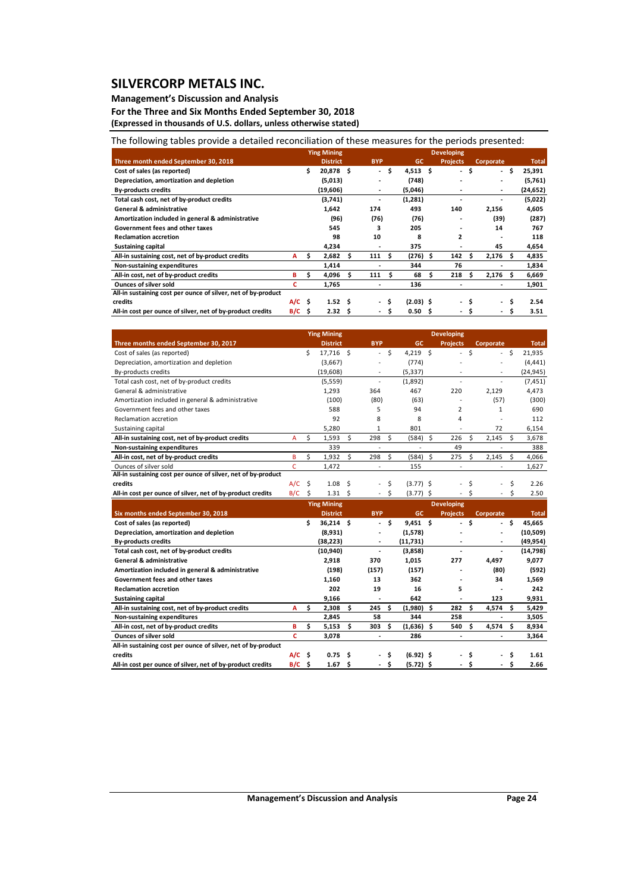# SILVERCORP METALS INC.

**Management's Discussion and Analysis**
**For the Three and Six Months Ended September 30, 2018**
**(Expressed in thousands of U.S. dollars, unless otherwise stated)**

The following tables provide a detailed reconciliation of these measures for the periods presented:

| Three month ended September 30, 2018 | | Ying Mining District | BYP | GC | Developing Projects | Corporate | Total |
|---|---|---|---|---|---|---|---|
| **Cost of sales (as reported)** | | $ 20,878 | $ - | $ 4,513 | $ - | $ - | $ 25,391 |
| **Depreciation, amortization and depletion** | | (5,013) | - | (748) | - | - | (5,761) |
| **By-products credits** | | (19,606) | - | (5,046) | - | - | (24,652) |
| **Total cash cost, net of by-product credits** | | (3,741) | - | (1,281) | - | - | (5,022) |
| **General & administrative** | | 1,642 | 174 | 493 | 140 | 2,156 | 4,605 |
| **Amortization included in general & administrative** | | (96) | (76) | (76) | - | (39) | (287) |
| **Government fees and other taxes** | | 545 | 3 | 205 | - | 14 | 767 |
| **Reclamation accretion** | | 98 | 10 | 8 | 2 | - | 118 |
| **Sustaining capital** | | 4,234 | - | 375 | - | 45 | 4,654 |
| **All-in sustaining cost, net of by-product credits** | A | $ 2,682 | $ 111 | $ (276) | $ 142 | $ 2,176 | $ 4,835 |
| **Non-sustaining expenditures** | | 1,414 | - | 344 | 76 | - | 1,834 |
| **All-in cost, net of by-product credits** | B | $ 4,096 | $ 111 | $ 68 | $ 218 | $ 2,176 | $ 6,669 |
| **Ounces of silver sold** | C | 1,765 | - | 136 | - | - | 1,901 |
| **All-in sustaining cost per ounce of silver, net of by-product credits** | A/C | $ 1.52 | $ - | $ (2.03) | $ - | $ - | $ 2.54 |
| **All-in cost per ounce of silver, net of by-product credits** | B/C | $ 2.32 | $ - | $ 0.50 | $ - | $ - | $ 3.51 |

| Three months ended September 30, 2017 | | Ying Mining District | BYP | GC | Developing Projects | Corporate | Total |
|---|---|---|---|---|---|---|---|
| Cost of sales (as reported) | | $ 17,716 | $ - | $ 4,219 | $ - | $ - | $ 21,935 |
| Depreciation, amortization and depletion | | (3,667) | - | (774) | - | - | (4,441) |
| By-products credits | | (19,608) | - | (5,337) | - | - | (24,945) |
| Total cash cost, net of by-product credits | | (5,559) | - | (1,892) | - | - | (7,451) |
| General & administrative | | 1,293 | 364 | 467 | 220 | 2,129 | 4,473 |
| Amortization included in general & administrative | | (100) | (80) | (63) | - | (57) | (300) |
| Government fees and other taxes | | 588 | 5 | 94 | 2 | 1 | 690 |
| Reclamation accretion | | 92 | 8 | 8 | 4 | - | 112 |
| Sustaining capital | | 5,280 | 1 | 801 | - | 72 | 6,154 |
| **All-in sustaining cost, net of by-product credits** | A | $ 1,593 | $ 298 | $ (584) | $ 226 | $ 2,145 | $ 3,678 |
| **Non-sustaining expenditures** | | 339 | - | - | 49 | - | 388 |
| **All-in cost, net of by-product credits** | B | $ 1,932 | $ 298 | $ (584) | $ 275 | $ 2,145 | $ 4,066 |
| Ounces of silver sold | C | 1,472 | - | 155 | - | - | 1,627 |
| **All-in sustaining cost per ounce of silver, net of by-product credits** | A/C | $ 1.08 | $ - | $ (3.77) | $ - | $ - | $ 2.26 |
| **All-in cost per ounce of silver, net of by-product credits** | B/C | $ 1.31 | $ - | $ (3.77) | $ - | $ - | $ 2.50 |

| Six months ended September 30, 2018 | | Ying Mining District | BYP | GC | Developing Projects | Corporate | Total |
|---|---|---|---|---|---|---|---|
| **Cost of sales (as reported)** | | $ 36,214 | $ - | $ 9,451 | $ - | $ - | $ 45,665 |
| **Depreciation, amortization and depletion** | | (8,931) | - | (1,578) | - | - | (10,509) |
| **By-products credits** | | (38,223) | - | (11,731) | - | - | (49,954) |
| **Total cash cost, net of by-product credits** | | (10,940) | - | (3,858) | - | - | (14,798) |
| **General & administrative** | | 2,918 | 370 | 1,015 | 277 | 4,497 | 9,077 |
| **Amortization included in general & administrative** | | (198) | (157) | (157) | - | (80) | (592) |
| **Government fees and other taxes** | | 1,160 | 13 | 362 | - | 34 | 1,569 |
| **Reclamation accretion** | | 202 | 19 | 16 | 5 | - | 242 |
| **Sustaining capital** | | 9,166 | - | 642 | - | 123 | 9,931 |
| **All-in sustaining cost, net of by-product credits** | A | $ 2,308 | $ 245 | $ (1,980) | $ 282 | $ 4,574 | $ 5,429 |
| **Non-sustaining expenditures** | | 2,845 | 58 | 344 | 258 | - | 3,505 |
| **All-in cost, net of by-product credits** | B | $ 5,153 | $ 303 | $ (1,636) | $ 540 | $ 4,574 | $ 8,934 |
| **Ounces of silver sold** | C | 3,078 | - | 286 | - | - | 3,364 |
| **All-in sustaining cost per ounce of silver, net of by-product credits** | A/C | $ 0.75 | $ - | $ (6.92) | $ - | $ - | $ 1.61 |
| **All-in cost per ounce of silver, net of by-product credits** | B/C | $ 1.67 | $ - | $ (5.72) | $ - | $ - | $ 2.66 |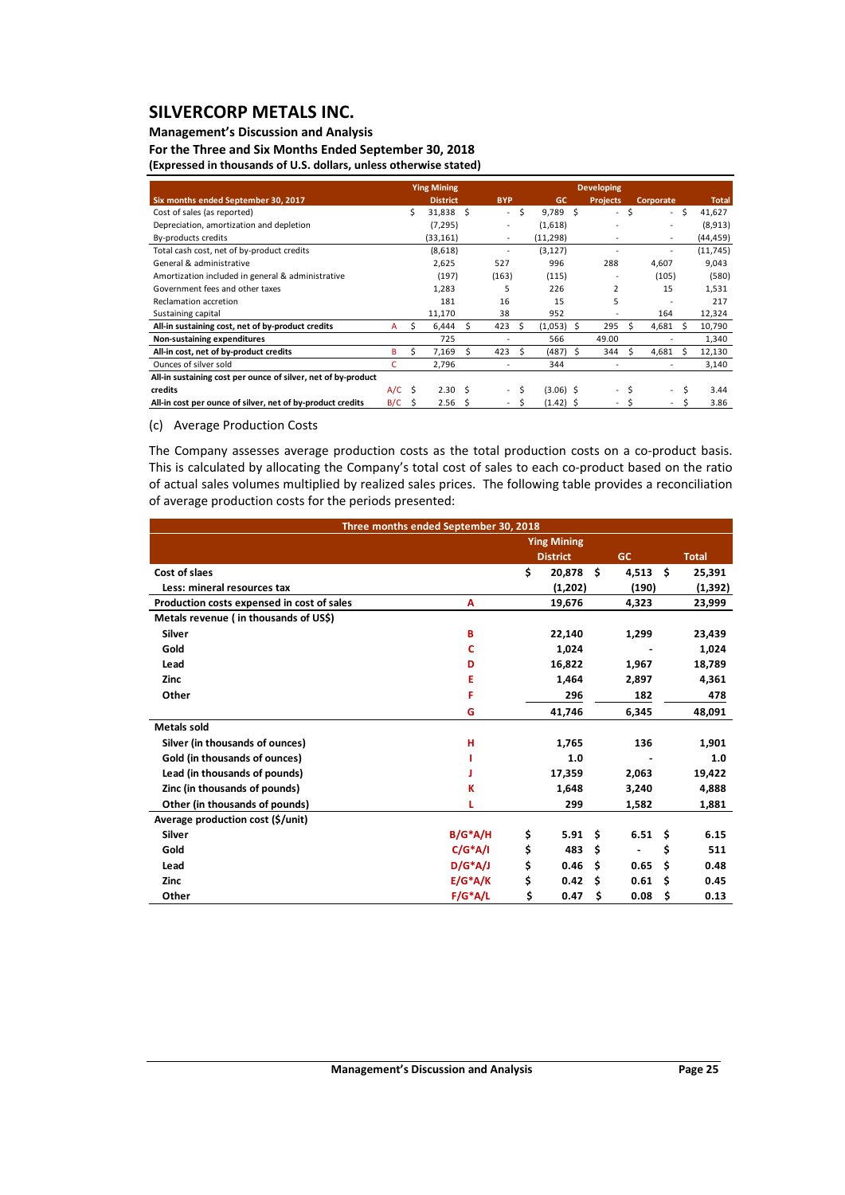| Six months ended September 30, 2017 | | Ying Mining District | BYP | GC | Developing Projects | Corporate | Total |
|---|---|---|---|---|---|---|---|
| Cost of sales (as reported) | | $ 31,838 | $ - | $ 9,789 | $ - | $ - | $ 41,627 |
| Depreciation, amortization and depletion | | (7,295) | - | (1,618) | - | - | (8,913) |
| By-products credits | | (33,161) | - | (11,298) | - | - | (44,459) |
| Total cash cost, net of by-product credits | | (8,618) | - | (3,127) | - | - | (11,745) |
| General & administrative | | 2,625 | 527 | 996 | 288 | 4,607 | 9,043 |
| Amortization included in general & administrative | | (197) | (163) | (115) | - | (105) | (580) |
| Government fees and other taxes | | 1,283 | 5 | 226 | 2 | 15 | 1,531 |
| Reclamation accretion | | 181 | 16 | 15 | 5 | - | 217 |
| Sustaining capital | | 11,170 | 38 | 952 | - | 164 | 12,324 |
| **All-in sustaining cost, net of by-product credits** | A | $ 6,444 | $ 423 | $ (1,053) | $ 295 | $ 4,681 | $ 10,790 |
| **Non-sustaining expenditures** | | 725 | - | 566 | 49.00 | - | 1,340 |
| **All-in cost, net of by-product credits** | B | $ 7,169 | $ 423 | $ (487) | $ 344 | $ 4,681 | $ 12,130 |
| Ounces of silver sold | C | 2,796 | - | 344 | - | - | 3,140 |
| **All-in sustaining cost per ounce of silver, net of by-product credits** | A/C | $ 2.30 | $ - | $ (3.06) | $ - | $ - | $ 3.44 |
| **All-in cost per ounce of silver, net of by-product credits** | B/C | $ 2.56 | $ - | $ (1.42) | $ - | $ - | $ 3.86 |

(c) Average Production Costs

The Company assesses average production costs as the total production costs on a co-product basis. This is calculated by allocating the Company's total cost of sales to each co-product based on the ratio of actual sales volumes multiplied by realized sales prices. The following table provides a reconciliation of average production costs for the periods presented:

| Three months ended September 30, 2018 | | Ying Mining District | GC | Total |
|---|---|---|---|---|
| **Cost of slaes** | | $ 20,878 | $ 4,513 | $ 25,391 |
| **Less: mineral resources tax** | | (1,202) | (190) | (1,392) |
| **Production costs expensed in cost of sales** | A | 19,676 | 4,323 | 23,999 |
| **Metals revenue ( in thousands of US$)** | | | | |
| **Silver** | B | 22,140 | 1,299 | 23,439 |
| **Gold** | C | 1,024 | - | 1,024 |
| **Lead** | D | 16,822 | 1,967 | 18,789 |
| **Zinc** | E | 1,464 | 2,897 | 4,361 |
| **Other** | F | 296 | 182 | 478 |
| | G | 41,746 | 6,345 | 48,091 |
| **Metals sold** | | | | |
| **Silver (in thousands of ounces)** | H | 1,765 | 136 | 1,901 |
| **Gold (in thousands of ounces)** | I | 1.0 | - | 1.0 |
| **Lead (in thousands of pounds)** | J | 17,359 | 2,063 | 19,422 |
| **Zinc (in thousands of pounds)** | K | 1,648 | 3,240 | 4,888 |
| **Other (in thousands of pounds)** | L | 299 | 1,582 | 1,881 |
| **Average production cost ($/unit)** | | | | |
| **Silver** | B/G\*A/H | $ 5.91 | $ 6.51 | $ 6.15 |
| **Gold** | C/G\*A/I | $ 483 | $ - | $ 511 |
| **Lead** | D/G\*A/J | $ 0.46 | $ 0.65 | $ 0.48 |
| **Zinc** | E/G\*A/K | $ 0.42 | $ 0.61 | $ 0.45 |
| **Other** | F/G\*A/L | $ 0.47 | $ 0.08 | $ 0.13 |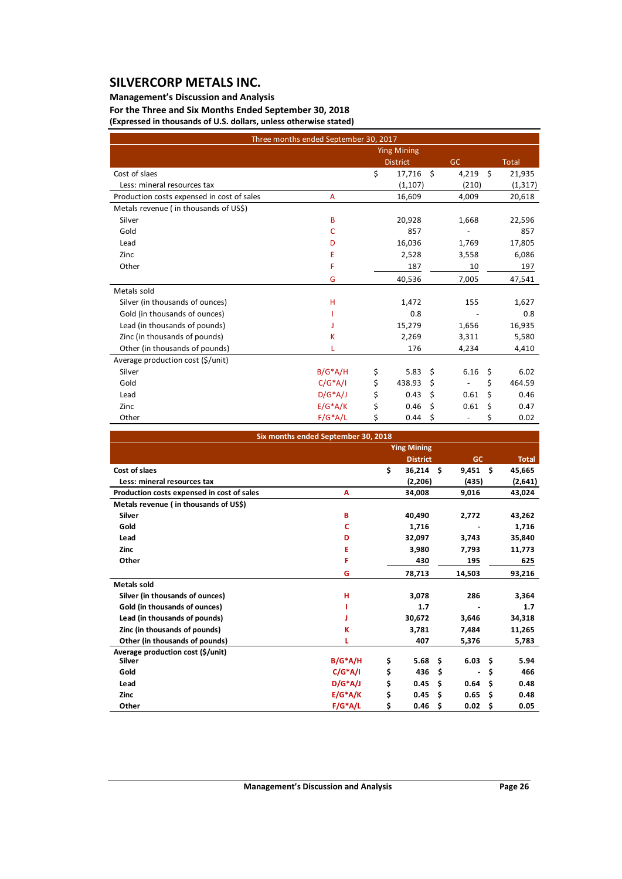# SILVERCORP METALS INC.

**Management's Discussion and Analysis**
**For the Three and Six Months Ended September 30, 2018**
**(Expressed in thousands of U.S. dollars, unless otherwise stated)**

| Three months ended September 30, 2017 | | Ying Mining District | GC | Total |
|---|---|---|---|---|
| Cost of slaes | | $ 17,716 | $ 4,219 | $ 21,935 |
| Less: mineral resources tax | | (1,107) | (210) | (1,317) |
| Production costs expensed in cost of sales | A | 16,609 | 4,009 | 20,618 |
| Metals revenue ( in thousands of US$) | | | | |
| Silver | B | 20,928 | 1,668 | 22,596 |
| Gold | C | 857 | - | 857 |
| Lead | D | 16,036 | 1,769 | 17,805 |
| Zinc | E | 2,528 | 3,558 | 6,086 |
| Other | F | 187 | 10 | 197 |
| | G | 40,536 | 7,005 | 47,541 |
| Metals sold | | | | |
| Silver (in thousands of ounces) | H | 1,472 | 155 | 1,627 |
| Gold (in thousands of ounces) | I | 0.8 | - | 0.8 |
| Lead (in thousands of pounds) | J | 15,279 | 1,656 | 16,935 |
| Zinc (in thousands of pounds) | K | 2,269 | 3,311 | 5,580 |
| Other (in thousands of pounds) | L | 176 | 4,234 | 4,410 |
| Average production cost ($/unit) | | | | |
| Silver | B/G*A/H | $ 5.83 | $ 6.16 | $ 6.02 |
| Gold | C/G*A/I | $ 438.93 | $ - | $ 464.59 |
| Lead | D/G*A/J | $ 0.43 | $ 0.61 | $ 0.46 |
| Zinc | E/G*A/K | $ 0.46 | $ 0.61 | $ 0.47 |
| Other | F/G*A/L | $ 0.44 | $ - | $ 0.02 |

| **Six months ended September 30, 2018** | | **Ying Mining District** | **GC** | **Total** |
|---|---|---|---|---|
| **Cost of slaes** | | **$ 36,214** | **$ 9,451** | **$ 45,665** |
| **Less: mineral resources tax** | | **(2,206)** | **(435)** | **(2,641)** |
| **Production costs expensed in cost of sales** | **A** | **34,008** | **9,016** | **43,024** |
| **Metals revenue ( in thousands of US$)** | | | | |
| **Silver** | **B** | **40,490** | **2,772** | **43,262** |
| **Gold** | **C** | **1,716** | **-** | **1,716** |
| **Lead** | **D** | **32,097** | **3,743** | **35,840** |
| **Zinc** | **E** | **3,980** | **7,793** | **11,773** |
| **Other** | **F** | **430** | **195** | **625** |
| | **G** | **78,713** | **14,503** | **93,216** |
| **Metals sold** | | | | |
| **Silver (in thousands of ounces)** | **H** | **3,078** | **286** | **3,364** |
| **Gold (in thousands of ounces)** | **I** | **1.7** | **-** | **1.7** |
| **Lead (in thousands of pounds)** | **J** | **30,672** | **3,646** | **34,318** |
| **Zinc (in thousands of pounds)** | **K** | **3,781** | **7,484** | **11,265** |
| **Other (in thousands of pounds)** | **L** | **407** | **5,376** | **5,783** |
| **Average production cost ($/unit)** | | | | |
| **Silver** | **B/G*A/H** | **$ 5.68** | **$ 6.03** | **$ 5.94** |
| **Gold** | **C/G*A/I** | **$ 436** | **$ -** | **$ 466** |
| **Lead** | **D/G*A/J** | **$ 0.45** | **$ 0.64** | **$ 0.48** |
| **Zinc** | **E/G*A/K** | **$ 0.45** | **$ 0.65** | **$ 0.48** |
| **Other** | **F/G*A/L** | **$ 0.46** | **$ 0.02** | **$ 0.05** |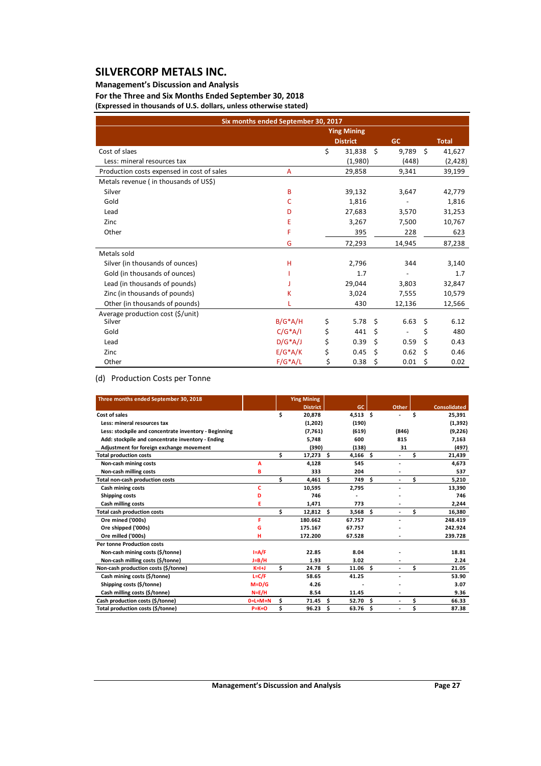# SILVERCORP METALS INC.

**Management's Discussion and Analysis**
**For the Three and Six Months Ended September 30, 2018**
**(Expressed in thousands of U.S. dollars, unless otherwise stated)**

| Six months ended September 30, 2017 | | Ying Mining District | GC | Total |
|---|---|---|---|---|
| Cost of slaes | | $ 31,838 | $ 9,789 | $ 41,627 |
| Less: mineral resources tax | | (1,980) | (448) | (2,428) |
| Production costs expensed in cost of sales | A | 29,858 | 9,341 | 39,199 |
| Metals revenue ( in thousands of US$) | | | | |
| Silver | B | 39,132 | 3,647 | 42,779 |
| Gold | C | 1,816 | - | 1,816 |
| Lead | D | 27,683 | 3,570 | 31,253 |
| Zinc | E | 3,267 | 7,500 | 10,767 |
| Other | F | 395 | 228 | 623 |
| | G | 72,293 | 14,945 | 87,238 |
| Metals sold | | | | |
| Silver (in thousands of ounces) | H | 2,796 | 344 | 3,140 |
| Gold (in thousands of ounces) | I | 1.7 | - | 1.7 |
| Lead (in thousands of pounds) | J | 29,044 | 3,803 | 32,847 |
| Zinc (in thousands of pounds) | K | 3,024 | 7,555 | 10,579 |
| Other (in thousands of pounds) | L | 430 | 12,136 | 12,566 |
| Average production cost ($/unit) | | | | |
| Silver | B/G*A/H | $ 5.78 | $ 6.63 | $ 6.12 |
| Gold | C/G*A/I | $ 441 | $ - | $ 480 |
| Lead | D/G*A/J | $ 0.39 | $ 0.59 | $ 0.43 |
| Zinc | E/G*A/K | $ 0.45 | $ 0.62 | $ 0.46 |
| Other | F/G*A/L | $ 0.38 | $ 0.01 | $ 0.02 |

(d) Production Costs per Tonne

| Three months ended September 30, 2018 | | Ying Mining District | GC | Other | Consolidated |
|---|---|---|---|---|---|
| **Cost of sales** | | $ 20,878 | 4,513 | $ - | $ 25,391 |
| **Less: mineral resources tax** | | (1,202) | (190) | | (1,392) |
| **Less: stockpile and concentrate inventory - Beginning** | | (7,761) | (619) | (846) | (9,226) |
| **Add: stockpile and concentrate inventory - Ending** | | 5,748 | 600 | 815 | 7,163 |
| **Adjustment for foreign exchange movement** | | (390) | (138) | 31 | (497) |
| **Total production costs** | | $ 17,273 | $ 4,166 | $ - | $ 21,439 |
| **Non-cash mining costs** | A | 4,128 | 545 | - | 4,673 |
| **Non-cash milling costs** | B | 333 | 204 | - | 537 |
| **Total non-cash production costs** | | $ 4,461 | $ 749 | $ - | $ 5,210 |
| **Cash mining costs** | C | 10,595 | 2,795 | - | 13,390 |
| **Shipping costs** | D | 746 | - | - | 746 |
| **Cash milling costs** | E | 1,471 | 773 | - | 2,244 |
| **Total cash production costs** | | $ 12,812 | $ 3,568 | $ - | $ 16,380 |
| **Ore mined ('000s)** | F | 180.662 | 67.757 | - | 248.419 |
| **Ore shipped ('000s)** | G | 175.167 | 67.757 | - | 242.924 |
| **Ore milled ('000s)** | H | 172.200 | 67.528 | - | 239.728 |
| **Per tonne Production costs** | | | | | |
| **Non-cash mining costs ($/tonne)** | I=A/F | 22.85 | 8.04 | - | 18.81 |
| **Non-cash milling costs ($/tonne)** | J=B/H | 1.93 | 3.02 | - | 2.24 |
| **Non-cash production costs ($/tonne)** | K=I+J | $ 24.78 | $ 11.06 | $ - | $ 21.05 |
| **Cash mining costs ($/tonne)** | L=C/F | 58.65 | 41.25 | - | 53.90 |
| **Shipping costs ($/tonne)** | M=D/G | 4.26 | - | - | 3.07 |
| **Cash milling costs ($/tonne)** | N=E/H | 8.54 | 11.45 | - | 9.36 |
| **Cash production costs ($/tonne)** | O=L+M+N | $ 71.45 | $ 52.70 | $ - | $ 66.33 |
| **Total production costs ($/tonne)** | P=K+O | $ 96.23 | $ 63.76 | $ - | $ 87.38 |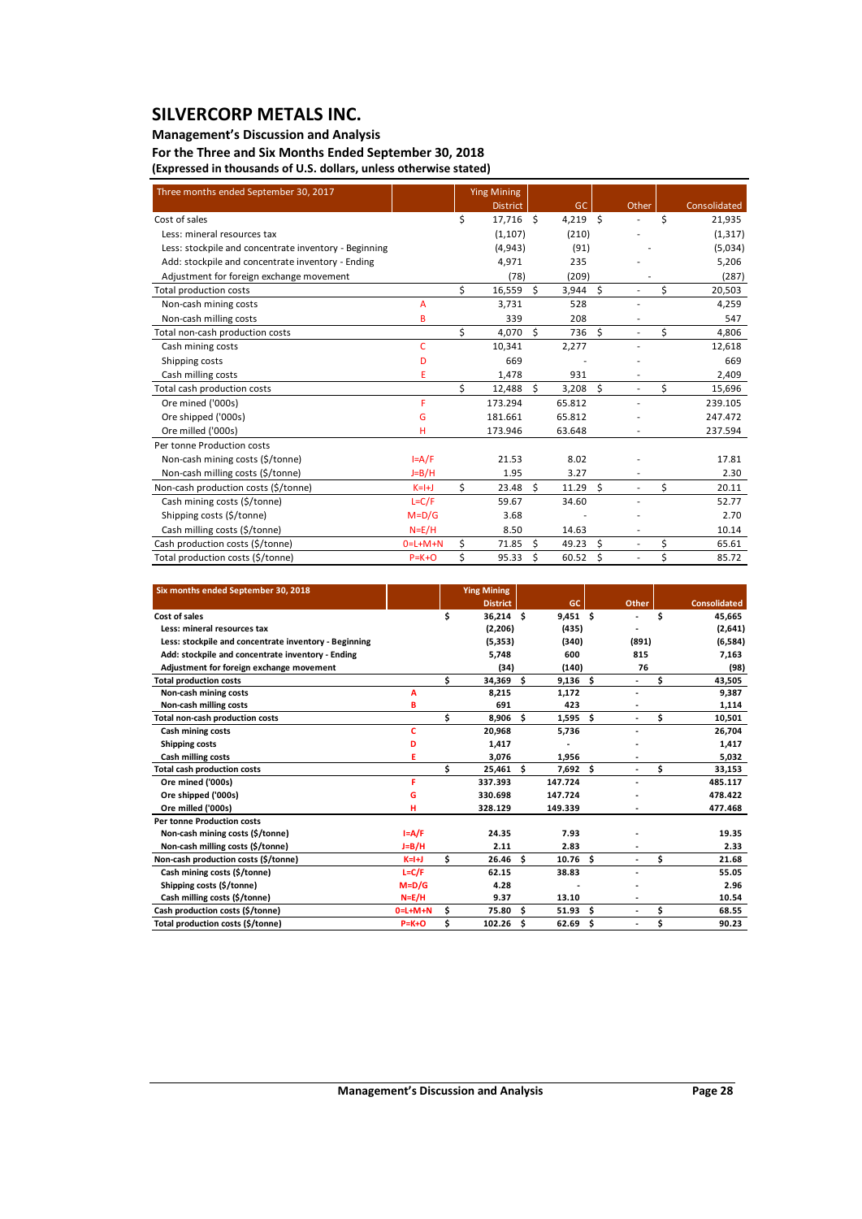# SILVERCORP METALS INC.

**Management's Discussion and Analysis**

**For the Three and Six Months Ended September 30, 2018**

**(Expressed in thousands of U.S. dollars, unless otherwise stated)**

| Three months ended September 30, 2017 | | Ying Mining District | GC | Other | Consolidated |
|---|---|---|---|---|---|
| Cost of sales | | $ 17,716 | $ 4,219 | $ - | $ 21,935 |
| Less: mineral resources tax | | (1,107) | (210) | - | (1,317) |
| Less: stockpile and concentrate inventory - Beginning | | (4,943) | (91) | - | (5,034) |
| Add: stockpile and concentrate inventory - Ending | | 4,971 | 235 | - | 5,206 |
| Adjustment for foreign exchange movement | | (78) | (209) | - | (287) |
| Total production costs | | $ 16,559 | $ 3,944 | $ - | $ 20,503 |
| Non-cash mining costs | A | 3,731 | 528 | - | 4,259 |
| Non-cash milling costs | B | 339 | 208 | - | 547 |
| Total non-cash production costs | | $ 4,070 | $ 736 | $ - | $ 4,806 |
| Cash mining costs | C | 10,341 | 2,277 | - | 12,618 |
| Shipping costs | D | 669 | - | - | 669 |
| Cash milling costs | E | 1,478 | 931 | - | 2,409 |
| Total cash production costs | | $ 12,488 | $ 3,208 | $ - | $ 15,696 |
| Ore mined ('000s) | F | 173.294 | 65.812 | - | 239.105 |
| Ore shipped ('000s) | G | 181.661 | 65.812 | - | 247.472 |
| Ore milled ('000s) | H | 173.946 | 63.648 | - | 237.594 |
| Per tonne Production costs | | | | | |
| Non-cash mining costs ($/tonne) | I=A/F | 21.53 | 8.02 | - | 17.81 |
| Non-cash milling costs ($/tonne) | J=B/H | 1.95 | 3.27 | - | 2.30 |
| Non-cash production costs ($/tonne) | K=I+J | $ 23.48 | $ 11.29 | $ - | $ 20.11 |
| Cash mining costs ($/tonne) | L=C/F | 59.67 | 34.60 | - | 52.77 |
| Shipping costs ($/tonne) | M=D/G | 3.68 | - | - | 2.70 |
| Cash milling costs ($/tonne) | N=E/H | 8.50 | 14.63 | - | 10.14 |
| Cash production costs ($/tonne) | O=L+M+N | $ 71.85 | $ 49.23 | $ - | $ 65.61 |
| Total production costs ($/tonne) | P=K+O | $ 95.33 | $ 60.52 | $ - | $ 85.72 |

| **Six months ended September 30, 2018** | | **Ying Mining District** | **GC** | **Other** | **Consolidated** |
|---|---|---|---|---|---|
| **Cost of sales** | | **$ 36,214** | **$ 9,451** | **$ -** | **$ 45,665** |
| **Less: mineral resources tax** | | **(2,206)** | **(435)** | **-** | **(2,641)** |
| **Less: stockpile and concentrate inventory - Beginning** | | **(5,353)** | **(340)** | **(891)** | **(6,584)** |
| **Add: stockpile and concentrate inventory - Ending** | | **5,748** | **600** | **815** | **7,163** |
| **Adjustment for foreign exchange movement** | | **(34)** | **(140)** | **76** | **(98)** |
| **Total production costs** | | **$ 34,369** | **$ 9,136** | **$ -** | **$ 43,505** |
| **Non-cash mining costs** | A | **8,215** | **1,172** | **-** | **9,387** |
| **Non-cash milling costs** | B | **691** | **423** | **-** | **1,114** |
| **Total non-cash production costs** | | **$ 8,906** | **$ 1,595** | **$ -** | **$ 10,501** |
| **Cash mining costs** | C | **20,968** | **5,736** | **-** | **26,704** |
| **Shipping costs** | D | **1,417** | **-** | **-** | **1,417** |
| **Cash milling costs** | E | **3,076** | **1,956** | **-** | **5,032** |
| **Total cash production costs** | | **$ 25,461** | **$ 7,692** | **$ -** | **$ 33,153** |
| **Ore mined ('000s)** | F | **337.393** | **147.724** | **-** | **485.117** |
| **Ore shipped ('000s)** | G | **330.698** | **147.724** | **-** | **478.422** |
| **Ore milled ('000s)** | H | **328.129** | **149.339** | **-** | **477.468** |
| **Per tonne Production costs** | | | | | |
| **Non-cash mining costs ($/tonne)** | I=A/F | **24.35** | **7.93** | **-** | **19.35** |
| **Non-cash milling costs ($/tonne)** | J=B/H | **2.11** | **2.83** | **-** | **2.33** |
| **Non-cash production costs ($/tonne)** | K=I+J | **$ 26.46** | **$ 10.76** | **$ -** | **$ 21.68** |
| **Cash mining costs ($/tonne)** | L=C/F | **62.15** | **38.83** | **-** | **55.05** |
| **Shipping costs ($/tonne)** | M=D/G | **4.28** | **-** | **-** | **2.96** |
| **Cash milling costs ($/tonne)** | N=E/H | **9.37** | **13.10** | **-** | **10.54** |
| **Cash production costs ($/tonne)** | O=L+M+N | **$ 75.80** | **$ 51.93** | **$ -** | **$ 68.55** |
| **Total production costs ($/tonne)** | P=K+O | **$ 102.26** | **$ 62.69** | **$ -** | **$ 90.23** |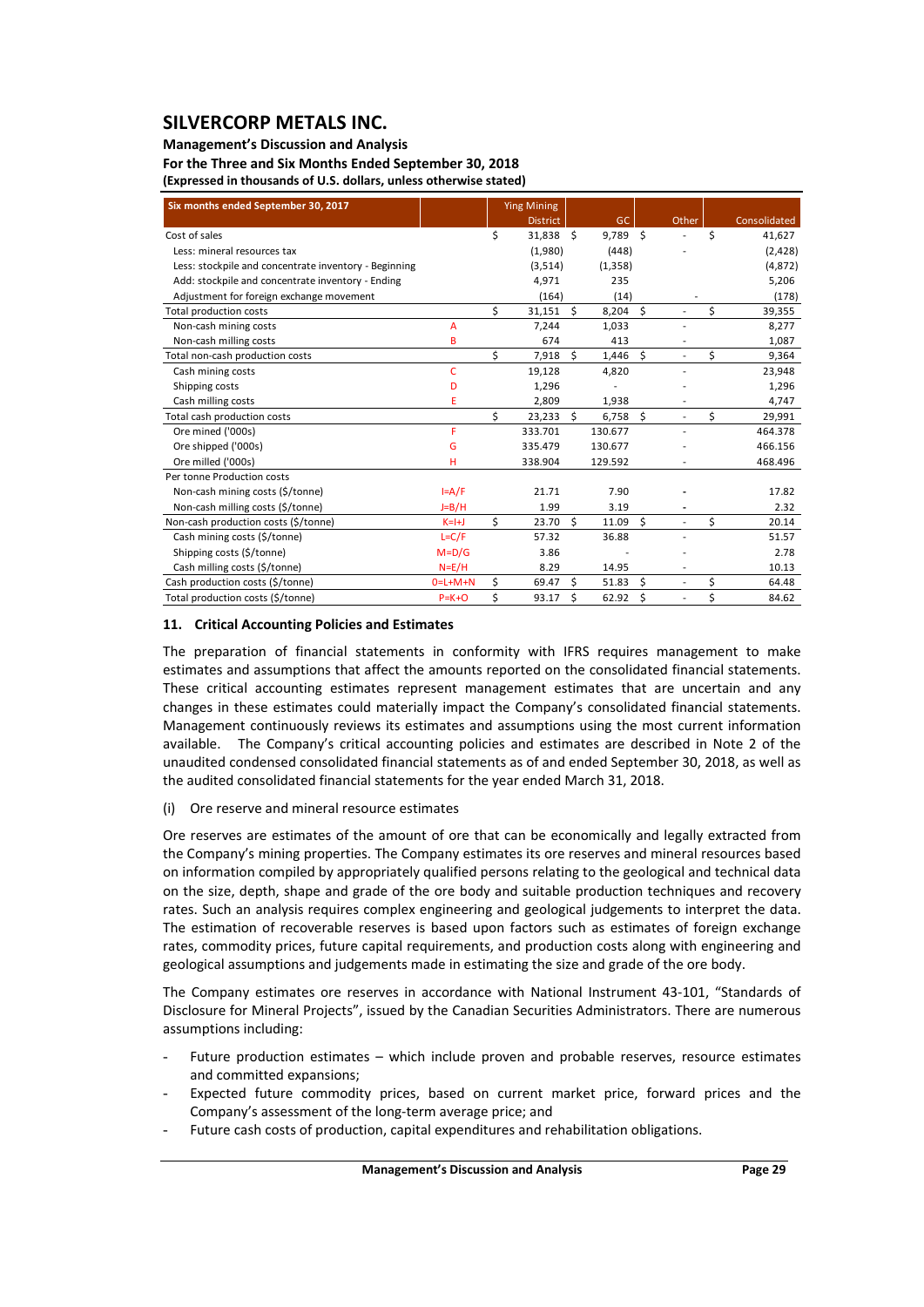# SILVERCORP METALS INC.

**Management's Discussion and Analysis**
**For the Three and Six Months Ended September 30, 2018**
**(Expressed in thousands of U.S. dollars, unless otherwise stated)**

| Six months ended September 30, 2017 | | Ying Mining District | GC | Other | Consolidated |
|---|---|---|---|---|---|
| Cost of sales | | $ 31,838 | $ 9,789 | $ - | $ 41,627 |
| Less: mineral resources tax | | (1,980) | (448) | - | (2,428) |
| Less: stockpile and concentrate inventory - Beginning | | (3,514) | (1,358) | | (4,872) |
| Add: stockpile and concentrate inventory - Ending | | 4,971 | 235 | | 5,206 |
| Adjustment for foreign exchange movement | | (164) | (14) | - | (178) |
| Total production costs | | $ 31,151 | $ 8,204 | $ - | $ 39,355 |
| Non-cash mining costs | A | 7,244 | 1,033 | - | 8,277 |
| Non-cash milling costs | B | 674 | 413 | - | 1,087 |
| Total non-cash production costs | | $ 7,918 | $ 1,446 | $ - | $ 9,364 |
| Cash mining costs | C | 19,128 | 4,820 | - | 23,948 |
| Shipping costs | D | 1,296 | - | - | 1,296 |
| Cash milling costs | E | 2,809 | 1,938 | - | 4,747 |
| Total cash production costs | | $ 23,233 | $ 6,758 | $ - | $ 29,991 |
| Ore mined ('000s) | F | 333.701 | 130.677 | - | 464.378 |
| Ore shipped ('000s) | G | 335.479 | 130.677 | - | 466.156 |
| Ore milled ('000s) | H | 338.904 | 129.592 | - | 468.496 |
| Per tonne Production costs | | | | | |
| Non-cash mining costs ($/tonne) | I=A/F | 21.71 | 7.90 | - | 17.82 |
| Non-cash milling costs ($/tonne) | J=B/H | 1.99 | 3.19 | - | 2.32 |
| Non-cash production costs ($/tonne) | K=I+J | $ 23.70 | $ 11.09 | $ - | $ 20.14 |
| Cash mining costs ($/tonne) | L=C/F | 57.32 | 36.88 | - | 51.57 |
| Shipping costs ($/tonne) | M=D/G | 3.86 | - | - | 2.78 |
| Cash milling costs ($/tonne) | N=E/H | 8.29 | 14.95 | - | 10.13 |
| Cash production costs ($/tonne) | O=L+M+N | $ 69.47 | $ 51.83 | $ - | $ 64.48 |
| Total production costs ($/tonne) | P=K+O | $ 93.17 | $ 62.92 | $ - | $ 84.62 |

## 11. Critical Accounting Policies and Estimates

The preparation of financial statements in conformity with IFRS requires management to make estimates and assumptions that affect the amounts reported on the consolidated financial statements. These critical accounting estimates represent management estimates that are uncertain and any changes in these estimates could materially impact the Company's consolidated financial statements. Management continuously reviews its estimates and assumptions using the most current information available. The Company's critical accounting policies and estimates are described in Note 2 of the unaudited condensed consolidated financial statements as of and ended September 30, 2018, as well as the audited consolidated financial statements for the year ended March 31, 2018.

(i) Ore reserve and mineral resource estimates

Ore reserves are estimates of the amount of ore that can be economically and legally extracted from the Company's mining properties. The Company estimates its ore reserves and mineral resources based on information compiled by appropriately qualified persons relating to the geological and technical data on the size, depth, shape and grade of the ore body and suitable production techniques and recovery rates. Such an analysis requires complex engineering and geological judgements to interpret the data. The estimation of recoverable reserves is based upon factors such as estimates of foreign exchange rates, commodity prices, future capital requirements, and production costs along with engineering and geological assumptions and judgements made in estimating the size and grade of the ore body.

The Company estimates ore reserves in accordance with National Instrument 43-101, "Standards of Disclosure for Mineral Projects", issued by the Canadian Securities Administrators. There are numerous assumptions including:

- Future production estimates – which include proven and probable reserves, resource estimates and committed expansions;
- Expected future commodity prices, based on current market price, forward prices and the Company's assessment of the long-term average price; and
- Future cash costs of production, capital expenditures and rehabilitation obligations.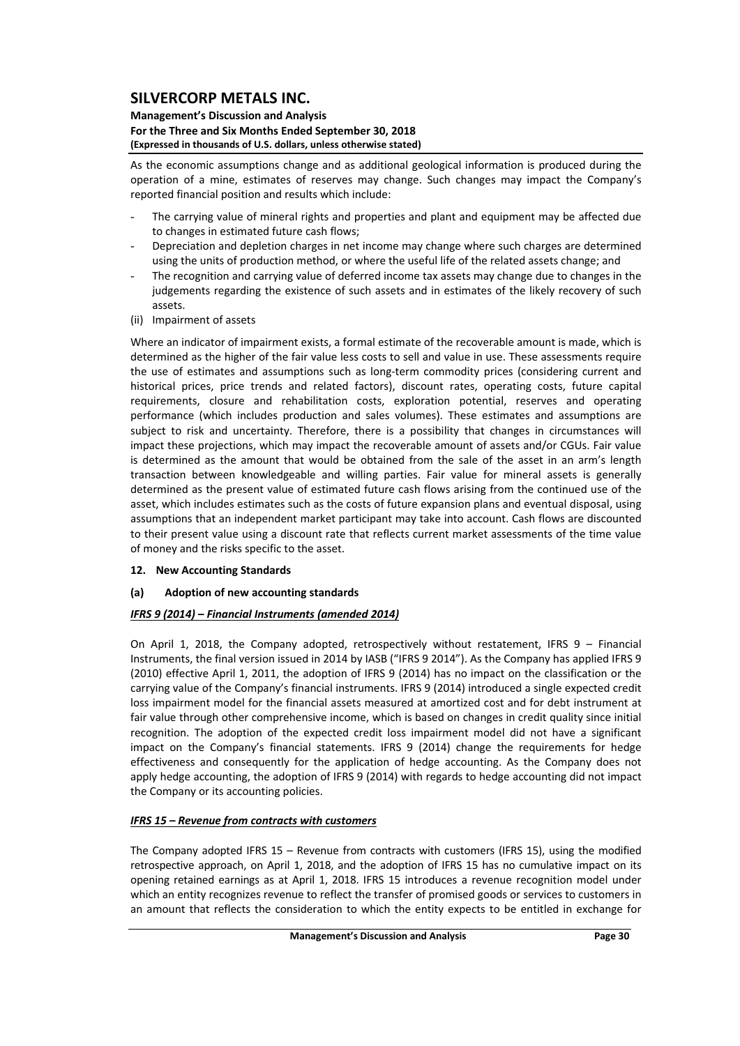As the economic assumptions change and as additional geological information is produced during the operation of a mine, estimates of reserves may change. Such changes may impact the Company's reported financial position and results which include:

- The carrying value of mineral rights and properties and plant and equipment may be affected due to changes in estimated future cash flows;
- Depreciation and depletion charges in net income may change where such charges are determined using the units of production method, or where the useful life of the related assets change; and
- The recognition and carrying value of deferred income tax assets may change due to changes in the judgements regarding the existence of such assets and in estimates of the likely recovery of such assets.

(ii) Impairment of assets

Where an indicator of impairment exists, a formal estimate of the recoverable amount is made, which is determined as the higher of the fair value less costs to sell and value in use. These assessments require the use of estimates and assumptions such as long-term commodity prices (considering current and historical prices, price trends and related factors), discount rates, operating costs, future capital requirements, closure and rehabilitation costs, exploration potential, reserves and operating performance (which includes production and sales volumes). These estimates and assumptions are subject to risk and uncertainty. Therefore, there is a possibility that changes in circumstances will impact these projections, which may impact the recoverable amount of assets and/or CGUs. Fair value is determined as the amount that would be obtained from the sale of the asset in an arm's length transaction between knowledgeable and willing parties. Fair value for mineral assets is generally determined as the present value of estimated future cash flows arising from the continued use of the asset, which includes estimates such as the costs of future expansion plans and eventual disposal, using assumptions that an independent market participant may take into account. Cash flows are discounted to their present value using a discount rate that reflects current market assessments of the time value of money and the risks specific to the asset.

## 12. New Accounting Standards

### (a) Adoption of new accounting standards

***IFRS 9 (2014) – Financial Instruments (amended 2014)***

On April 1, 2018, the Company adopted, retrospectively without restatement, IFRS 9 – Financial Instruments, the final version issued in 2014 by IASB ("IFRS 9 2014"). As the Company has applied IFRS 9 (2010) effective April 1, 2011, the adoption of IFRS 9 (2014) has no impact on the classification or the carrying value of the Company's financial instruments. IFRS 9 (2014) introduced a single expected credit loss impairment model for the financial assets measured at amortized cost and for debt instrument at fair value through other comprehensive income, which is based on changes in credit quality since initial recognition. The adoption of the expected credit loss impairment model did not have a significant impact on the Company's financial statements. IFRS 9 (2014) change the requirements for hedge effectiveness and consequently for the application of hedge accounting. As the Company does not apply hedge accounting, the adoption of IFRS 9 (2014) with regards to hedge accounting did not impact the Company or its accounting policies.

***IFRS 15 – Revenue from contracts with customers***

The Company adopted IFRS 15 – Revenue from contracts with customers (IFRS 15), using the modified retrospective approach, on April 1, 2018, and the adoption of IFRS 15 has no cumulative impact on its opening retained earnings as at April 1, 2018. IFRS 15 introduces a revenue recognition model under which an entity recognizes revenue to reflect the transfer of promised goods or services to customers in an amount that reflects the consideration to which the entity expects to be entitled in exchange for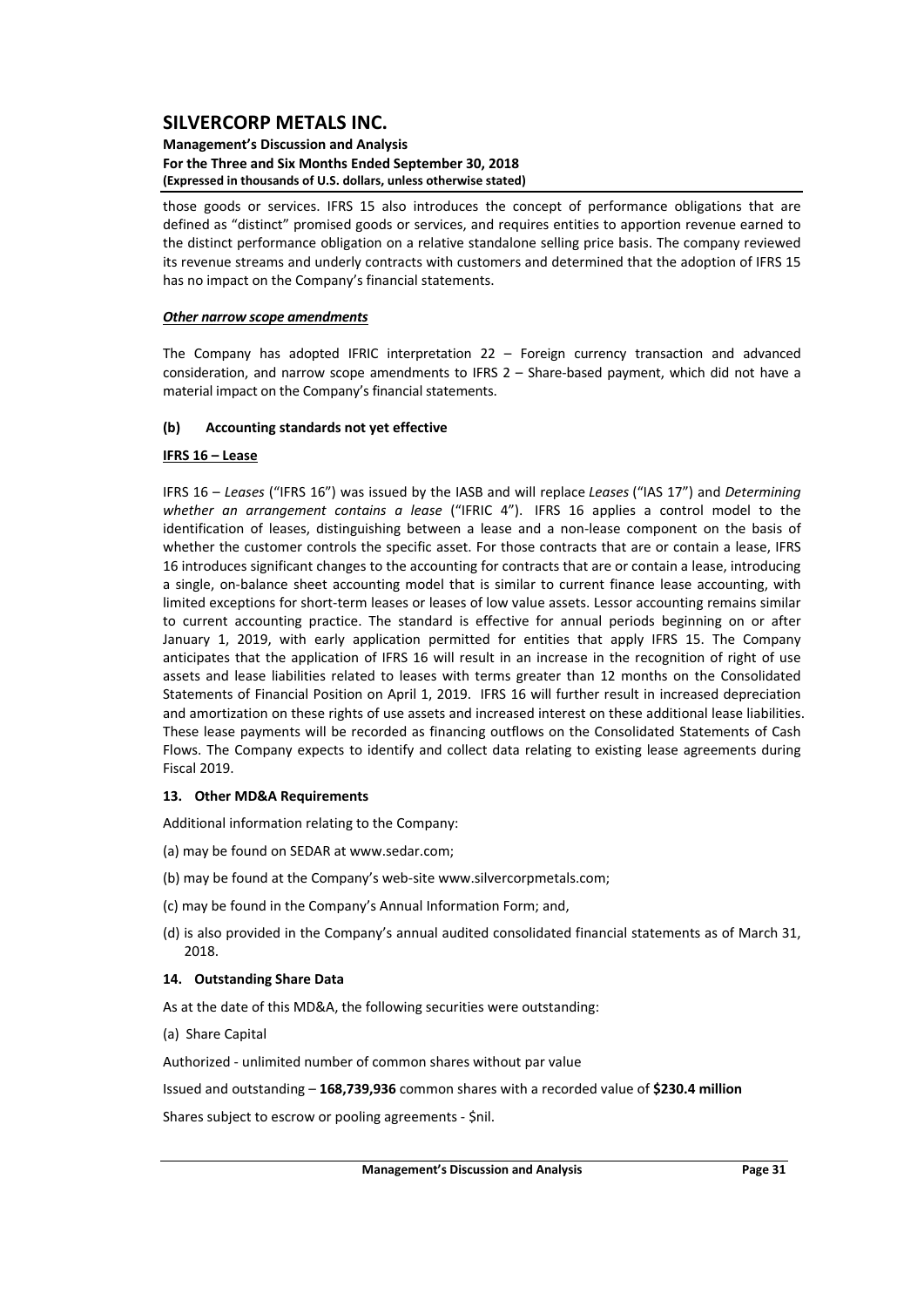those goods or services. IFRS 15 also introduces the concept of performance obligations that are defined as "distinct" promised goods or services, and requires entities to apportion revenue earned to the distinct performance obligation on a relative standalone selling price basis. The company reviewed its revenue streams and underly contracts with customers and determined that the adoption of IFRS 15 has no impact on the Company's financial statements.

***Other narrow scope amendments***

The Company has adopted IFRIC interpretation 22 – Foreign currency transaction and advanced consideration, and narrow scope amendments to IFRS 2 – Share-based payment, which did not have a material impact on the Company's financial statements.

**(b) Accounting standards not yet effective**

**IFRS 16 – Lease**

IFRS 16 – *Leases* ("IFRS 16") was issued by the IASB and will replace *Leases* ("IAS 17") and *Determining whether an arrangement contains a lease* ("IFRIC 4"). IFRS 16 applies a control model to the identification of leases, distinguishing between a lease and a non-lease component on the basis of whether the customer controls the specific asset. For those contracts that are or contain a lease, IFRS 16 introduces significant changes to the accounting for contracts that are or contain a lease, introducing a single, on-balance sheet accounting model that is similar to current finance lease accounting, with limited exceptions for short-term leases or leases of low value assets. Lessor accounting remains similar to current accounting practice. The standard is effective for annual periods beginning on or after January 1, 2019, with early application permitted for entities that apply IFRS 15. The Company anticipates that the application of IFRS 16 will result in an increase in the recognition of right of use assets and lease liabilities related to leases with terms greater than 12 months on the Consolidated Statements of Financial Position on April 1, 2019. IFRS 16 will further result in increased depreciation and amortization on these rights of use assets and increased interest on these additional lease liabilities. These lease payments will be recorded as financing outflows on the Consolidated Statements of Cash Flows. The Company expects to identify and collect data relating to existing lease agreements during Fiscal 2019.

**13. Other MD&A Requirements**

Additional information relating to the Company:

(a) may be found on SEDAR at www.sedar.com;

(b) may be found at the Company's web-site www.silvercorpmetals.com;

(c) may be found in the Company's Annual Information Form; and,

(d) is also provided in the Company's annual audited consolidated financial statements as of March 31, 2018.

**14. Outstanding Share Data**

As at the date of this MD&A, the following securities were outstanding:

(a) Share Capital

Authorized - unlimited number of common shares without par value

Issued and outstanding – **168,739,936** common shares with a recorded value of **$230.4 million**

Shares subject to escrow or pooling agreements - $nil.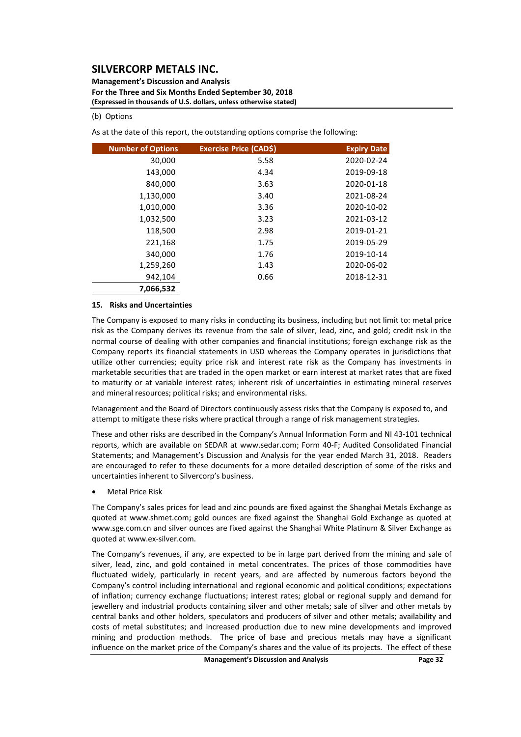(b) Options

As at the date of this report, the outstanding options comprise the following:

| Number of Options | Exercise Price (CAD$) | Expiry Date |
|---|---|---|
| 30,000 | 5.58 | 2020-02-24 |
| 143,000 | 4.34 | 2019-09-18 |
| 840,000 | 3.63 | 2020-01-18 |
| 1,130,000 | 3.40 | 2021-08-24 |
| 1,010,000 | 3.36 | 2020-10-02 |
| 1,032,500 | 3.23 | 2021-03-12 |
| 118,500 | 2.98 | 2019-01-21 |
| 221,168 | 1.75 | 2019-05-29 |
| 340,000 | 1.76 | 2019-10-14 |
| 1,259,260 | 1.43 | 2020-06-02 |
| 942,104 | 0.66 | 2018-12-31 |
| **7,066,532** | | |

## 15. Risks and Uncertainties

The Company is exposed to many risks in conducting its business, including but not limit to: metal price risk as the Company derives its revenue from the sale of silver, lead, zinc, and gold; credit risk in the normal course of dealing with other companies and financial institutions; foreign exchange risk as the Company reports its financial statements in USD whereas the Company operates in jurisdictions that utilize other currencies; equity price risk and interest rate risk as the Company has investments in marketable securities that are traded in the open market or earn interest at market rates that are fixed to maturity or at variable interest rates; inherent risk of uncertainties in estimating mineral reserves and mineral resources; political risks; and environmental risks.

Management and the Board of Directors continuously assess risks that the Company is exposed to, and attempt to mitigate these risks where practical through a range of risk management strategies.

These and other risks are described in the Company's Annual Information Form and NI 43-101 technical reports, which are available on SEDAR at www.sedar.com; Form 40-F; Audited Consolidated Financial Statements; and Management's Discussion and Analysis for the year ended March 31, 2018. Readers are encouraged to refer to these documents for a more detailed description of some of the risks and uncertainties inherent to Silvercorp's business.

- Metal Price Risk

The Company's sales prices for lead and zinc pounds are fixed against the Shanghai Metals Exchange as quoted at www.shmet.com; gold ounces are fixed against the Shanghai Gold Exchange as quoted at www.sge.com.cn and silver ounces are fixed against the Shanghai White Platinum & Silver Exchange as quoted at www.ex-silver.com.

The Company's revenues, if any, are expected to be in large part derived from the mining and sale of silver, lead, zinc, and gold contained in metal concentrates. The prices of those commodities have fluctuated widely, particularly in recent years, and are affected by numerous factors beyond the Company's control including international and regional economic and political conditions; expectations of inflation; currency exchange fluctuations; interest rates; global or regional supply and demand for jewellery and industrial products containing silver and other metals; sale of silver and other metals by central banks and other holders, speculators and producers of silver and other metals; availability and costs of metal substitutes; and increased production due to new mine developments and improved mining and production methods. The price of base and precious metals may have a significant influence on the market price of the Company's shares and the value of its projects. The effect of these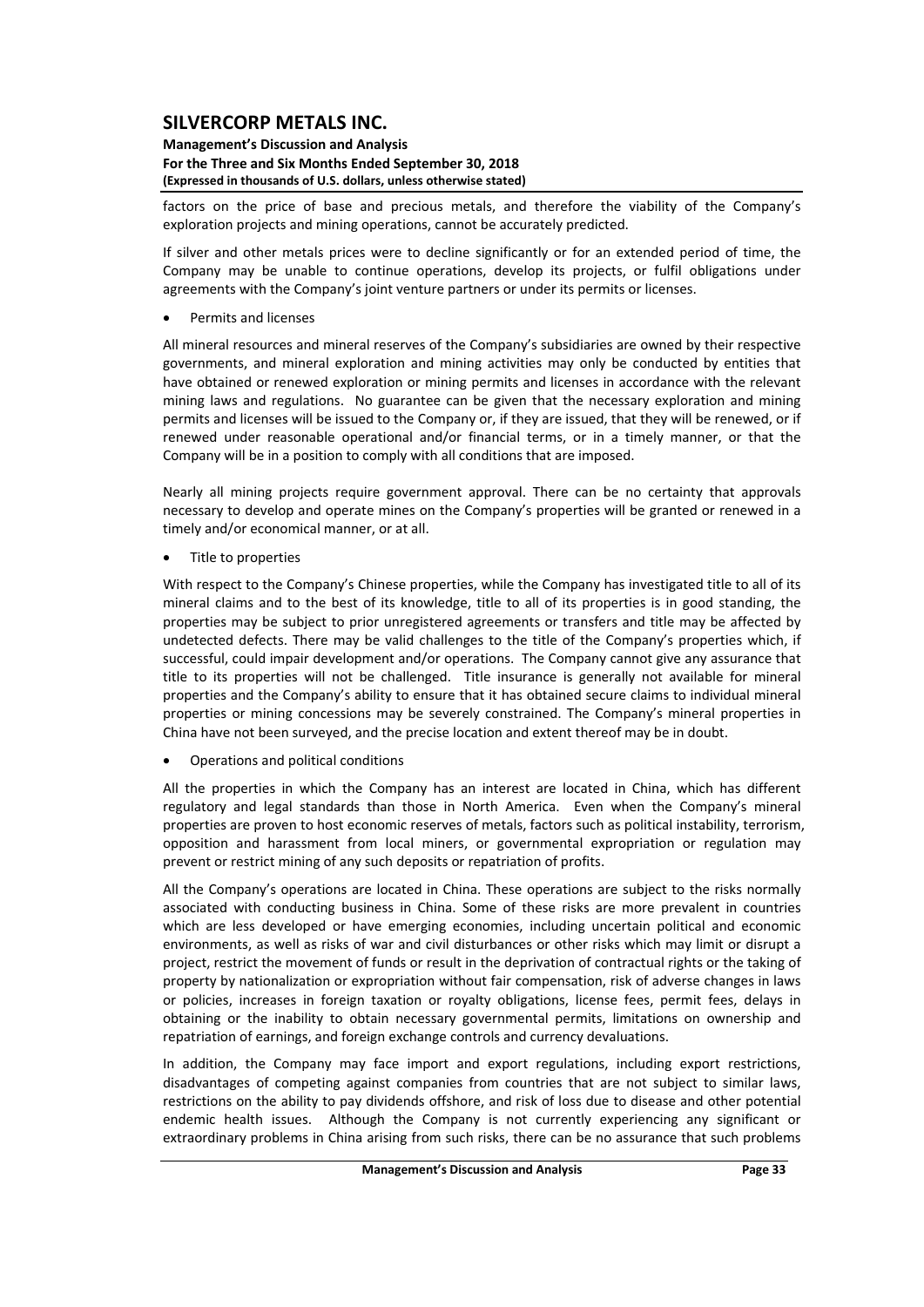factors on the price of base and precious metals, and therefore the viability of the Company's exploration projects and mining operations, cannot be accurately predicted.

If silver and other metals prices were to decline significantly or for an extended period of time, the Company may be unable to continue operations, develop its projects, or fulfil obligations under agreements with the Company's joint venture partners or under its permits or licenses.

- Permits and licenses

All mineral resources and mineral reserves of the Company's subsidiaries are owned by their respective governments, and mineral exploration and mining activities may only be conducted by entities that have obtained or renewed exploration or mining permits and licenses in accordance with the relevant mining laws and regulations. No guarantee can be given that the necessary exploration and mining permits and licenses will be issued to the Company or, if they are issued, that they will be renewed, or if renewed under reasonable operational and/or financial terms, or in a timely manner, or that the Company will be in a position to comply with all conditions that are imposed.

Nearly all mining projects require government approval. There can be no certainty that approvals necessary to develop and operate mines on the Company's properties will be granted or renewed in a timely and/or economical manner, or at all.

- Title to properties

With respect to the Company's Chinese properties, while the Company has investigated title to all of its mineral claims and to the best of its knowledge, title to all of its properties is in good standing, the properties may be subject to prior unregistered agreements or transfers and title may be affected by undetected defects. There may be valid challenges to the title of the Company's properties which, if successful, could impair development and/or operations. The Company cannot give any assurance that title to its properties will not be challenged. Title insurance is generally not available for mineral properties and the Company's ability to ensure that it has obtained secure claims to individual mineral properties or mining concessions may be severely constrained. The Company's mineral properties in China have not been surveyed, and the precise location and extent thereof may be in doubt.

- Operations and political conditions

All the properties in which the Company has an interest are located in China, which has different regulatory and legal standards than those in North America. Even when the Company's mineral properties are proven to host economic reserves of metals, factors such as political instability, terrorism, opposition and harassment from local miners, or governmental expropriation or regulation may prevent or restrict mining of any such deposits or repatriation of profits.

All the Company's operations are located in China. These operations are subject to the risks normally associated with conducting business in China. Some of these risks are more prevalent in countries which are less developed or have emerging economies, including uncertain political and economic environments, as well as risks of war and civil disturbances or other risks which may limit or disrupt a project, restrict the movement of funds or result in the deprivation of contractual rights or the taking of property by nationalization or expropriation without fair compensation, risk of adverse changes in laws or policies, increases in foreign taxation or royalty obligations, license fees, permit fees, delays in obtaining or the inability to obtain necessary governmental permits, limitations on ownership and repatriation of earnings, and foreign exchange controls and currency devaluations.

In addition, the Company may face import and export regulations, including export restrictions, disadvantages of competing against companies from countries that are not subject to similar laws, restrictions on the ability to pay dividends offshore, and risk of loss due to disease and other potential endemic health issues. Although the Company is not currently experiencing any significant or extraordinary problems in China arising from such risks, there can be no assurance that such problems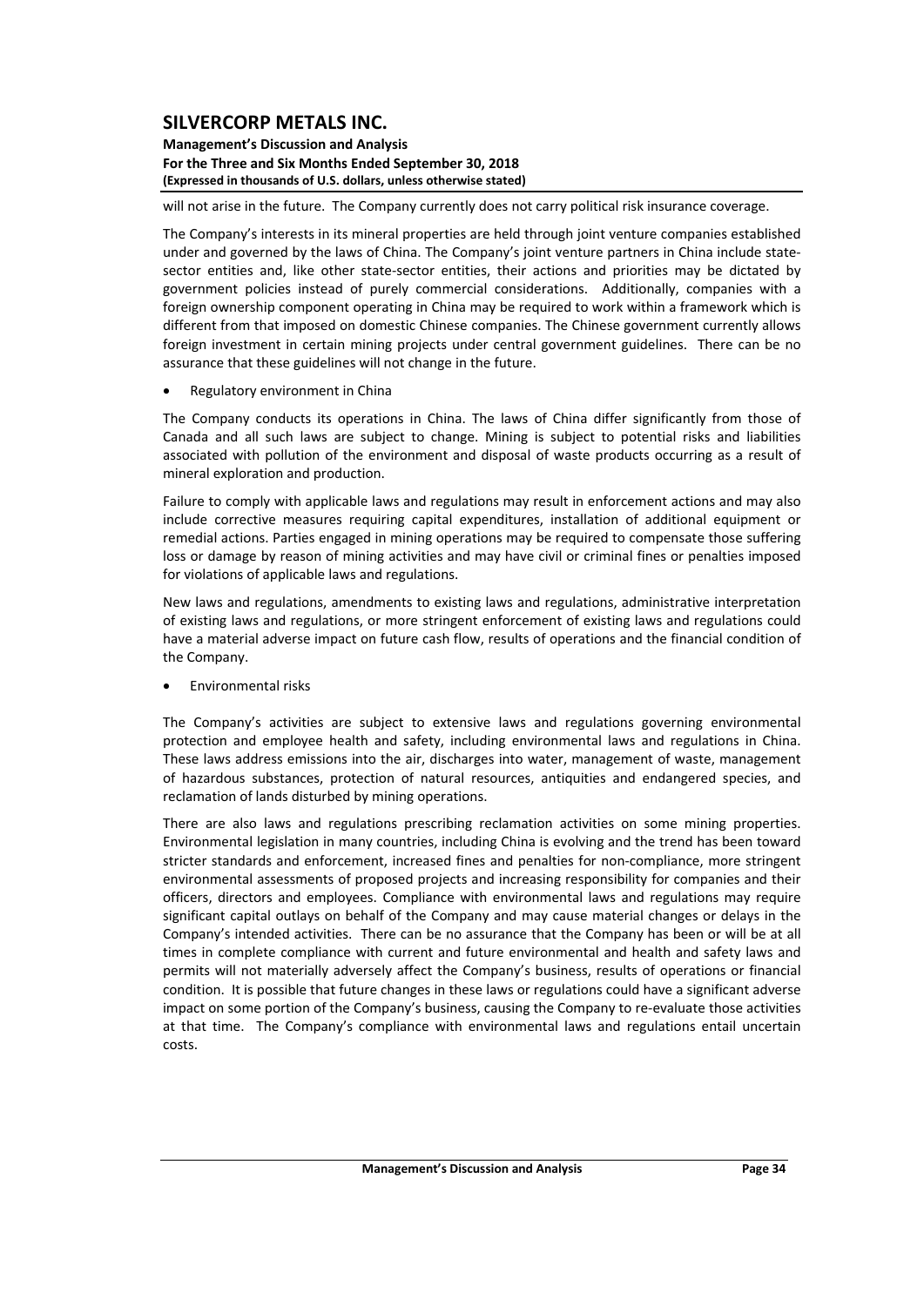will not arise in the future. The Company currently does not carry political risk insurance coverage.

The Company's interests in its mineral properties are held through joint venture companies established under and governed by the laws of China. The Company's joint venture partners in China include state-sector entities and, like other state-sector entities, their actions and priorities may be dictated by government policies instead of purely commercial considerations. Additionally, companies with a foreign ownership component operating in China may be required to work within a framework which is different from that imposed on domestic Chinese companies. The Chinese government currently allows foreign investment in certain mining projects under central government guidelines. There can be no assurance that these guidelines will not change in the future.

- Regulatory environment in China

The Company conducts its operations in China. The laws of China differ significantly from those of Canada and all such laws are subject to change. Mining is subject to potential risks and liabilities associated with pollution of the environment and disposal of waste products occurring as a result of mineral exploration and production.

Failure to comply with applicable laws and regulations may result in enforcement actions and may also include corrective measures requiring capital expenditures, installation of additional equipment or remedial actions. Parties engaged in mining operations may be required to compensate those suffering loss or damage by reason of mining activities and may have civil or criminal fines or penalties imposed for violations of applicable laws and regulations.

New laws and regulations, amendments to existing laws and regulations, administrative interpretation of existing laws and regulations, or more stringent enforcement of existing laws and regulations could have a material adverse impact on future cash flow, results of operations and the financial condition of the Company.

- Environmental risks

The Company's activities are subject to extensive laws and regulations governing environmental protection and employee health and safety, including environmental laws and regulations in China. These laws address emissions into the air, discharges into water, management of waste, management of hazardous substances, protection of natural resources, antiquities and endangered species, and reclamation of lands disturbed by mining operations.

There are also laws and regulations prescribing reclamation activities on some mining properties. Environmental legislation in many countries, including China is evolving and the trend has been toward stricter standards and enforcement, increased fines and penalties for non-compliance, more stringent environmental assessments of proposed projects and increasing responsibility for companies and their officers, directors and employees. Compliance with environmental laws and regulations may require significant capital outlays on behalf of the Company and may cause material changes or delays in the Company's intended activities. There can be no assurance that the Company has been or will be at all times in complete compliance with current and future environmental and health and safety laws and permits will not materially adversely affect the Company's business, results of operations or financial condition. It is possible that future changes in these laws or regulations could have a significant adverse impact on some portion of the Company's business, causing the Company to re-evaluate those activities at that time. The Company's compliance with environmental laws and regulations entail uncertain costs.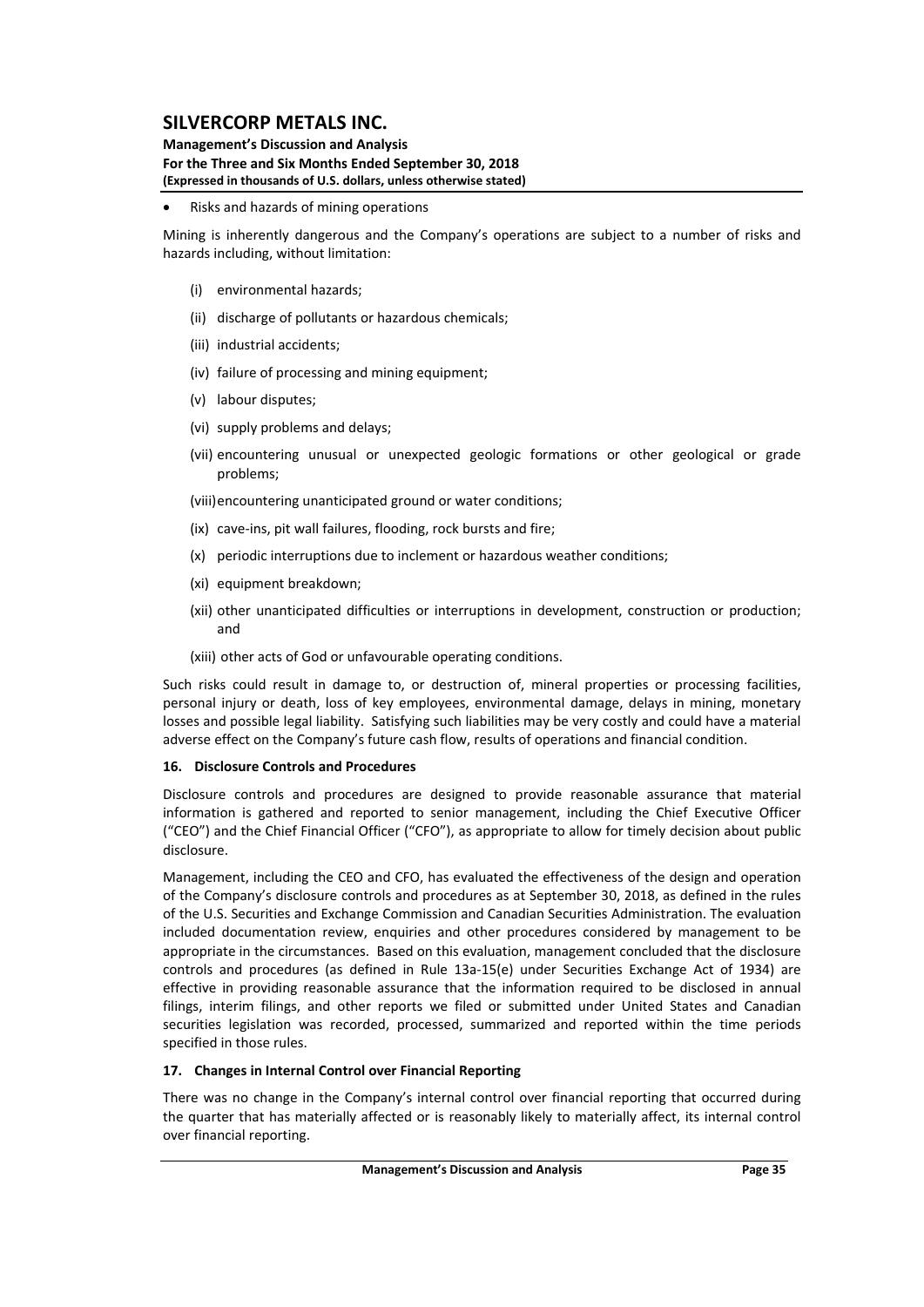- Risks and hazards of mining operations

Mining is inherently dangerous and the Company's operations are subject to a number of risks and hazards including, without limitation:

(i) environmental hazards;

(ii) discharge of pollutants or hazardous chemicals;

(iii) industrial accidents;

(iv) failure of processing and mining equipment;

(v) labour disputes;

(vi) supply problems and delays;

(vii) encountering unusual or unexpected geologic formations or other geological or grade problems;

(viii) encountering unanticipated ground or water conditions;

(ix) cave-ins, pit wall failures, flooding, rock bursts and fire;

(x) periodic interruptions due to inclement or hazardous weather conditions;

(xi) equipment breakdown;

(xii) other unanticipated difficulties or interruptions in development, construction or production; and

(xiii) other acts of God or unfavourable operating conditions.

Such risks could result in damage to, or destruction of, mineral properties or processing facilities, personal injury or death, loss of key employees, environmental damage, delays in mining, monetary losses and possible legal liability. Satisfying such liabilities may be very costly and could have a material adverse effect on the Company's future cash flow, results of operations and financial condition.

## 16. Disclosure Controls and Procedures

Disclosure controls and procedures are designed to provide reasonable assurance that material information is gathered and reported to senior management, including the Chief Executive Officer ("CEO") and the Chief Financial Officer ("CFO"), as appropriate to allow for timely decision about public disclosure.

Management, including the CEO and CFO, has evaluated the effectiveness of the design and operation of the Company's disclosure controls and procedures as at September 30, 2018, as defined in the rules of the U.S. Securities and Exchange Commission and Canadian Securities Administration. The evaluation included documentation review, enquiries and other procedures considered by management to be appropriate in the circumstances. Based on this evaluation, management concluded that the disclosure controls and procedures (as defined in Rule 13a-15(e) under Securities Exchange Act of 1934) are effective in providing reasonable assurance that the information required to be disclosed in annual filings, interim filings, and other reports we filed or submitted under United States and Canadian securities legislation was recorded, processed, summarized and reported within the time periods specified in those rules.

## 17. Changes in Internal Control over Financial Reporting

There was no change in the Company's internal control over financial reporting that occurred during the quarter that has materially affected or is reasonably likely to materially affect, its internal control over financial reporting.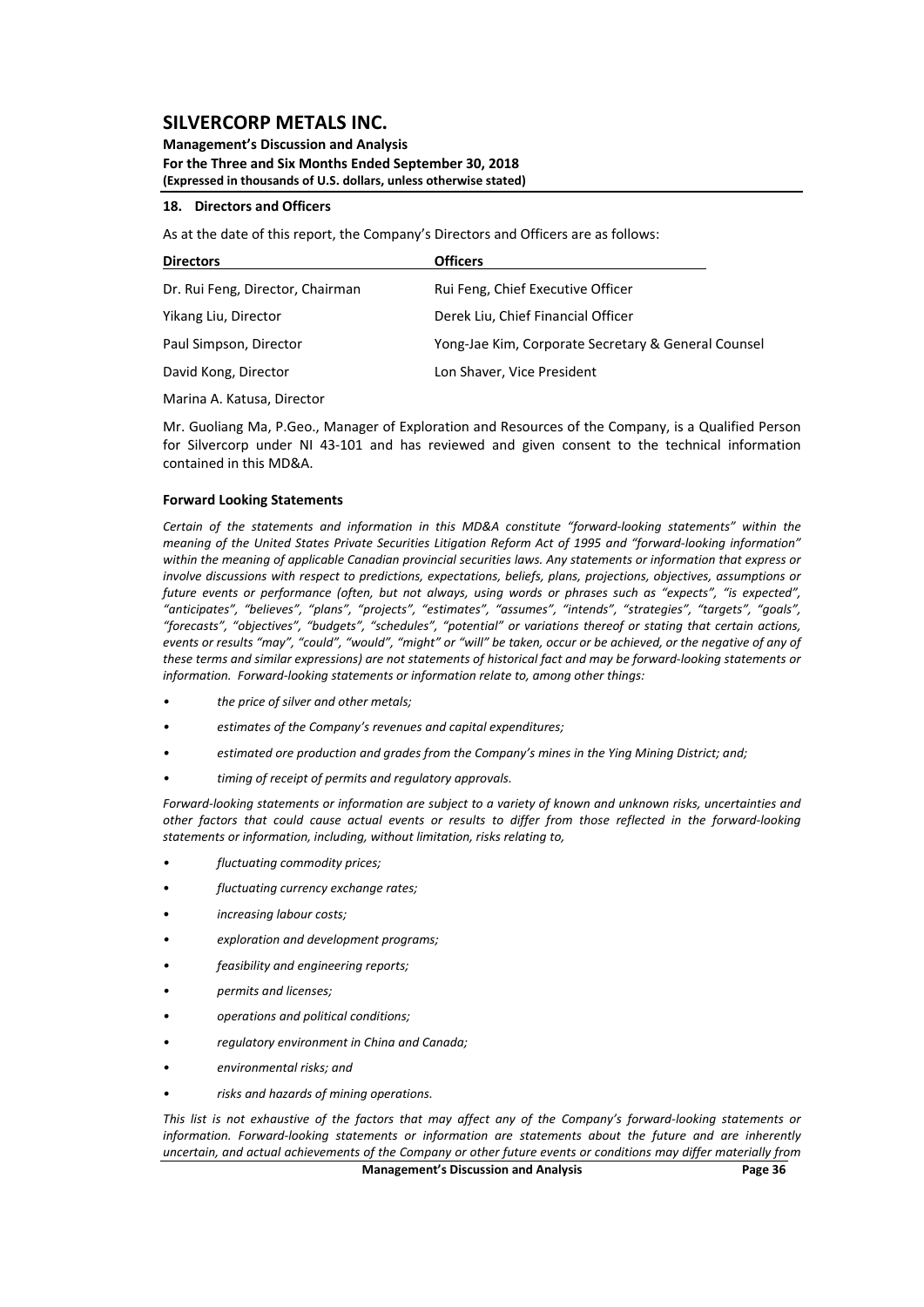## 18. Directors and Officers

As at the date of this report, the Company's Directors and Officers are as follows:

| Directors | Officers |
|---|---|
| Dr. Rui Feng, Director, Chairman | Rui Feng, Chief Executive Officer |
| Yikang Liu, Director | Derek Liu, Chief Financial Officer |
| Paul Simpson, Director | Yong-Jae Kim, Corporate Secretary & General Counsel |
| David Kong, Director | Lon Shaver, Vice President |
| Marina A. Katusa, Director | |

Mr. Guoliang Ma, P.Geo., Manager of Exploration and Resources of the Company, is a Qualified Person for Silvercorp under NI 43-101 and has reviewed and given consent to the technical information contained in this MD&A.

### Forward Looking Statements

*Certain of the statements and information in this MD&A constitute "forward-looking statements" within the meaning of the United States Private Securities Litigation Reform Act of 1995 and "forward-looking information" within the meaning of applicable Canadian provincial securities laws. Any statements or information that express or involve discussions with respect to predictions, expectations, beliefs, plans, projections, objectives, assumptions or future events or performance (often, but not always, using words or phrases such as "expects", "is expected", "anticipates", "believes", "plans", "projects", "estimates", "assumes", "intends", "strategies", "targets", "goals", "forecasts", "objectives", "budgets", "schedules", "potential" or variations thereof or stating that certain actions, events or results "may", "could", "would", "might" or "will" be taken, occur or be achieved, or the negative of any of these terms and similar expressions) are not statements of historical fact and may be forward-looking statements or information. Forward-looking statements or information relate to, among other things:*

- *the price of silver and other metals;*
- *estimates of the Company's revenues and capital expenditures;*
- *estimated ore production and grades from the Company's mines in the Ying Mining District; and;*
- *timing of receipt of permits and regulatory approvals.*

*Forward-looking statements or information are subject to a variety of known and unknown risks, uncertainties and other factors that could cause actual events or results to differ from those reflected in the forward-looking statements or information, including, without limitation, risks relating to,*

- *fluctuating commodity prices;*
- *fluctuating currency exchange rates;*
- *increasing labour costs;*
- *exploration and development programs;*
- *feasibility and engineering reports;*
- *permits and licenses;*
- *operations and political conditions;*
- *regulatory environment in China and Canada;*
- *environmental risks; and*
- *risks and hazards of mining operations.*

*This list is not exhaustive of the factors that may affect any of the Company's forward-looking statements or information. Forward-looking statements or information are statements about the future and are inherently uncertain, and actual achievements of the Company or other future events or conditions may differ materially from*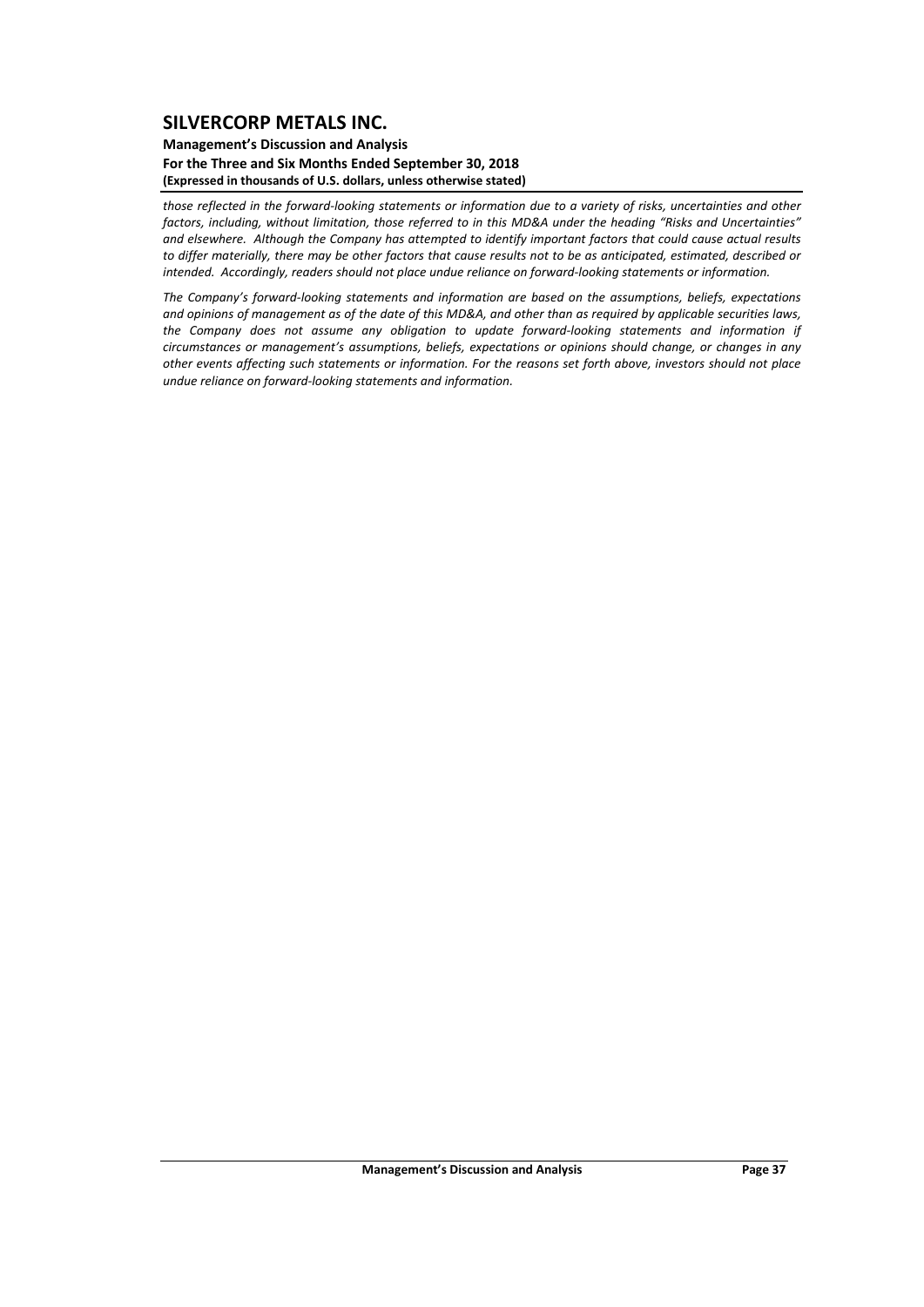*those reflected in the forward-looking statements or information due to a variety of risks, uncertainties and other factors, including, without limitation, those referred to in this MD&A under the heading "Risks and Uncertainties" and elsewhere. Although the Company has attempted to identify important factors that could cause actual results to differ materially, there may be other factors that cause results not to be as anticipated, estimated, described or intended. Accordingly, readers should not place undue reliance on forward-looking statements or information.*

*The Company's forward-looking statements and information are based on the assumptions, beliefs, expectations and opinions of management as of the date of this MD&A, and other than as required by applicable securities laws, the Company does not assume any obligation to update forward-looking statements and information if circumstances or management's assumptions, beliefs, expectations or opinions should change, or changes in any other events affecting such statements or information. For the reasons set forth above, investors should not place undue reliance on forward-looking statements and information.*